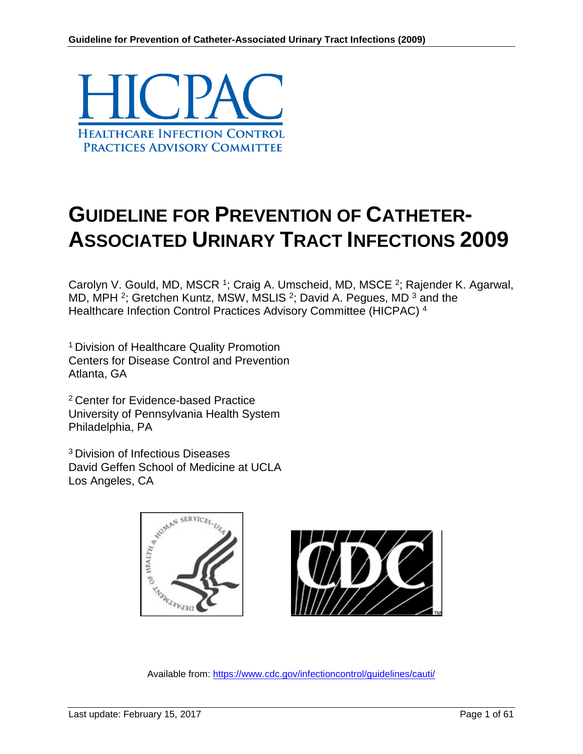HICPAC

HEALTHCARE INFECTION CONTROL PRACTICES ADVISORY COMMITTEE

# GUIDELINE FOR PREVENTION OF CATHETER-ASSOCIATED URINARY TRACT INFECTIONS 2009

Carolyn V. Gould, MD, MSCR [1]; Craig A. Umscheid, MD, MSCE [2]; Rajender K. Agarwal, MD, MPH [2]; Gretchen Kuntz, MSW, MSLIS [2]; David A. Pegues, MD [3] and the Healthcare Infection Control Practices Advisory Committee (HICPAC) [4]

[1] Division of Healthcare Quality Promotion
Centers for Disease Control and Prevention
Atlanta, GA

[2] Center for Evidence-based Practice
University of Pennsylvania Health System
Philadelphia, PA

[3] Division of Infectious Diseases
David Geffen School of Medicine at UCLA
Los Angeles, CA

Available from: https://www.cdc.gov/infectioncontrol/guidelines/cauti/

Last update: February 15, 2017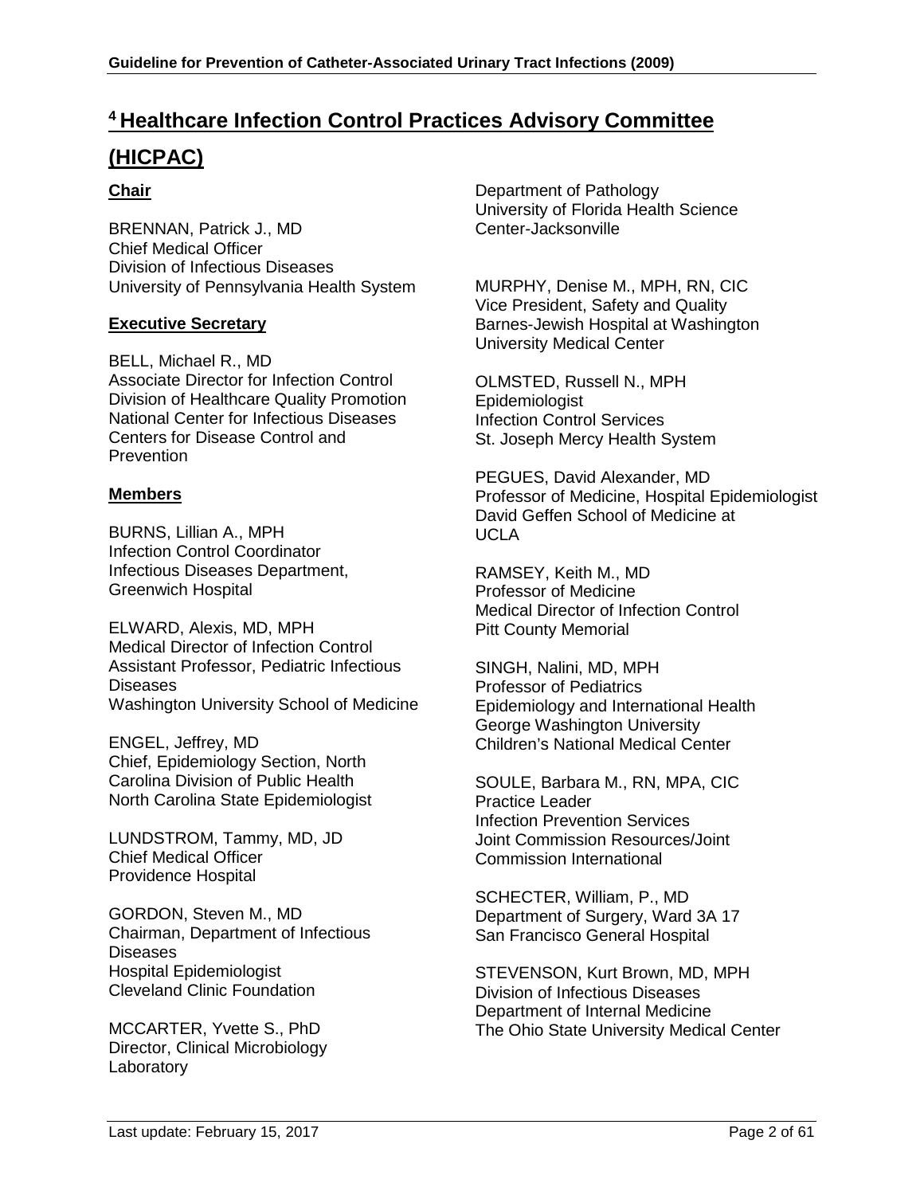## [4] Healthcare Infection Control Practices Advisory Committee (HICPAC)

**Chair**

BRENNAN, Patrick J., MD
Chief Medical Officer
Division of Infectious Diseases
University of Pennsylvania Health System

**Executive Secretary**

BELL, Michael R., MD
Associate Director for Infection Control
Division of Healthcare Quality Promotion
National Center for Infectious Diseases
Centers for Disease Control and Prevention

**Members**

BURNS, Lillian A., MPH
Infection Control Coordinator
Infectious Diseases Department,
Greenwich Hospital

ELWARD, Alexis, MD, MPH
Medical Director of Infection Control
Assistant Professor, Pediatric Infectious Diseases
Washington University School of Medicine

ENGEL, Jeffrey, MD
Chief, Epidemiology Section, North Carolina Division of Public Health
North Carolina State Epidemiologist

LUNDSTROM, Tammy, MD, JD
Chief Medical Officer
Providence Hospital

GORDON, Steven M., MD
Chairman, Department of Infectious Diseases
Hospital Epidemiologist
Cleveland Clinic Foundation

MCCARTER, Yvette S., PhD
Director, Clinical Microbiology Laboratory
Department of Pathology
University of Florida Health Science Center-Jacksonville

MURPHY, Denise M., MPH, RN, CIC
Vice President, Safety and Quality
Barnes-Jewish Hospital at Washington University Medical Center

OLMSTED, Russell N., MPH
Epidemiologist
Infection Control Services
St. Joseph Mercy Health System

PEGUES, David Alexander, MD
Professor of Medicine, Hospital Epidemiologist
David Geffen School of Medicine at UCLA

RAMSEY, Keith M., MD
Professor of Medicine
Medical Director of Infection Control
Pitt County Memorial

SINGH, Nalini, MD, MPH
Professor of Pediatrics
Epidemiology and International Health
George Washington University
Children's National Medical Center

SOULE, Barbara M., RN, MPA, CIC
Practice Leader
Infection Prevention Services
Joint Commission Resources/Joint Commission International

SCHECTER, William, P., MD
Department of Surgery, Ward 3A 17
San Francisco General Hospital

STEVENSON, Kurt Brown, MD, MPH
Division of Infectious Diseases
Department of Internal Medicine
The Ohio State University Medical Center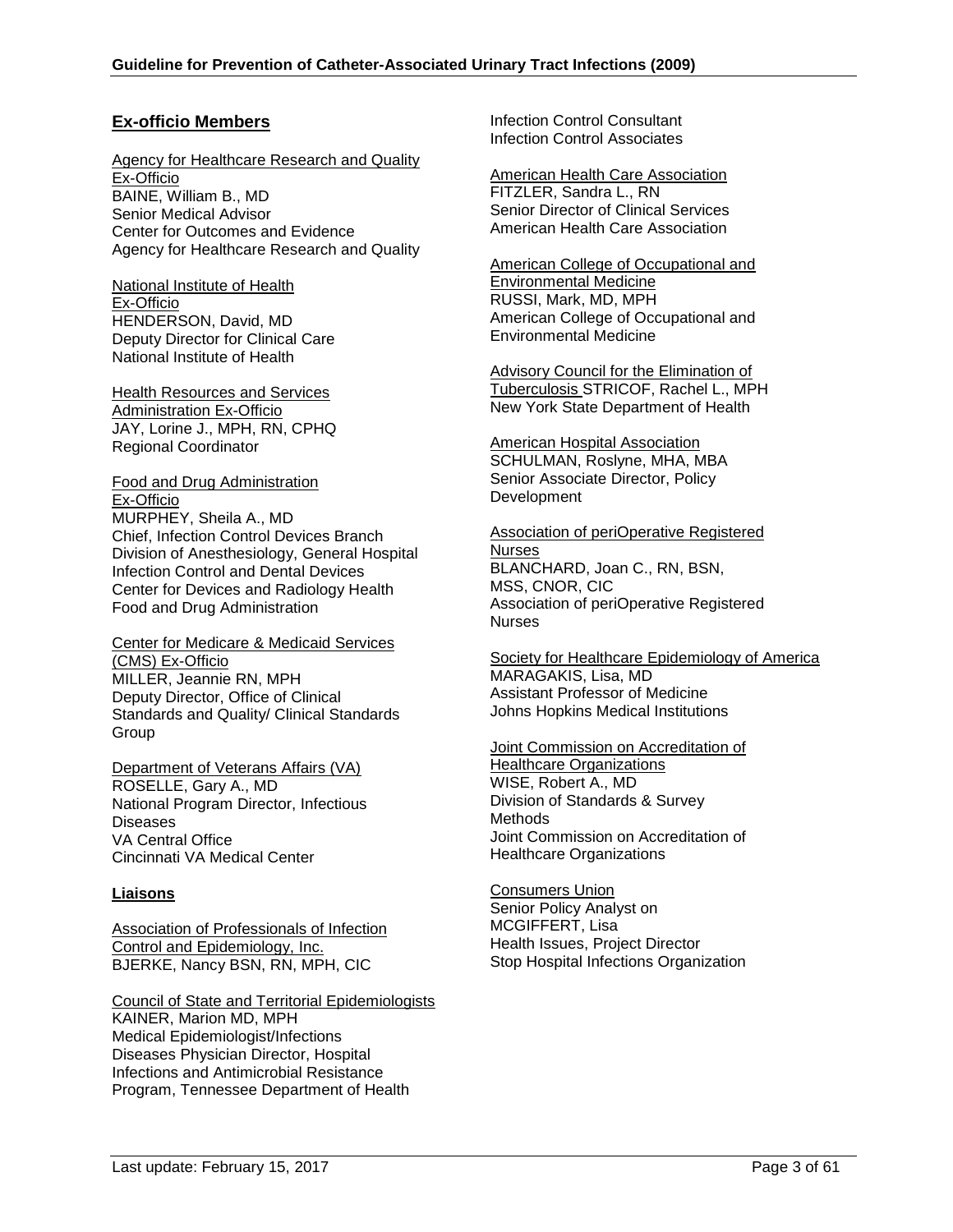## Ex-officio Members

Agency for Healthcare Research and Quality Ex-Officio
BAINE, William B., MD
Senior Medical Advisor
Center for Outcomes and Evidence
Agency for Healthcare Research and Quality

National Institute of Health Ex-Officio
HENDERSON, David, MD
Deputy Director for Clinical Care
National Institute of Health

Health Resources and Services Administration Ex-Officio
JAY, Lorine J., MPH, RN, CPHQ
Regional Coordinator

Food and Drug Administration Ex-Officio
MURPHEY, Sheila A., MD
Chief, Infection Control Devices Branch
Division of Anesthesiology, General Hospital Infection Control and Dental Devices
Center for Devices and Radiology Health
Food and Drug Administration

Center for Medicare & Medicaid Services (CMS) Ex-Officio
MILLER, Jeannie RN, MPH
Deputy Director, Office of Clinical Standards and Quality/ Clinical Standards Group

Department of Veterans Affairs (VA)
ROSELLE, Gary A., MD
National Program Director, Infectious Diseases
VA Central Office
Cincinnati VA Medical Center

### Liaisons

Association of Professionals of Infection Control and Epidemiology, Inc.
BJERKE, Nancy BSN, RN, MPH, CIC
Infection Control Consultant
Infection Control Associates

Council of State and Territorial Epidemiologists
KAINER, Marion MD, MPH
Medical Epidemiologist/Infections Diseases Physician Director, Hospital Infections and Antimicrobial Resistance Program, Tennessee Department of Health

American Health Care Association
FITZLER, Sandra L., RN
Senior Director of Clinical Services
American Health Care Association

American College of Occupational and Environmental Medicine
RUSSI, Mark, MD, MPH
American College of Occupational and Environmental Medicine

Advisory Council for the Elimination of Tuberculosis
STRICOF, Rachel L., MPH
New York State Department of Health

American Hospital Association
SCHULMAN, Roslyne, MHA, MBA
Senior Associate Director, Policy Development

Association of periOperative Registered Nurses
BLANCHARD, Joan C., RN, BSN, MSS, CNOR, CIC
Association of periOperative Registered Nurses

Society for Healthcare Epidemiology of America
MARAGAKIS, Lisa, MD
Assistant Professor of Medicine
Johns Hopkins Medical Institutions

Joint Commission on Accreditation of Healthcare Organizations
WISE, Robert A., MD
Division of Standards & Survey Methods
Joint Commission on Accreditation of Healthcare Organizations

Consumers Union
Senior Policy Analyst on
MCGIFFERT, Lisa
Health Issues, Project Director
Stop Hospital Infections Organization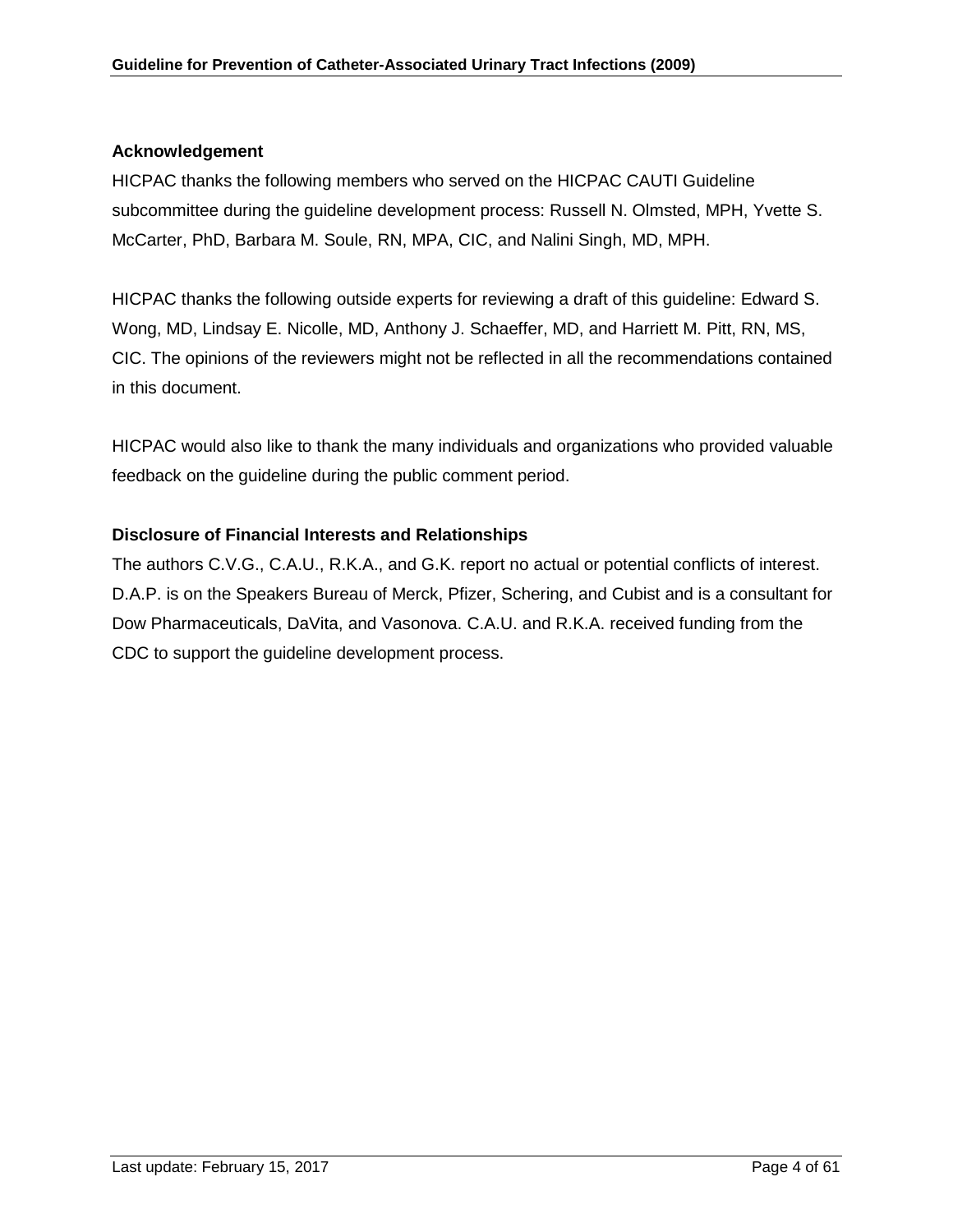## Acknowledgement

HICPAC thanks the following members who served on the HICPAC CAUTI Guideline subcommittee during the guideline development process: Russell N. Olmsted, MPH, Yvette S. McCarter, PhD, Barbara M. Soule, RN, MPA, CIC, and Nalini Singh, MD, MPH.

HICPAC thanks the following outside experts for reviewing a draft of this guideline: Edward S. Wong, MD, Lindsay E. Nicolle, MD, Anthony J. Schaeffer, MD, and Harriett M. Pitt, RN, MS, CIC. The opinions of the reviewers might not be reflected in all the recommendations contained in this document.

HICPAC would also like to thank the many individuals and organizations who provided valuable feedback on the guideline during the public comment period.

## Disclosure of Financial Interests and Relationships

The authors C.V.G., C.A.U., R.K.A., and G.K. report no actual or potential conflicts of interest. D.A.P. is on the Speakers Bureau of Merck, Pfizer, Schering, and Cubist and is a consultant for Dow Pharmaceuticals, DaVita, and Vasonova. C.A.U. and R.K.A. received funding from the CDC to support the guideline development process.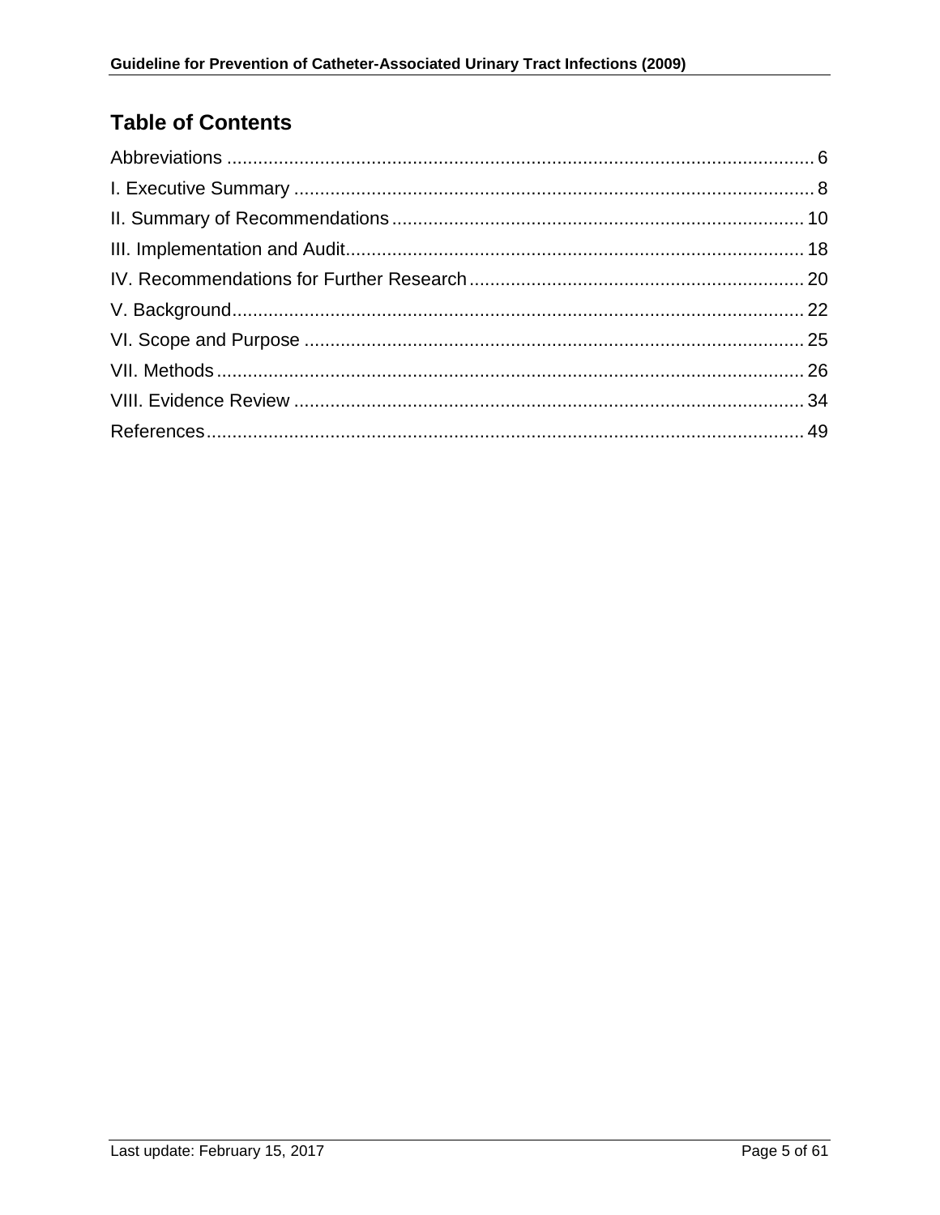## Table of Contents

Abbreviations .......... 6
I. Executive Summary .......... 8
II. Summary of Recommendations .......... 10
III. Implementation and Audit .......... 18
IV. Recommendations for Further Research .......... 20
V. Background .......... 22
VI. Scope and Purpose .......... 25
VII. Methods .......... 26
VIII. Evidence Review .......... 34
References .......... 49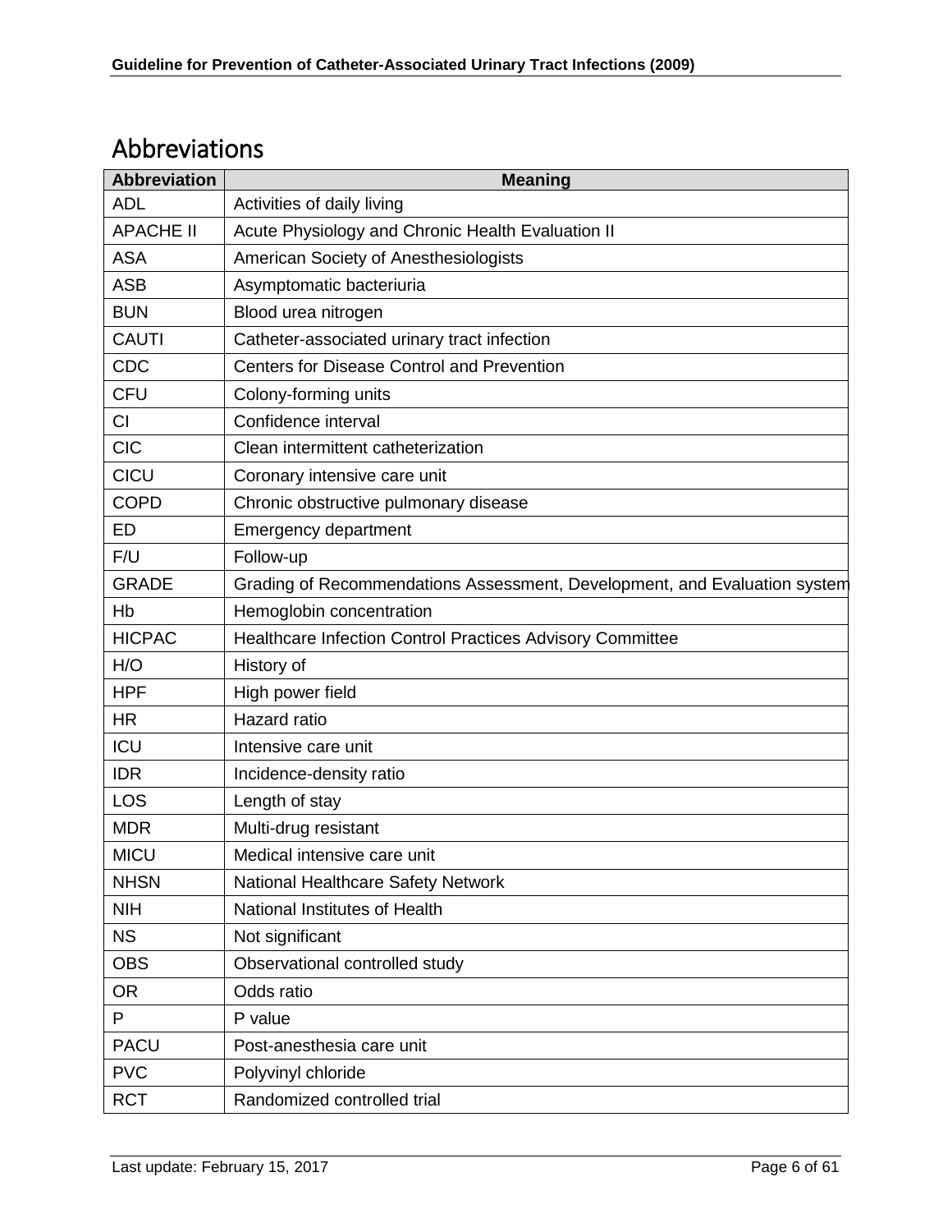# Abbreviations

| Abbreviation | Meaning |
|---|---|
| ADL | Activities of daily living |
| APACHE II | Acute Physiology and Chronic Health Evaluation II |
| ASA | American Society of Anesthesiologists |
| ASB | Asymptomatic bacteriuria |
| BUN | Blood urea nitrogen |
| CAUTI | Catheter-associated urinary tract infection |
| CDC | Centers for Disease Control and Prevention |
| CFU | Colony-forming units |
| CI | Confidence interval |
| CIC | Clean intermittent catheterization |
| CICU | Coronary intensive care unit |
| COPD | Chronic obstructive pulmonary disease |
| ED | Emergency department |
| F/U | Follow-up |
| GRADE | Grading of Recommendations Assessment, Development, and Evaluation system |
| Hb | Hemoglobin concentration |
| HICPAC | Healthcare Infection Control Practices Advisory Committee |
| H/O | History of |
| HPF | High power field |
| HR | Hazard ratio |
| ICU | Intensive care unit |
| IDR | Incidence-density ratio |
| LOS | Length of stay |
| MDR | Multi-drug resistant |
| MICU | Medical intensive care unit |
| NHSN | National Healthcare Safety Network |
| NIH | National Institutes of Health |
| NS | Not significant |
| OBS | Observational controlled study |
| OR | Odds ratio |
| P | P value |
| PACU | Post-anesthesia care unit |
| PVC | Polyvinyl chloride |
| RCT | Randomized controlled trial |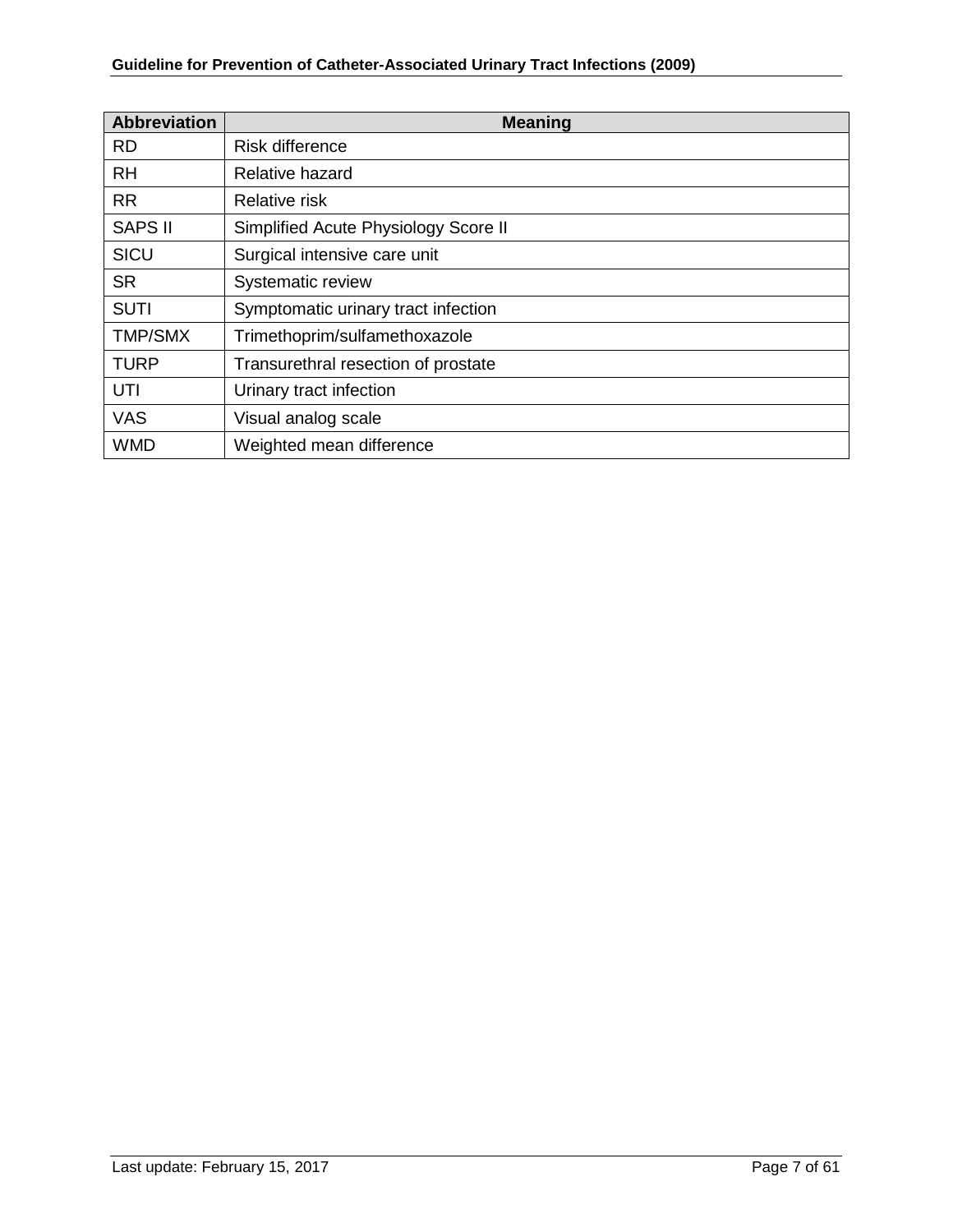| Abbreviation | Meaning |
| --- | --- |
| RD | Risk difference |
| RH | Relative hazard |
| RR | Relative risk |
| SAPS II | Simplified Acute Physiology Score II |
| SICU | Surgical intensive care unit |
| SR | Systematic review |
| SUTI | Symptomatic urinary tract infection |
| TMP/SMX | Trimethoprim/sulfamethoxazole |
| TURP | Transurethral resection of prostate |
| UTI | Urinary tract infection |
| VAS | Visual analog scale |
| WMD | Weighted mean difference |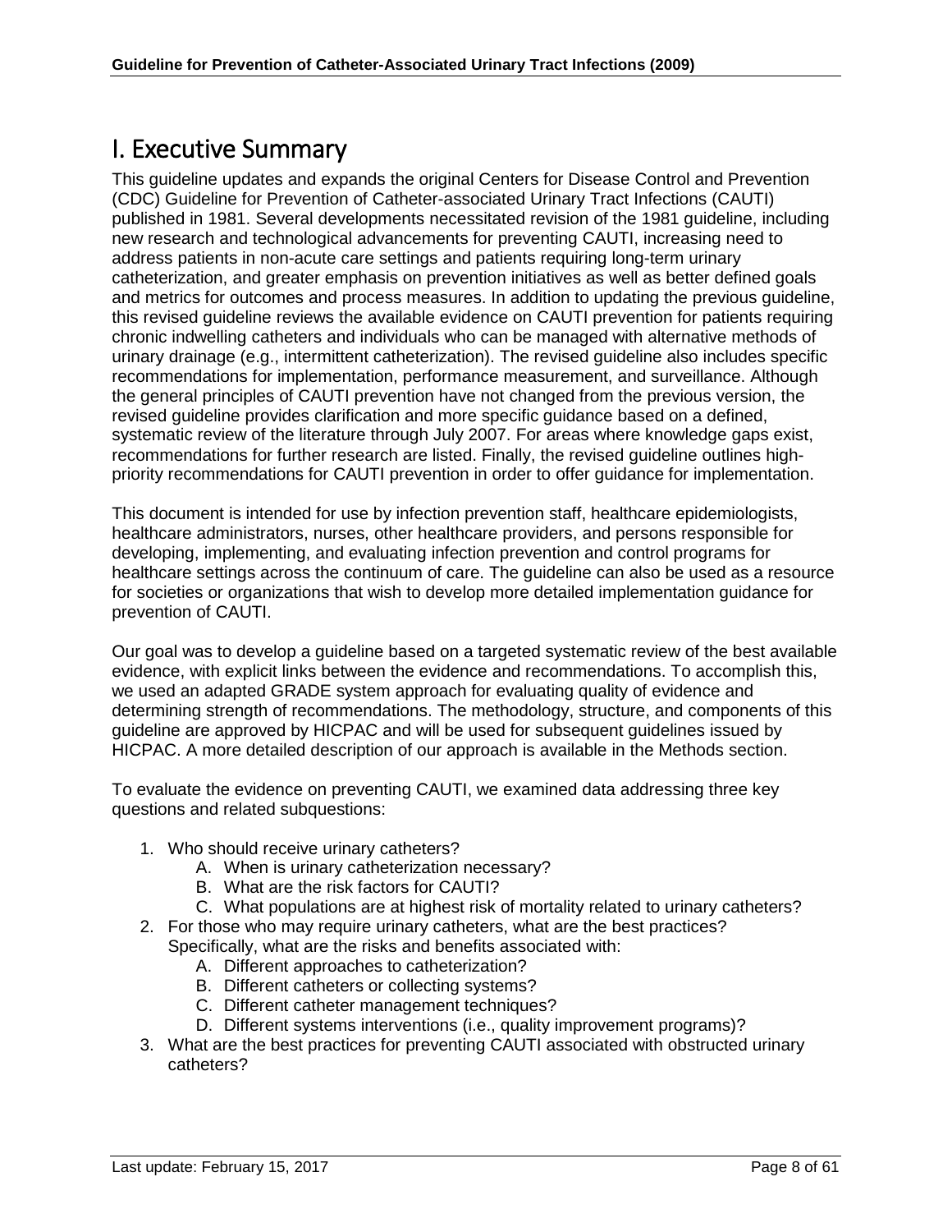# I. Executive Summary

This guideline updates and expands the original Centers for Disease Control and Prevention (CDC) Guideline for Prevention of Catheter-associated Urinary Tract Infections (CAUTI) published in 1981. Several developments necessitated revision of the 1981 guideline, including new research and technological advancements for preventing CAUTI, increasing need to address patients in non-acute care settings and patients requiring long-term urinary catheterization, and greater emphasis on prevention initiatives as well as better defined goals and metrics for outcomes and process measures. In addition to updating the previous guideline, this revised guideline reviews the available evidence on CAUTI prevention for patients requiring chronic indwelling catheters and individuals who can be managed with alternative methods of urinary drainage (e.g., intermittent catheterization). The revised guideline also includes specific recommendations for implementation, performance measurement, and surveillance. Although the general principles of CAUTI prevention have not changed from the previous version, the revised guideline provides clarification and more specific guidance based on a defined, systematic review of the literature through July 2007. For areas where knowledge gaps exist, recommendations for further research are listed. Finally, the revised guideline outlines high-priority recommendations for CAUTI prevention in order to offer guidance for implementation.

This document is intended for use by infection prevention staff, healthcare epidemiologists, healthcare administrators, nurses, other healthcare providers, and persons responsible for developing, implementing, and evaluating infection prevention and control programs for healthcare settings across the continuum of care. The guideline can also be used as a resource for societies or organizations that wish to develop more detailed implementation guidance for prevention of CAUTI.

Our goal was to develop a guideline based on a targeted systematic review of the best available evidence, with explicit links between the evidence and recommendations. To accomplish this, we used an adapted GRADE system approach for evaluating quality of evidence and determining strength of recommendations. The methodology, structure, and components of this guideline are approved by HICPAC and will be used for subsequent guidelines issued by HICPAC. A more detailed description of our approach is available in the Methods section.

To evaluate the evidence on preventing CAUTI, we examined data addressing three key questions and related subquestions:

1. Who should receive urinary catheters?
   A. When is urinary catheterization necessary?
   B. What are the risk factors for CAUTI?
   C. What populations are at highest risk of mortality related to urinary catheters?
2. For those who may require urinary catheters, what are the best practices? Specifically, what are the risks and benefits associated with:
   A. Different approaches to catheterization?
   B. Different catheters or collecting systems?
   C. Different catheter management techniques?
   D. Different systems interventions (i.e., quality improvement programs)?
3. What are the best practices for preventing CAUTI associated with obstructed urinary catheters?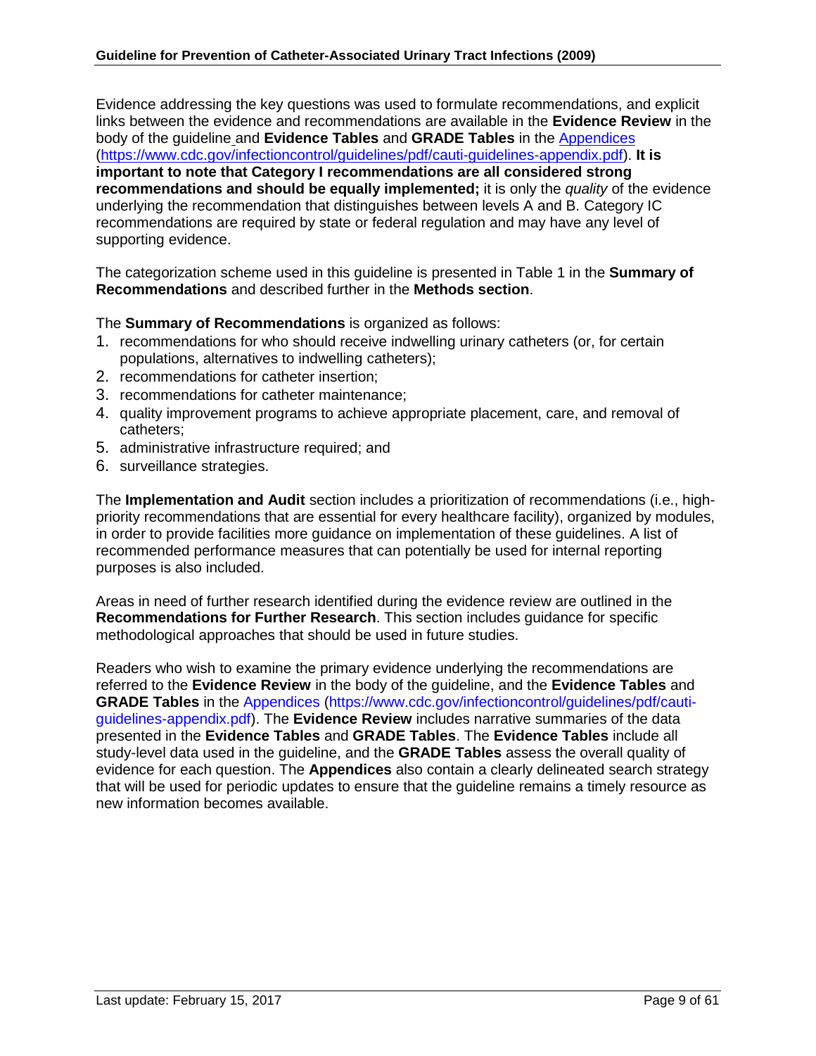Evidence addressing the key questions was used to formulate recommendations, and explicit links between the evidence and recommendations are available in the **Evidence Review** in the body of the guideline and **Evidence Tables** and **GRADE Tables** in the [Appendices](https://www.cdc.gov/infectioncontrol/guidelines/pdf/cauti-guidelines-appendix.pdf) (https://www.cdc.gov/infectioncontrol/guidelines/pdf/cauti-guidelines-appendix.pdf). **It is important to note that Category I recommendations are all considered strong recommendations and should be equally implemented;** it is only the *quality* of the evidence underlying the recommendation that distinguishes between levels A and B. Category IC recommendations are required by state or federal regulation and may have any level of supporting evidence.

The categorization scheme used in this guideline is presented in Table 1 in the **Summary of Recommendations** and described further in the **Methods section**.

The **Summary of Recommendations** is organized as follows:

1. recommendations for who should receive indwelling urinary catheters (or, for certain populations, alternatives to indwelling catheters);
2. recommendations for catheter insertion;
3. recommendations for catheter maintenance;
4. quality improvement programs to achieve appropriate placement, care, and removal of catheters;
5. administrative infrastructure required; and
6. surveillance strategies.

The **Implementation and Audit** section includes a prioritization of recommendations (i.e., high-priority recommendations that are essential for every healthcare facility), organized by modules, in order to provide facilities more guidance on implementation of these guidelines. A list of recommended performance measures that can potentially be used for internal reporting purposes is also included.

Areas in need of further research identified during the evidence review are outlined in the **Recommendations for Further Research**. This section includes guidance for specific methodological approaches that should be used in future studies.

Readers who wish to examine the primary evidence underlying the recommendations are referred to the **Evidence Review** in the body of the guideline, and the **Evidence Tables** and **GRADE Tables** in the Appendices (https://www.cdc.gov/infectioncontrol/guidelines/pdf/cauti-guidelines-appendix.pdf). The **Evidence Review** includes narrative summaries of the data presented in the **Evidence Tables** and **GRADE Tables**. The **Evidence Tables** include all study-level data used in the guideline, and the **GRADE Tables** assess the overall quality of evidence for each question. The **Appendices** also contain a clearly delineated search strategy that will be used for periodic updates to ensure that the guideline remains a timely resource as new information becomes available.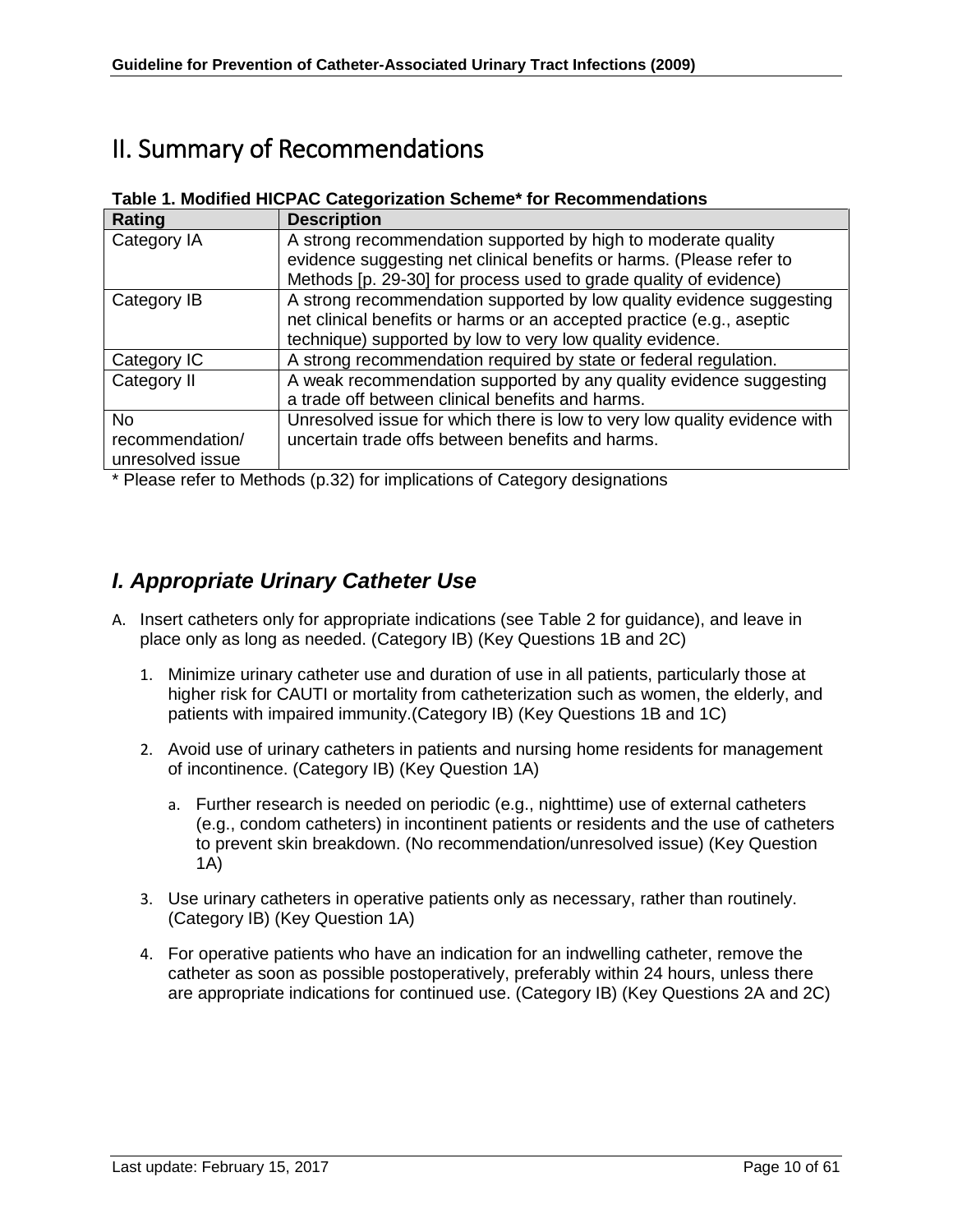# II. Summary of Recommendations

**Table 1. Modified HICPAC Categorization Scheme* for Recommendations**

| Rating | Description |
|---|---|
| Category IA | A strong recommendation supported by high to moderate quality evidence suggesting net clinical benefits or harms. (Please refer to Methods [p. 29-30] for process used to grade quality of evidence) |
| Category IB | A strong recommendation supported by low quality evidence suggesting net clinical benefits or harms or an accepted practice (e.g., aseptic technique) supported by low to very low quality evidence. |
| Category IC | A strong recommendation required by state or federal regulation. |
| Category II | A weak recommendation supported by any quality evidence suggesting a trade off between clinical benefits and harms. |
| No recommendation/ unresolved issue | Unresolved issue for which there is low to very low quality evidence with uncertain trade offs between benefits and harms. |

* Please refer to Methods (p.32) for implications of Category designations

## *I. Appropriate Urinary Catheter Use*

A. Insert catheters only for appropriate indications (see Table 2 for guidance), and leave in place only as long as needed. (Category IB) (Key Questions 1B and 2C)

   1. Minimize urinary catheter use and duration of use in all patients, particularly those at higher risk for CAUTI or mortality from catheterization such as women, the elderly, and patients with impaired immunity.(Category IB) (Key Questions 1B and 1C)

   2. Avoid use of urinary catheters in patients and nursing home residents for management of incontinence. (Category IB) (Key Question 1A)

      a. Further research is needed on periodic (e.g., nighttime) use of external catheters (e.g., condom catheters) in incontinent patients or residents and the use of catheters to prevent skin breakdown. (No recommendation/unresolved issue) (Key Question 1A)

   3. Use urinary catheters in operative patients only as necessary, rather than routinely. (Category IB) (Key Question 1A)

   4. For operative patients who have an indication for an indwelling catheter, remove the catheter as soon as possible postoperatively, preferably within 24 hours, unless there are appropriate indications for continued use. (Category IB) (Key Questions 2A and 2C)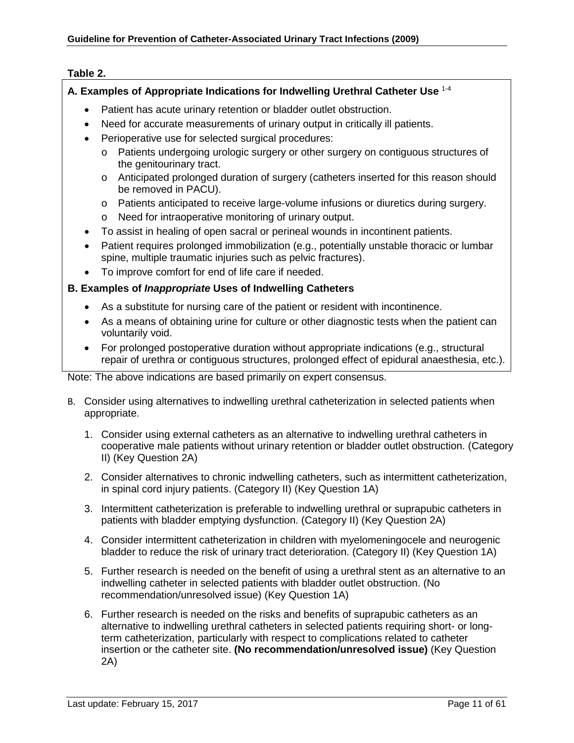**Table 2.**

**A. Examples of Appropriate Indications for Indwelling Urethral Catheter Use** [1-4]

- Patient has acute urinary retention or bladder outlet obstruction.
- Need for accurate measurements of urinary output in critically ill patients.
- Perioperative use for selected surgical procedures:
  - o Patients undergoing urologic surgery or other surgery on contiguous structures of the genitourinary tract.
  - o Anticipated prolonged duration of surgery (catheters inserted for this reason should be removed in PACU).
  - o Patients anticipated to receive large-volume infusions or diuretics during surgery.
  - o Need for intraoperative monitoring of urinary output.
- To assist in healing of open sacral or perineal wounds in incontinent patients.
- Patient requires prolonged immobilization (e.g., potentially unstable thoracic or lumbar spine, multiple traumatic injuries such as pelvic fractures).
- To improve comfort for end of life care if needed.

**B. Examples of *Inappropriate* Uses of Indwelling Catheters**

- As a substitute for nursing care of the patient or resident with incontinence.
- As a means of obtaining urine for culture or other diagnostic tests when the patient can voluntarily void.
- For prolonged postoperative duration without appropriate indications (e.g., structural repair of urethra or contiguous structures, prolonged effect of epidural anaesthesia, etc.).

Note: The above indications are based primarily on expert consensus.

B. Consider using alternatives to indwelling urethral catheterization in selected patients when appropriate.

1. Consider using external catheters as an alternative to indwelling urethral catheters in cooperative male patients without urinary retention or bladder outlet obstruction. (Category II) (Key Question 2A)
2. Consider alternatives to chronic indwelling catheters, such as intermittent catheterization, in spinal cord injury patients. (Category II) (Key Question 1A)
3. Intermittent catheterization is preferable to indwelling urethral or suprapubic catheters in patients with bladder emptying dysfunction. (Category II) (Key Question 2A)
4. Consider intermittent catheterization in children with myelomeningocele and neurogenic bladder to reduce the risk of urinary tract deterioration. (Category II) (Key Question 1A)
5. Further research is needed on the benefit of using a urethral stent as an alternative to an indwelling catheter in selected patients with bladder outlet obstruction. (No recommendation/unresolved issue) (Key Question 1A)
6. Further research is needed on the risks and benefits of suprapubic catheters as an alternative to indwelling urethral catheters in selected patients requiring short- or long-term catheterization, particularly with respect to complications related to catheter insertion or the catheter site. **(No recommendation/unresolved issue)** (Key Question 2A)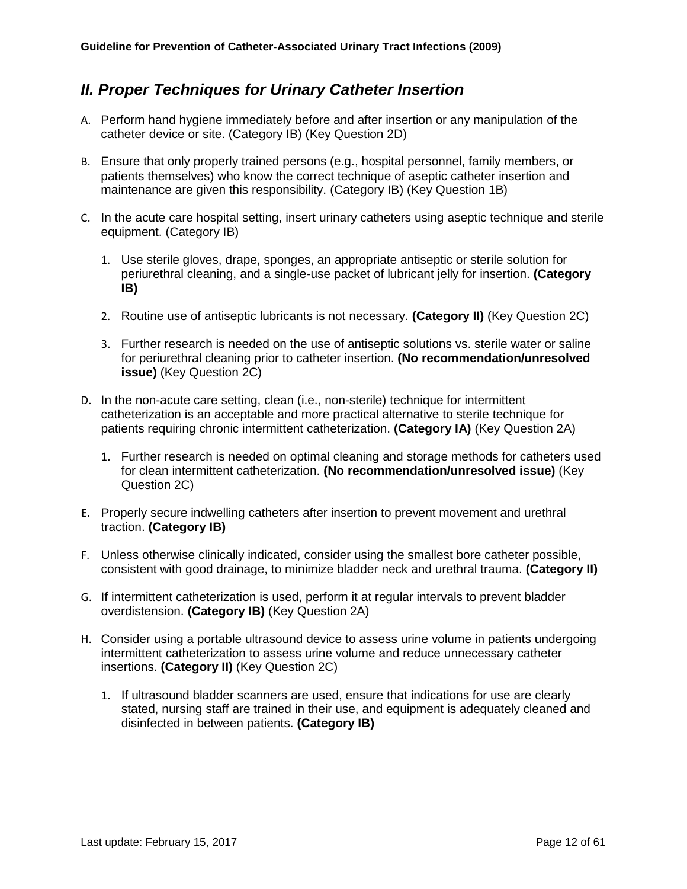## *II. Proper Techniques for Urinary Catheter Insertion*

A. Perform hand hygiene immediately before and after insertion or any manipulation of the catheter device or site. (Category IB) (Key Question 2D)

B. Ensure that only properly trained persons (e.g., hospital personnel, family members, or patients themselves) who know the correct technique of aseptic catheter insertion and maintenance are given this responsibility. (Category IB) (Key Question 1B)

C. In the acute care hospital setting, insert urinary catheters using aseptic technique and sterile equipment. (Category IB)

   1. Use sterile gloves, drape, sponges, an appropriate antiseptic or sterile solution for periurethral cleaning, and a single-use packet of lubricant jelly for insertion. **(Category IB)**

   2. Routine use of antiseptic lubricants is not necessary. **(Category II)** (Key Question 2C)

   3. Further research is needed on the use of antiseptic solutions vs. sterile water or saline for periurethral cleaning prior to catheter insertion. **(No recommendation/unresolved issue)** (Key Question 2C)

D. In the non-acute care setting, clean (i.e., non-sterile) technique for intermittent catheterization is an acceptable and more practical alternative to sterile technique for patients requiring chronic intermittent catheterization. **(Category IA)** (Key Question 2A)

   1. Further research is needed on optimal cleaning and storage methods for catheters used for clean intermittent catheterization. **(No recommendation/unresolved issue)** (Key Question 2C)

**E.** Properly secure indwelling catheters after insertion to prevent movement and urethral traction. **(Category IB)**

F. Unless otherwise clinically indicated, consider using the smallest bore catheter possible, consistent with good drainage, to minimize bladder neck and urethral trauma. **(Category II)**

G. If intermittent catheterization is used, perform it at regular intervals to prevent bladder overdistension. **(Category IB)** (Key Question 2A)

H. Consider using a portable ultrasound device to assess urine volume in patients undergoing intermittent catheterization to assess urine volume and reduce unnecessary catheter insertions. **(Category II)** (Key Question 2C)

   1. If ultrasound bladder scanners are used, ensure that indications for use are clearly stated, nursing staff are trained in their use, and equipment is adequately cleaned and disinfected in between patients. **(Category IB)**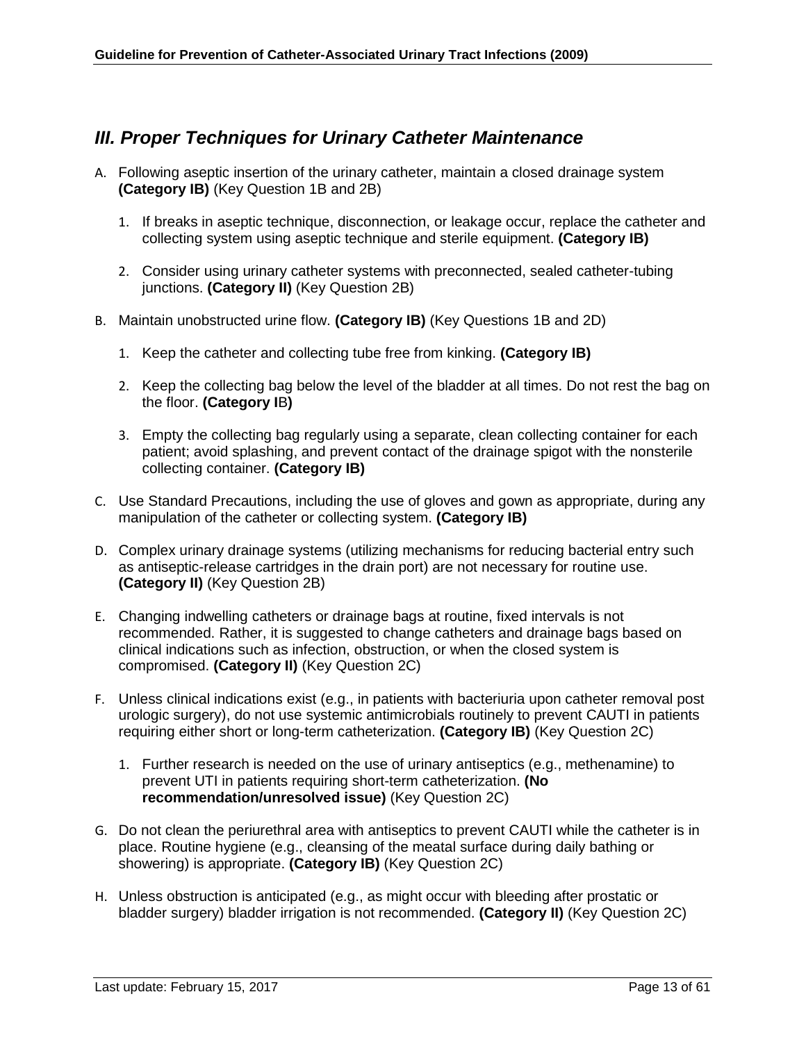## *III. Proper Techniques for Urinary Catheter Maintenance*

A. Following aseptic insertion of the urinary catheter, maintain a closed drainage system **(Category IB)** (Key Question 1B and 2B)

   1. If breaks in aseptic technique, disconnection, or leakage occur, replace the catheter and collecting system using aseptic technique and sterile equipment. **(Category IB)**

   2. Consider using urinary catheter systems with preconnected, sealed catheter-tubing junctions. **(Category II)** (Key Question 2B)

B. Maintain unobstructed urine flow. **(Category IB)** (Key Questions 1B and 2D)

   1. Keep the catheter and collecting tube free from kinking. **(Category IB)**

   2. Keep the collecting bag below the level of the bladder at all times. Do not rest the bag on the floor. **(Category IB)**

   3. Empty the collecting bag regularly using a separate, clean collecting container for each patient; avoid splashing, and prevent contact of the drainage spigot with the nonsterile collecting container. **(Category IB)**

C. Use Standard Precautions, including the use of gloves and gown as appropriate, during any manipulation of the catheter or collecting system. **(Category IB)**

D. Complex urinary drainage systems (utilizing mechanisms for reducing bacterial entry such as antiseptic-release cartridges in the drain port) are not necessary for routine use. **(Category II)** (Key Question 2B)

E. Changing indwelling catheters or drainage bags at routine, fixed intervals is not recommended. Rather, it is suggested to change catheters and drainage bags based on clinical indications such as infection, obstruction, or when the closed system is compromised. **(Category II)** (Key Question 2C)

F. Unless clinical indications exist (e.g., in patients with bacteriuria upon catheter removal post urologic surgery), do not use systemic antimicrobials routinely to prevent CAUTI in patients requiring either short or long-term catheterization. **(Category IB)** (Key Question 2C)

   1. Further research is needed on the use of urinary antiseptics (e.g., methenamine) to prevent UTI in patients requiring short-term catheterization. **(No recommendation/unresolved issue)** (Key Question 2C)

G. Do not clean the periurethral area with antiseptics to prevent CAUTI while the catheter is in place. Routine hygiene (e.g., cleansing of the meatal surface during daily bathing or showering) is appropriate. **(Category IB)** (Key Question 2C)

H. Unless obstruction is anticipated (e.g., as might occur with bleeding after prostatic or bladder surgery) bladder irrigation is not recommended. **(Category II)** (Key Question 2C)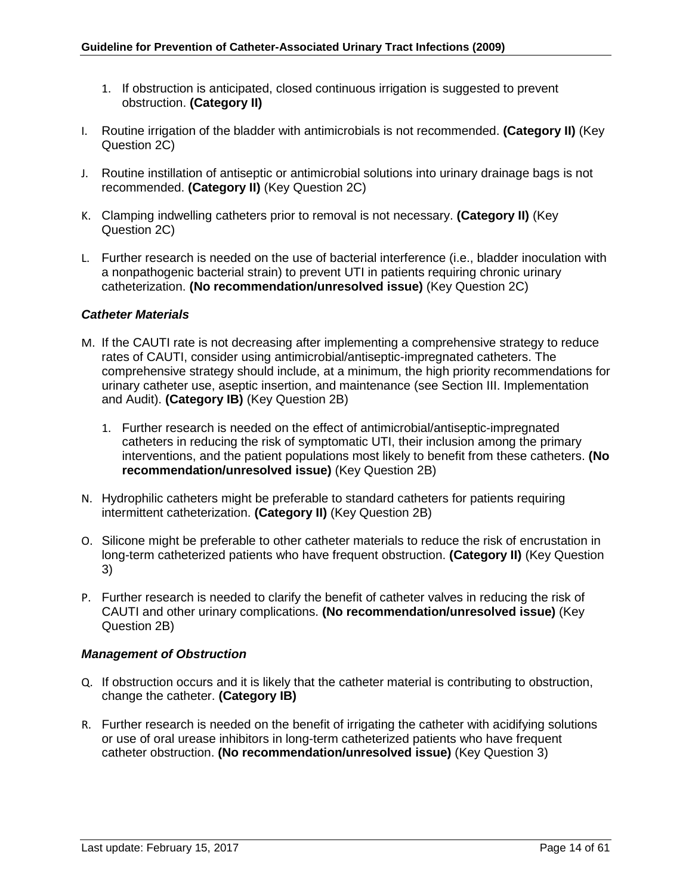1. If obstruction is anticipated, closed continuous irrigation is suggested to prevent obstruction. **(Category II)**

I. Routine irrigation of the bladder with antimicrobials is not recommended. **(Category II)** (Key Question 2C)

J. Routine instillation of antiseptic or antimicrobial solutions into urinary drainage bags is not recommended. **(Category II)** (Key Question 2C)

K. Clamping indwelling catheters prior to removal is not necessary. **(Category II)** (Key Question 2C)

L. Further research is needed on the use of bacterial interference (i.e., bladder inoculation with a nonpathogenic bacterial strain) to prevent UTI in patients requiring chronic urinary catheterization. **(No recommendation/unresolved issue)** (Key Question 2C)

***Catheter Materials***

M. If the CAUTI rate is not decreasing after implementing a comprehensive strategy to reduce rates of CAUTI, consider using antimicrobial/antiseptic-impregnated catheters. The comprehensive strategy should include, at a minimum, the high priority recommendations for urinary catheter use, aseptic insertion, and maintenance (see Section III. Implementation and Audit). **(Category IB)** (Key Question 2B)

   1. Further research is needed on the effect of antimicrobial/antiseptic-impregnated catheters in reducing the risk of symptomatic UTI, their inclusion among the primary interventions, and the patient populations most likely to benefit from these catheters. **(No recommendation/unresolved issue)** (Key Question 2B)

N. Hydrophilic catheters might be preferable to standard catheters for patients requiring intermittent catheterization. **(Category II)** (Key Question 2B)

O. Silicone might be preferable to other catheter materials to reduce the risk of encrustation in long-term catheterized patients who have frequent obstruction. **(Category II)** (Key Question 3)

P. Further research is needed to clarify the benefit of catheter valves in reducing the risk of CAUTI and other urinary complications. **(No recommendation/unresolved issue)** (Key Question 2B)

***Management of Obstruction***

Q. If obstruction occurs and it is likely that the catheter material is contributing to obstruction, change the catheter. **(Category IB)**

R. Further research is needed on the benefit of irrigating the catheter with acidifying solutions or use of oral urease inhibitors in long-term catheterized patients who have frequent catheter obstruction. **(No recommendation/unresolved issue)** (Key Question 3)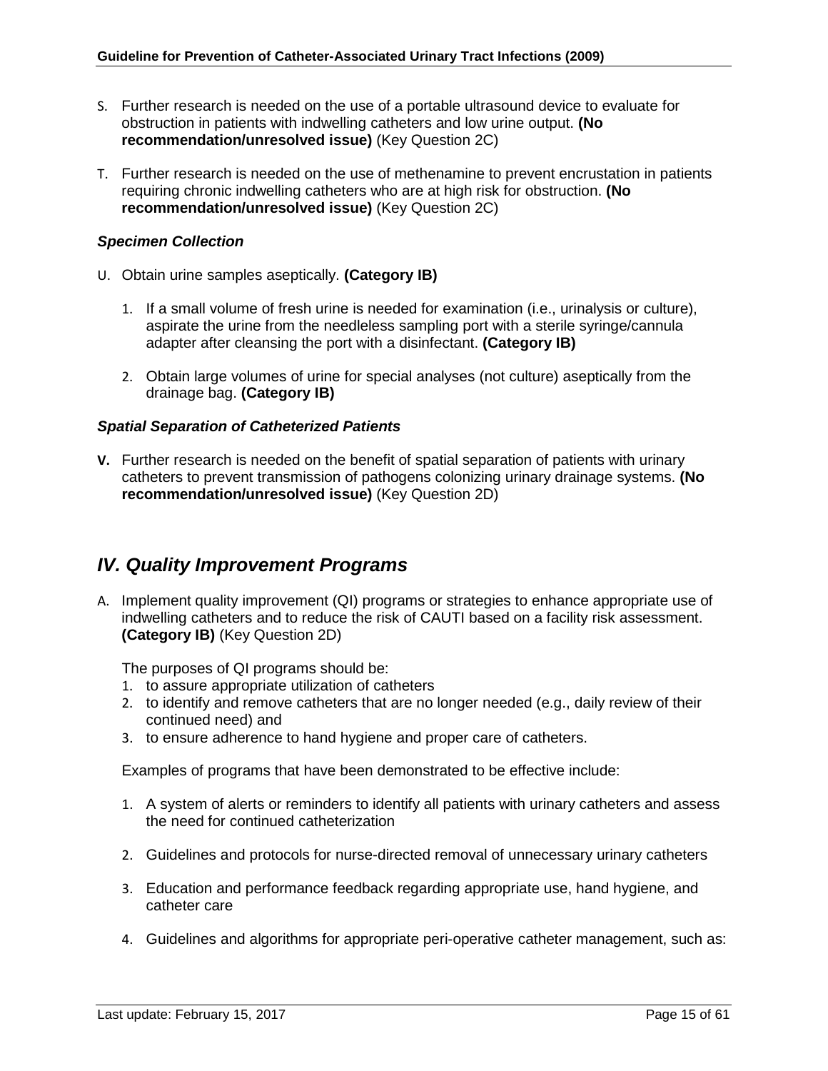S. Further research is needed on the use of a portable ultrasound device to evaluate for obstruction in patients with indwelling catheters and low urine output. **(No recommendation/unresolved issue)** (Key Question 2C)

T. Further research is needed on the use of methenamine to prevent encrustation in patients requiring chronic indwelling catheters who are at high risk for obstruction. **(No recommendation/unresolved issue)** (Key Question 2C)

***Specimen Collection***

U. Obtain urine samples aseptically. **(Category IB)**

1. If a small volume of fresh urine is needed for examination (i.e., urinalysis or culture), aspirate the urine from the needleless sampling port with a sterile syringe/cannula adapter after cleansing the port with a disinfectant. **(Category IB)**

2. Obtain large volumes of urine for special analyses (not culture) aseptically from the drainage bag. **(Category IB)**

***Spatial Separation of Catheterized Patients***

**V.** Further research is needed on the benefit of spatial separation of patients with urinary catheters to prevent transmission of pathogens colonizing urinary drainage systems. **(No recommendation/unresolved issue)** (Key Question 2D)

## *IV. Quality Improvement Programs*

A. Implement quality improvement (QI) programs or strategies to enhance appropriate use of indwelling catheters and to reduce the risk of CAUTI based on a facility risk assessment. **(Category IB)** (Key Question 2D)

The purposes of QI programs should be:

1. to assure appropriate utilization of catheters
2. to identify and remove catheters that are no longer needed (e.g., daily review of their continued need) and
3. to ensure adherence to hand hygiene and proper care of catheters.

Examples of programs that have been demonstrated to be effective include:

1. A system of alerts or reminders to identify all patients with urinary catheters and assess the need for continued catheterization

2. Guidelines and protocols for nurse-directed removal of unnecessary urinary catheters

3. Education and performance feedback regarding appropriate use, hand hygiene, and catheter care

4. Guidelines and algorithms for appropriate peri-operative catheter management, such as: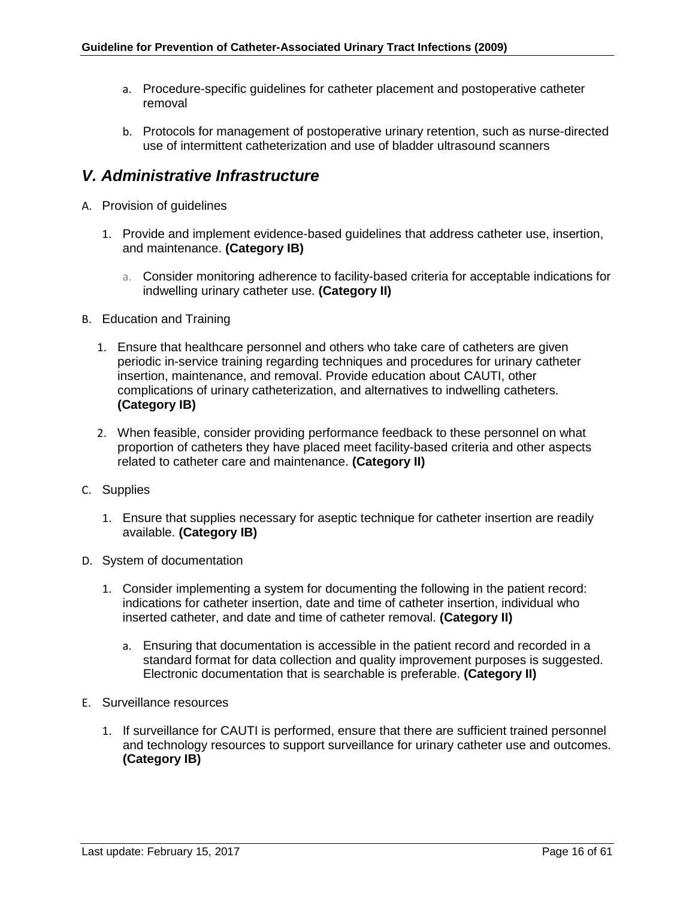a. Procedure-specific guidelines for catheter placement and postoperative catheter removal

b. Protocols for management of postoperative urinary retention, such as nurse-directed use of intermittent catheterization and use of bladder ultrasound scanners

## *V. Administrative Infrastructure*

A. Provision of guidelines

1. Provide and implement evidence-based guidelines that address catheter use, insertion, and maintenance. **(Category IB)**

   a. Consider monitoring adherence to facility-based criteria for acceptable indications for indwelling urinary catheter use. **(Category II)**

B. Education and Training

1. Ensure that healthcare personnel and others who take care of catheters are given periodic in-service training regarding techniques and procedures for urinary catheter insertion, maintenance, and removal. Provide education about CAUTI, other complications of urinary catheterization, and alternatives to indwelling catheters. **(Category IB)**

2. When feasible, consider providing performance feedback to these personnel on what proportion of catheters they have placed meet facility-based criteria and other aspects related to catheter care and maintenance. **(Category II)**

C. Supplies

1. Ensure that supplies necessary for aseptic technique for catheter insertion are readily available. **(Category IB)**

D. System of documentation

1. Consider implementing a system for documenting the following in the patient record: indications for catheter insertion, date and time of catheter insertion, individual who inserted catheter, and date and time of catheter removal. **(Category II)**

   a. Ensuring that documentation is accessible in the patient record and recorded in a standard format for data collection and quality improvement purposes is suggested. Electronic documentation that is searchable is preferable. **(Category II)**

E. Surveillance resources

1. If surveillance for CAUTI is performed, ensure that there are sufficient trained personnel and technology resources to support surveillance for urinary catheter use and outcomes. **(Category IB)**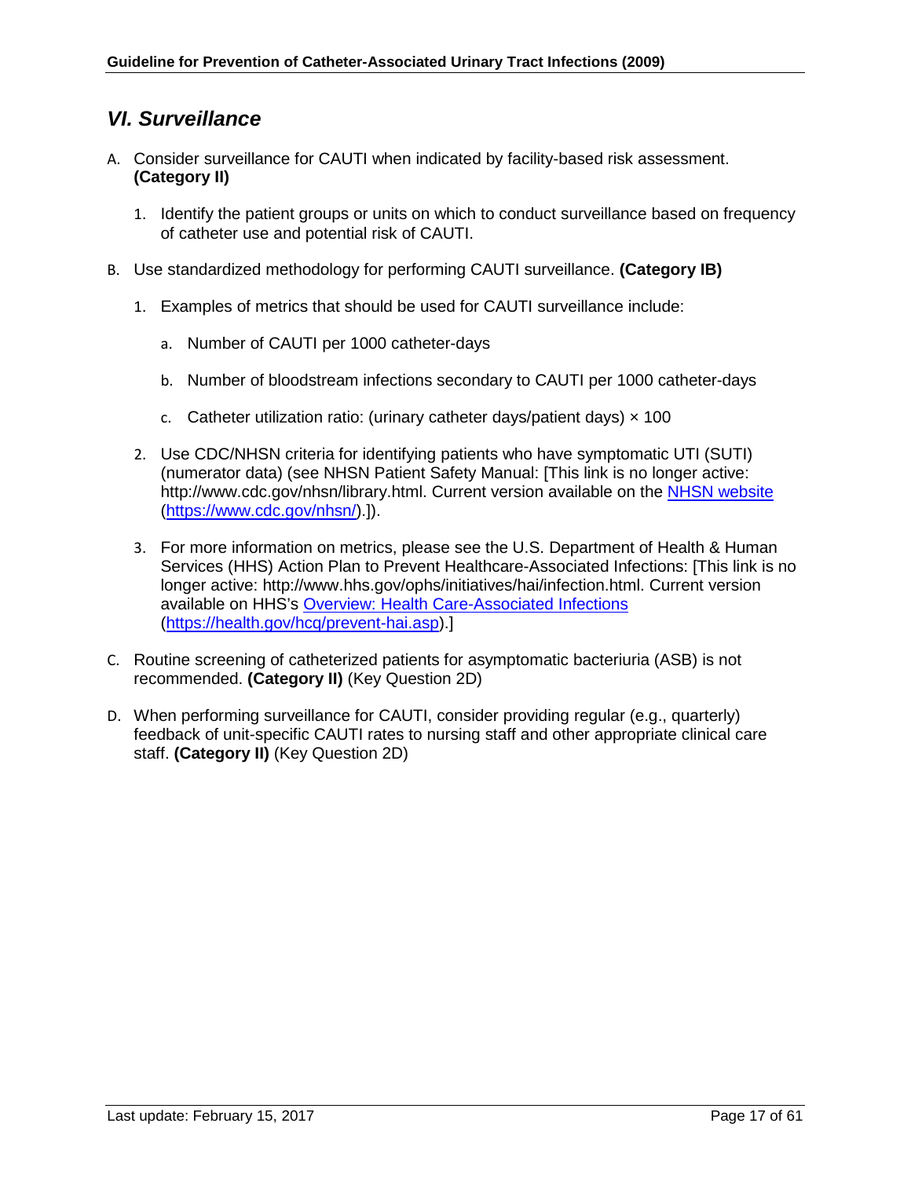## *VI. Surveillance*

A. Consider surveillance for CAUTI when indicated by facility-based risk assessment. **(Category II)**

   1. Identify the patient groups or units on which to conduct surveillance based on frequency of catheter use and potential risk of CAUTI.

B. Use standardized methodology for performing CAUTI surveillance. **(Category IB)**

   1. Examples of metrics that should be used for CAUTI surveillance include:

      a. Number of CAUTI per 1000 catheter-days

      b. Number of bloodstream infections secondary to CAUTI per 1000 catheter-days

      c. Catheter utilization ratio: (urinary catheter days/patient days) × 100

   2. Use CDC/NHSN criteria for identifying patients who have symptomatic UTI (SUTI) (numerator data) (see NHSN Patient Safety Manual: [This link is no longer active: http://www.cdc.gov/nhsn/library.html. Current version available on the NHSN website (https://www.cdc.gov/nhsn/).]).

   3. For more information on metrics, please see the U.S. Department of Health & Human Services (HHS) Action Plan to Prevent Healthcare-Associated Infections: [This link is no longer active: http://www.hhs.gov/ophs/initiatives/hai/infection.html. Current version available on HHS's Overview: Health Care-Associated Infections (https://health.gov/hcq/prevent-hai.asp).]

C. Routine screening of catheterized patients for asymptomatic bacteriuria (ASB) is not recommended. **(Category II)** (Key Question 2D)

D. When performing surveillance for CAUTI, consider providing regular (e.g., quarterly) feedback of unit-specific CAUTI rates to nursing staff and other appropriate clinical care staff. **(Category II)** (Key Question 2D)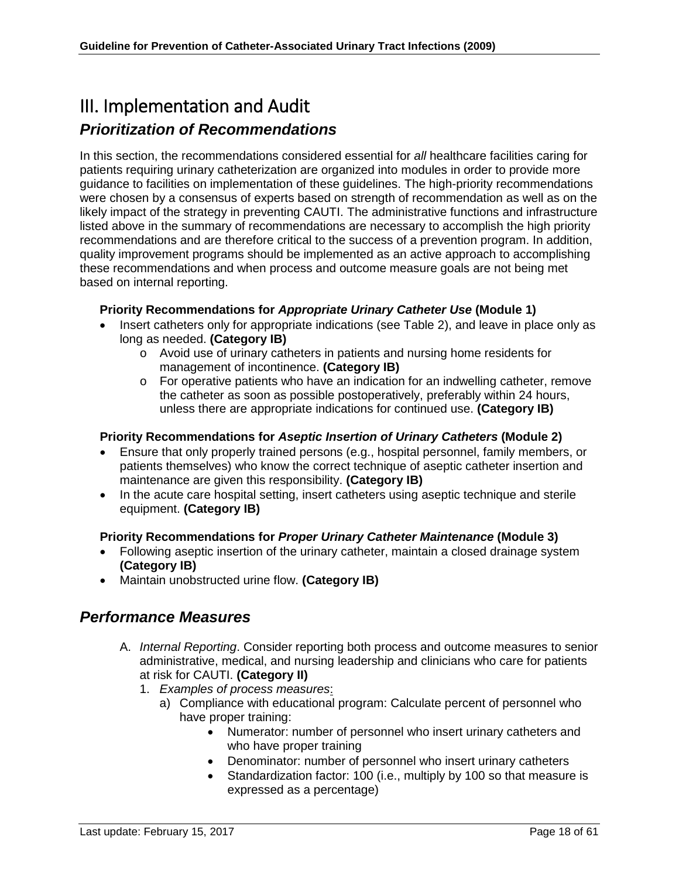# III. Implementation and Audit

## *Prioritization of Recommendations*

In this section, the recommendations considered essential for *all* healthcare facilities caring for patients requiring urinary catheterization are organized into modules in order to provide more guidance to facilities on implementation of these guidelines. The high-priority recommendations were chosen by a consensus of experts based on strength of recommendation as well as on the likely impact of the strategy in preventing CAUTI. The administrative functions and infrastructure listed above in the summary of recommendations are necessary to accomplish the high priority recommendations and are therefore critical to the success of a prevention program. In addition, quality improvement programs should be implemented as an active approach to accomplishing these recommendations and when process and outcome measure goals are not being met based on internal reporting.

**Priority Recommendations for *Appropriate Urinary Catheter Use* (Module 1)**

- Insert catheters only for appropriate indications (see Table 2), and leave in place only as long as needed. **(Category IB)**
    - Avoid use of urinary catheters in patients and nursing home residents for management of incontinence. **(Category IB)**
    - For operative patients who have an indication for an indwelling catheter, remove the catheter as soon as possible postoperatively, preferably within 24 hours, unless there are appropriate indications for continued use. **(Category IB)**

**Priority Recommendations for *Aseptic Insertion of Urinary Catheters* (Module 2)**

- Ensure that only properly trained persons (e.g., hospital personnel, family members, or patients themselves) who know the correct technique of aseptic catheter insertion and maintenance are given this responsibility. **(Category IB)**
- In the acute care hospital setting, insert catheters using aseptic technique and sterile equipment. **(Category IB)**

**Priority Recommendations for *Proper Urinary Catheter Maintenance* (Module 3)**

- Following aseptic insertion of the urinary catheter, maintain a closed drainage system **(Category IB)**
- Maintain unobstructed urine flow. **(Category IB)**

## *Performance Measures*

A. *Internal Reporting*. Consider reporting both process and outcome measures to senior administrative, medical, and nursing leadership and clinicians who care for patients at risk for CAUTI. **(Category II)**

1. *Examples of process measures*:
    a) Compliance with educational program: Calculate percent of personnel who have proper training:
        - Numerator: number of personnel who insert urinary catheters and who have proper training
        - Denominator: number of personnel who insert urinary catheters
        - Standardization factor: 100 (i.e., multiply by 100 so that measure is expressed as a percentage)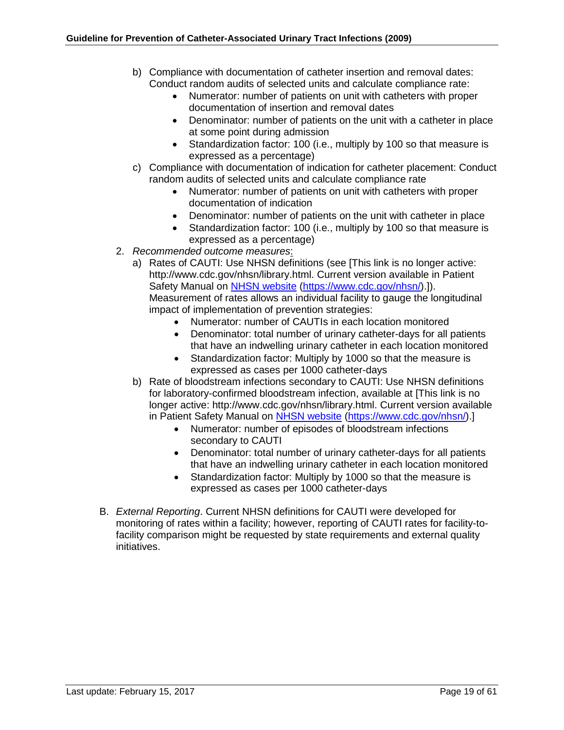b) Compliance with documentation of catheter insertion and removal dates: Conduct random audits of selected units and calculate compliance rate:
    - Numerator: number of patients on unit with catheters with proper documentation of insertion and removal dates
    - Denominator: number of patients on the unit with a catheter in place at some point during admission
    - Standardization factor: 100 (i.e., multiply by 100 so that measure is expressed as a percentage)

c) Compliance with documentation of indication for catheter placement: Conduct random audits of selected units and calculate compliance rate
    - Numerator: number of patients on unit with catheters with proper documentation of indication
    - Denominator: number of patients on the unit with catheter in place
    - Standardization factor: 100 (i.e., multiply by 100 so that measure is expressed as a percentage)

2. *Recommended outcome measures*:

    a) Rates of CAUTI: Use NHSN definitions (see [This link is no longer active: http://www.cdc.gov/nhsn/library.html. Current version available in Patient Safety Manual on [NHSN website](https://www.cdc.gov/nhsn/) (https://www.cdc.gov/nhsn/).]). Measurement of rates allows an individual facility to gauge the longitudinal impact of implementation of prevention strategies:
        - Numerator: number of CAUTIs in each location monitored
        - Denominator: total number of urinary catheter-days for all patients that have an indwelling urinary catheter in each location monitored
        - Standardization factor: Multiply by 1000 so that the measure is expressed as cases per 1000 catheter-days

    b) Rate of bloodstream infections secondary to CAUTI: Use NHSN definitions for laboratory-confirmed bloodstream infection, available at [This link is no longer active: http://www.cdc.gov/nhsn/library.html. Current version available in Patient Safety Manual on [NHSN website](https://www.cdc.gov/nhsn/) (https://www.cdc.gov/nhsn/).]
        - Numerator: number of episodes of bloodstream infections secondary to CAUTI
        - Denominator: total number of urinary catheter-days for all patients that have an indwelling urinary catheter in each location monitored
        - Standardization factor: Multiply by 1000 so that the measure is expressed as cases per 1000 catheter-days

B. *External Reporting*. Current NHSN definitions for CAUTI were developed for monitoring of rates within a facility; however, reporting of CAUTI rates for facility-to-facility comparison might be requested by state requirements and external quality initiatives.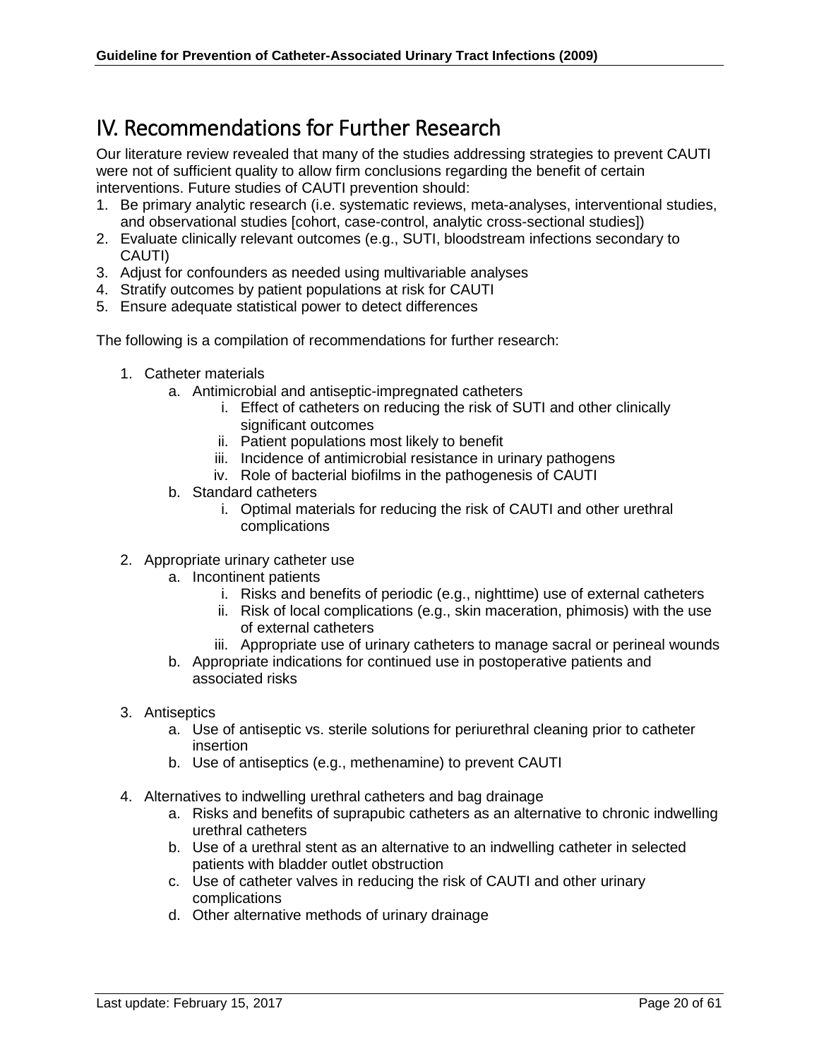## IV. Recommendations for Further Research

Our literature review revealed that many of the studies addressing strategies to prevent CAUTI were not of sufficient quality to allow firm conclusions regarding the benefit of certain interventions. Future studies of CAUTI prevention should:

1. Be primary analytic research (i.e. systematic reviews, meta-analyses, interventional studies, and observational studies [cohort, case-control, analytic cross-sectional studies])
2. Evaluate clinically relevant outcomes (e.g., SUTI, bloodstream infections secondary to CAUTI)
3. Adjust for confounders as needed using multivariable analyses
4. Stratify outcomes by patient populations at risk for CAUTI
5. Ensure adequate statistical power to detect differences

The following is a compilation of recommendations for further research:

1. Catheter materials
    a. Antimicrobial and antiseptic-impregnated catheters
        i. Effect of catheters on reducing the risk of SUTI and other clinically significant outcomes
        ii. Patient populations most likely to benefit
        iii. Incidence of antimicrobial resistance in urinary pathogens
        iv. Role of bacterial biofilms in the pathogenesis of CAUTI
    b. Standard catheters
        i. Optimal materials for reducing the risk of CAUTI and other urethral complications

2. Appropriate urinary catheter use
    a. Incontinent patients
        i. Risks and benefits of periodic (e.g., nighttime) use of external catheters
        ii. Risk of local complications (e.g., skin maceration, phimosis) with the use of external catheters
        iii. Appropriate use of urinary catheters to manage sacral or perineal wounds
    b. Appropriate indications for continued use in postoperative patients and associated risks

3. Antiseptics
    a. Use of antiseptic vs. sterile solutions for periurethral cleaning prior to catheter insertion
    b. Use of antiseptics (e.g., methenamine) to prevent CAUTI

4. Alternatives to indwelling urethral catheters and bag drainage
    a. Risks and benefits of suprapubic catheters as an alternative to chronic indwelling urethral catheters
    b. Use of a urethral stent as an alternative to an indwelling catheter in selected patients with bladder outlet obstruction
    c. Use of catheter valves in reducing the risk of CAUTI and other urinary complications
    d. Other alternative methods of urinary drainage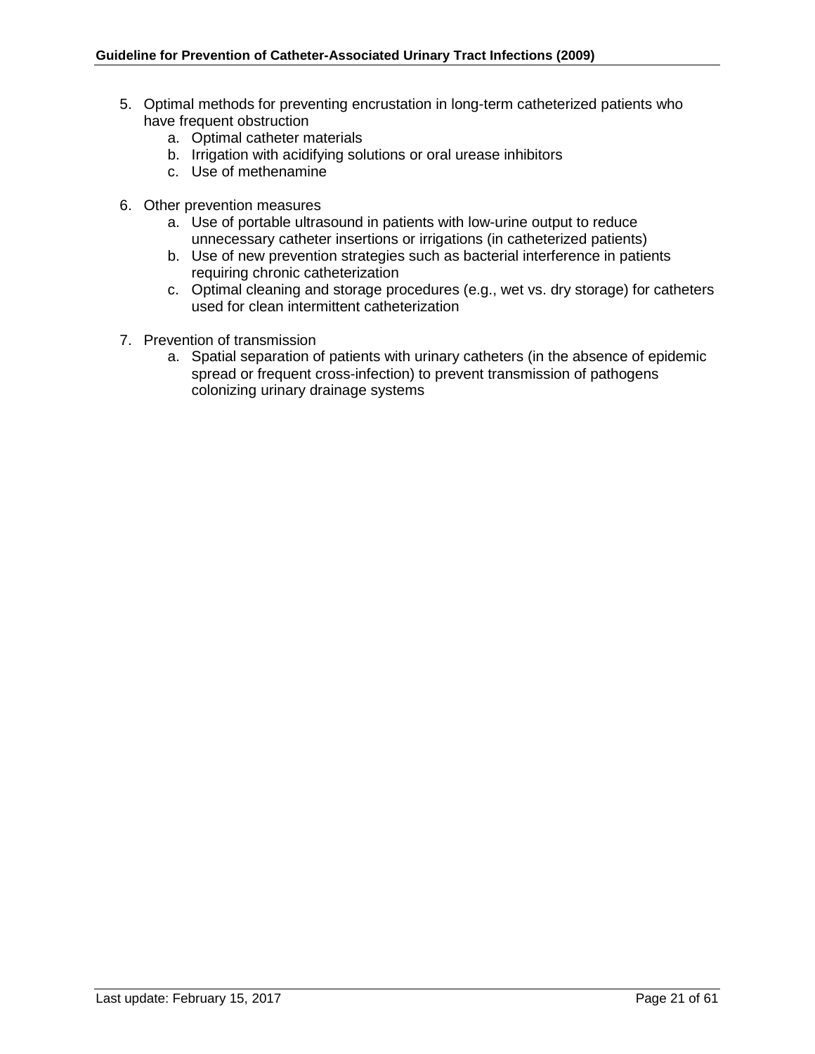5. Optimal methods for preventing encrustation in long-term catheterized patients who have frequent obstruction
    a. Optimal catheter materials
    b. Irrigation with acidifying solutions or oral urease inhibitors
    c. Use of methenamine

6. Other prevention measures
    a. Use of portable ultrasound in patients with low-urine output to reduce unnecessary catheter insertions or irrigations (in catheterized patients)
    b. Use of new prevention strategies such as bacterial interference in patients requiring chronic catheterization
    c. Optimal cleaning and storage procedures (e.g., wet vs. dry storage) for catheters used for clean intermittent catheterization

7. Prevention of transmission
    a. Spatial separation of patients with urinary catheters (in the absence of epidemic spread or frequent cross-infection) to prevent transmission of pathogens colonizing urinary drainage systems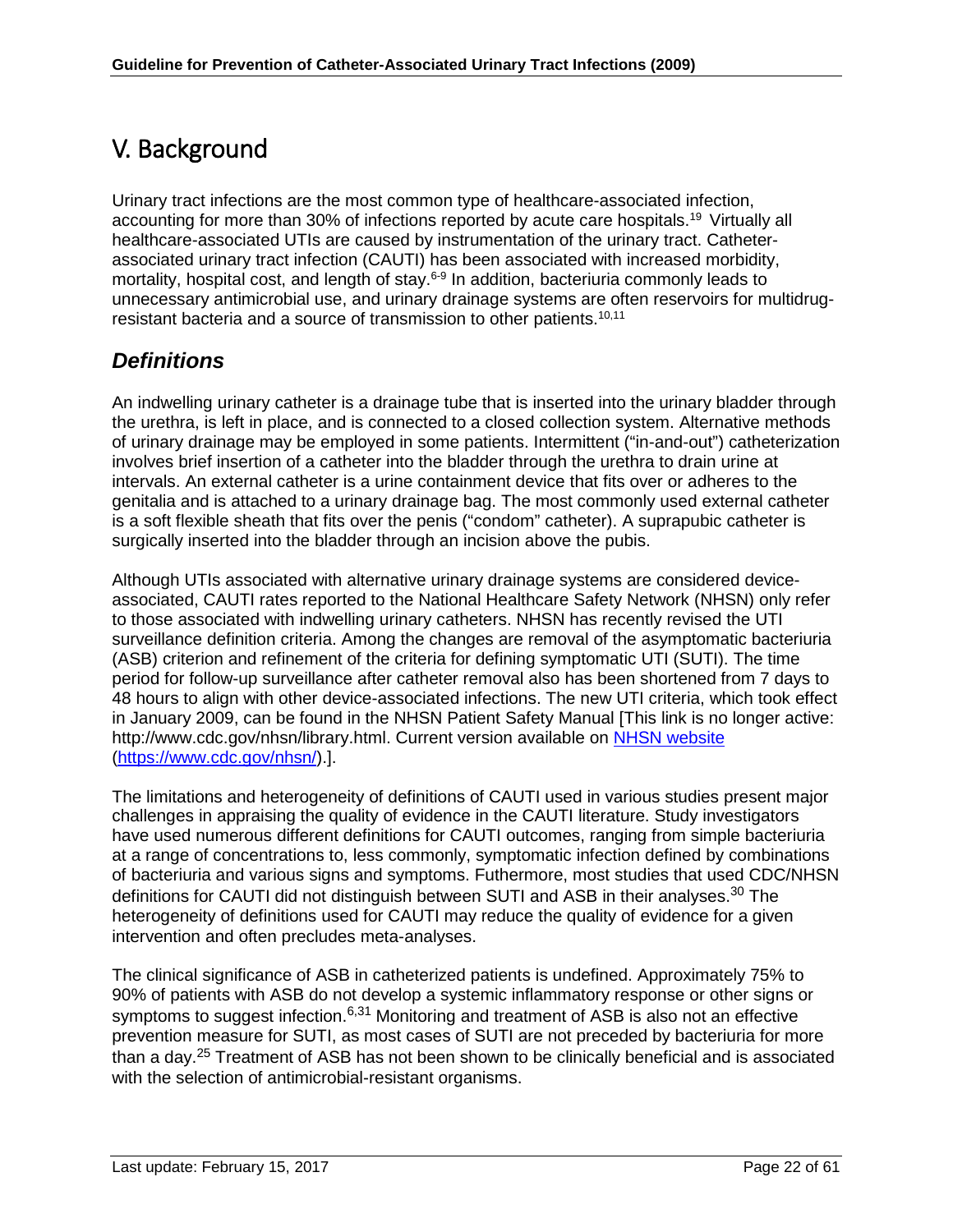# V. Background

Urinary tract infections are the most common type of healthcare-associated infection, accounting for more than 30% of infections reported by acute care hospitals.[19] Virtually all healthcare-associated UTIs are caused by instrumentation of the urinary tract. Catheter-associated urinary tract infection (CAUTI) has been associated with increased morbidity, mortality, hospital cost, and length of stay.[6-9] In addition, bacteriuria commonly leads to unnecessary antimicrobial use, and urinary drainage systems are often reservoirs for multidrug-resistant bacteria and a source of transmission to other patients.[10,11]

## *Definitions*

An indwelling urinary catheter is a drainage tube that is inserted into the urinary bladder through the urethra, is left in place, and is connected to a closed collection system. Alternative methods of urinary drainage may be employed in some patients. Intermittent ("in-and-out") catheterization involves brief insertion of a catheter into the bladder through the urethra to drain urine at intervals. An external catheter is a urine containment device that fits over or adheres to the genitalia and is attached to a urinary drainage bag. The most commonly used external catheter is a soft flexible sheath that fits over the penis ("condom" catheter). A suprapubic catheter is surgically inserted into the bladder through an incision above the pubis.

Although UTIs associated with alternative urinary drainage systems are considered device-associated, CAUTI rates reported to the National Healthcare Safety Network (NHSN) only refer to those associated with indwelling urinary catheters. NHSN has recently revised the UTI surveillance definition criteria. Among the changes are removal of the asymptomatic bacteriuria (ASB) criterion and refinement of the criteria for defining symptomatic UTI (SUTI). The time period for follow-up surveillance after catheter removal also has been shortened from 7 days to 48 hours to align with other device-associated infections. The new UTI criteria, which took effect in January 2009, can be found in the NHSN Patient Safety Manual [This link is no longer active: http://www.cdc.gov/nhsn/library.html. Current version available on [NHSN website](https://www.cdc.gov/nhsn/) (https://www.cdc.gov/nhsn/).].

The limitations and heterogeneity of definitions of CAUTI used in various studies present major challenges in appraising the quality of evidence in the CAUTI literature. Study investigators have used numerous different definitions for CAUTI outcomes, ranging from simple bacteriuria at a range of concentrations to, less commonly, symptomatic infection defined by combinations of bacteriuria and various signs and symptoms. Futhermore, most studies that used CDC/NHSN definitions for CAUTI did not distinguish between SUTI and ASB in their analyses.[30] The heterogeneity of definitions used for CAUTI may reduce the quality of evidence for a given intervention and often precludes meta-analyses.

The clinical significance of ASB in catheterized patients is undefined. Approximately 75% to 90% of patients with ASB do not develop a systemic inflammatory response or other signs or symptoms to suggest infection.[6,31] Monitoring and treatment of ASB is also not an effective prevention measure for SUTI, as most cases of SUTI are not preceded by bacteriuria for more than a day.[25] Treatment of ASB has not been shown to be clinically beneficial and is associated with the selection of antimicrobial-resistant organisms.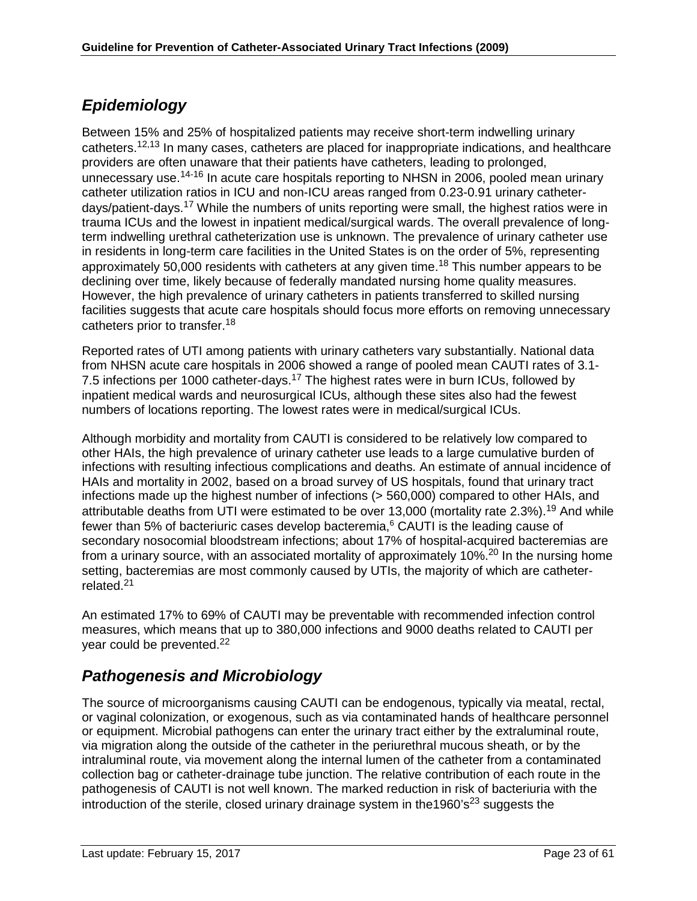## *Epidemiology*

Between 15% and 25% of hospitalized patients may receive short-term indwelling urinary catheters.[12,13] In many cases, catheters are placed for inappropriate indications, and healthcare providers are often unaware that their patients have catheters, leading to prolonged, unnecessary use.[14-16] In acute care hospitals reporting to NHSN in 2006, pooled mean urinary catheter utilization ratios in ICU and non-ICU areas ranged from 0.23-0.91 urinary catheter-days/patient-days.[17] While the numbers of units reporting were small, the highest ratios were in trauma ICUs and the lowest in inpatient medical/surgical wards. The overall prevalence of long-term indwelling urethral catheterization use is unknown. The prevalence of urinary catheter use in residents in long-term care facilities in the United States is on the order of 5%, representing approximately 50,000 residents with catheters at any given time.[18] This number appears to be declining over time, likely because of federally mandated nursing home quality measures. However, the high prevalence of urinary catheters in patients transferred to skilled nursing facilities suggests that acute care hospitals should focus more efforts on removing unnecessary catheters prior to transfer.[18]

Reported rates of UTI among patients with urinary catheters vary substantially. National data from NHSN acute care hospitals in 2006 showed a range of pooled mean CAUTI rates of 3.1-7.5 infections per 1000 catheter-days.[17] The highest rates were in burn ICUs, followed by inpatient medical wards and neurosurgical ICUs, although these sites also had the fewest numbers of locations reporting. The lowest rates were in medical/surgical ICUs.

Although morbidity and mortality from CAUTI is considered to be relatively low compared to other HAIs, the high prevalence of urinary catheter use leads to a large cumulative burden of infections with resulting infectious complications and deaths. An estimate of annual incidence of HAIs and mortality in 2002, based on a broad survey of US hospitals, found that urinary tract infections made up the highest number of infections (> 560,000) compared to other HAIs, and attributable deaths from UTI were estimated to be over 13,000 (mortality rate 2.3%).[19] And while fewer than 5% of bacteriuric cases develop bacteremia,[6] CAUTI is the leading cause of secondary nosocomial bloodstream infections; about 17% of hospital-acquired bacteremias are from a urinary source, with an associated mortality of approximately 10%.[20] In the nursing home setting, bacteremias are most commonly caused by UTIs, the majority of which are catheter-related.[21]

An estimated 17% to 69% of CAUTI may be preventable with recommended infection control measures, which means that up to 380,000 infections and 9000 deaths related to CAUTI per year could be prevented.[22]

## *Pathogenesis and Microbiology*

The source of microorganisms causing CAUTI can be endogenous, typically via meatal, rectal, or vaginal colonization, or exogenous, such as via contaminated hands of healthcare personnel or equipment. Microbial pathogens can enter the urinary tract either by the extraluminal route, via migration along the outside of the catheter in the periurethral mucous sheath, or by the intraluminal route, via movement along the internal lumen of the catheter from a contaminated collection bag or catheter-drainage tube junction. The relative contribution of each route in the pathogenesis of CAUTI is not well known. The marked reduction in risk of bacteriuria with the introduction of the sterile, closed urinary drainage system in the1960's[23] suggests the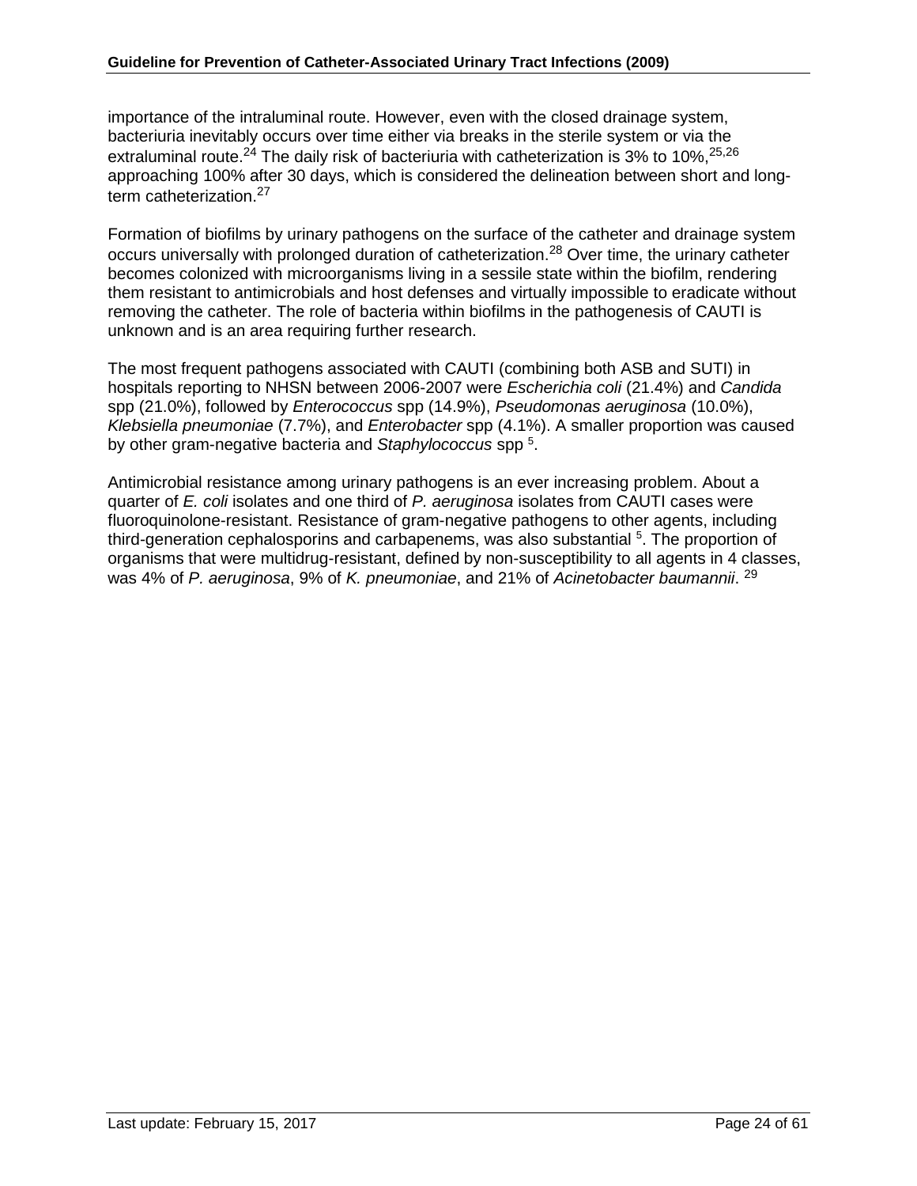importance of the intraluminal route. However, even with the closed drainage system, bacteriuria inevitably occurs over time either via breaks in the sterile system or via the extraluminal route.[24] The daily risk of bacteriuria with catheterization is 3% to 10%,[25,26] approaching 100% after 30 days, which is considered the delineation between short and long-term catheterization.[27]

Formation of biofilms by urinary pathogens on the surface of the catheter and drainage system occurs universally with prolonged duration of catheterization.[28] Over time, the urinary catheter becomes colonized with microorganisms living in a sessile state within the biofilm, rendering them resistant to antimicrobials and host defenses and virtually impossible to eradicate without removing the catheter. The role of bacteria within biofilms in the pathogenesis of CAUTI is unknown and is an area requiring further research.

The most frequent pathogens associated with CAUTI (combining both ASB and SUTI) in hospitals reporting to NHSN between 2006-2007 were *Escherichia coli* (21.4%) and *Candida* spp (21.0%), followed by *Enterococcus* spp (14.9%), *Pseudomonas aeruginosa* (10.0%), *Klebsiella pneumoniae* (7.7%), and *Enterobacter* spp (4.1%). A smaller proportion was caused by other gram-negative bacteria and *Staphylococcus* spp [5].

Antimicrobial resistance among urinary pathogens is an ever increasing problem. About a quarter of *E. coli* isolates and one third of *P. aeruginosa* isolates from CAUTI cases were fluoroquinolone-resistant. Resistance of gram-negative pathogens to other agents, including third-generation cephalosporins and carbapenems, was also substantial [5]. The proportion of organisms that were multidrug-resistant, defined by non-susceptibility to all agents in 4 classes, was 4% of *P. aeruginosa*, 9% of *K. pneumoniae*, and 21% of *Acinetobacter baumannii*. [29]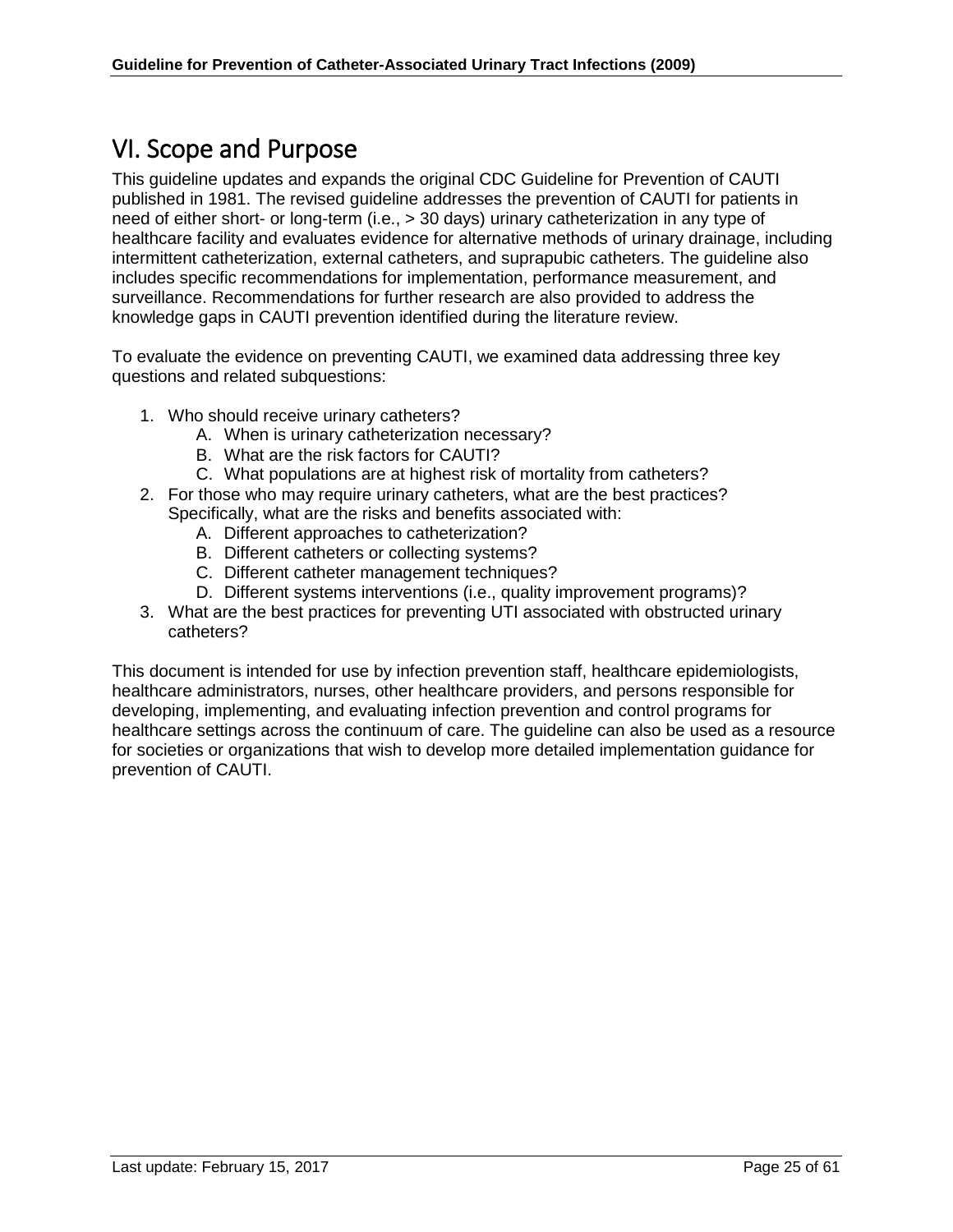# VI. Scope and Purpose

This guideline updates and expands the original CDC Guideline for Prevention of CAUTI published in 1981. The revised guideline addresses the prevention of CAUTI for patients in need of either short- or long-term (i.e., > 30 days) urinary catheterization in any type of healthcare facility and evaluates evidence for alternative methods of urinary drainage, including intermittent catheterization, external catheters, and suprapubic catheters. The guideline also includes specific recommendations for implementation, performance measurement, and surveillance. Recommendations for further research are also provided to address the knowledge gaps in CAUTI prevention identified during the literature review.

To evaluate the evidence on preventing CAUTI, we examined data addressing three key questions and related subquestions:

1. Who should receive urinary catheters?
   A. When is urinary catheterization necessary?
   B. What are the risk factors for CAUTI?
   C. What populations are at highest risk of mortality from catheters?
2. For those who may require urinary catheters, what are the best practices? Specifically, what are the risks and benefits associated with:
   A. Different approaches to catheterization?
   B. Different catheters or collecting systems?
   C. Different catheter management techniques?
   D. Different systems interventions (i.e., quality improvement programs)?
3. What are the best practices for preventing UTI associated with obstructed urinary catheters?

This document is intended for use by infection prevention staff, healthcare epidemiologists, healthcare administrators, nurses, other healthcare providers, and persons responsible for developing, implementing, and evaluating infection prevention and control programs for healthcare settings across the continuum of care. The guideline can also be used as a resource for societies or organizations that wish to develop more detailed implementation guidance for prevention of CAUTI.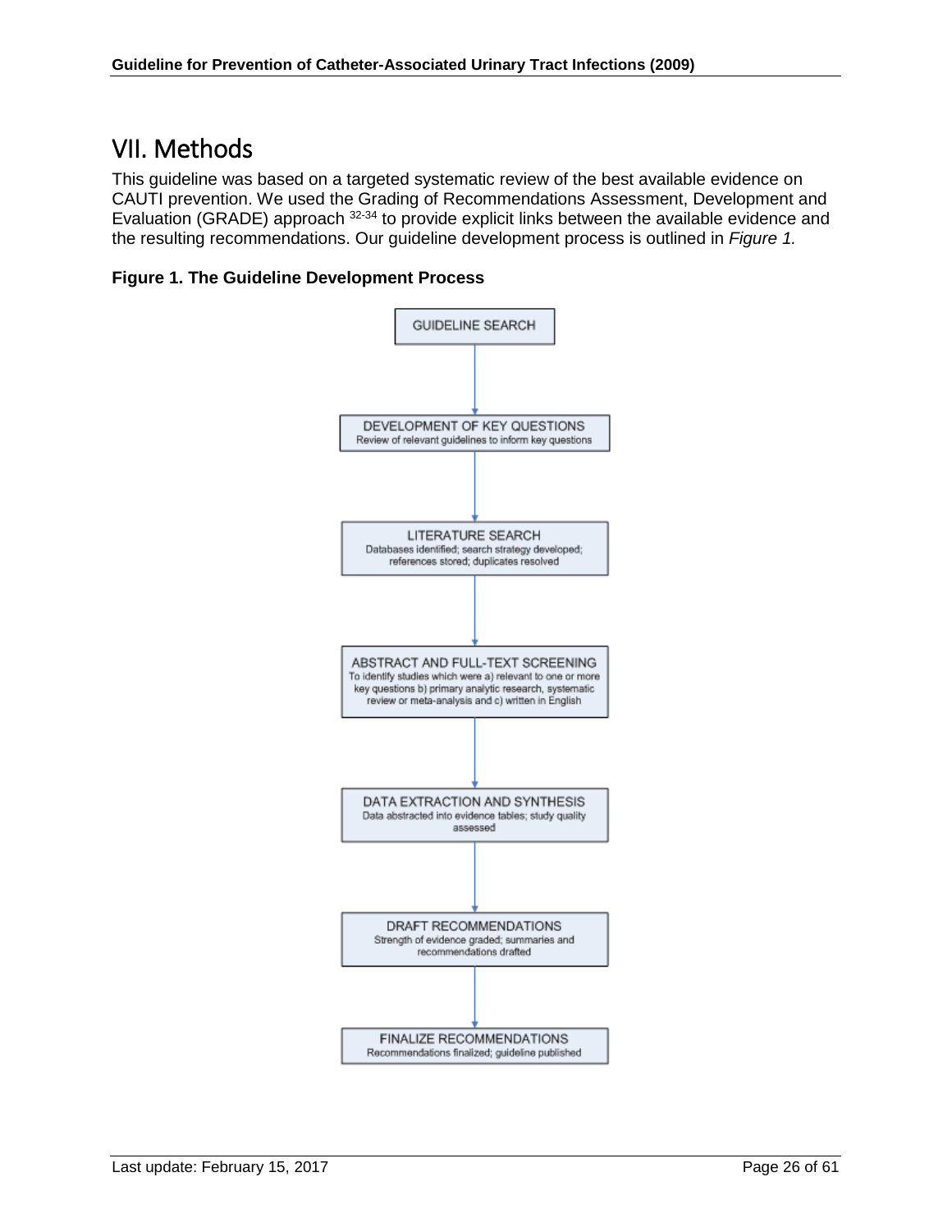# VII. Methods

This guideline was based on a targeted systematic review of the best available evidence on CAUTI prevention. We used the Grading of Recommendations Assessment, Development and Evaluation (GRADE) approach [32-34] to provide explicit links between the available evidence and the resulting recommendations. Our guideline development process is outlined in *Figure 1.*

**Figure 1. The Guideline Development Process**

GUIDELINE SEARCH

↓

DEVELOPMENT OF KEY QUESTIONS
Review of relevant guidelines to inform key questions

↓

LITERATURE SEARCH
Databases identified; search strategy developed; references stored; duplicates resolved

↓

ABSTRACT AND FULL-TEXT SCREENING
To identify studies which were a) relevant to one or more key questions b) primary analytic research, systematic review or meta-analysis and c) written in English

↓

DATA EXTRACTION AND SYNTHESIS
Data abstracted into evidence tables; study quality assessed

↓

DRAFT RECOMMENDATIONS
Strength of evidence graded; summaries and recommendations drafted

↓

FINALIZE RECOMMENDATIONS
Recommendations finalized; guideline published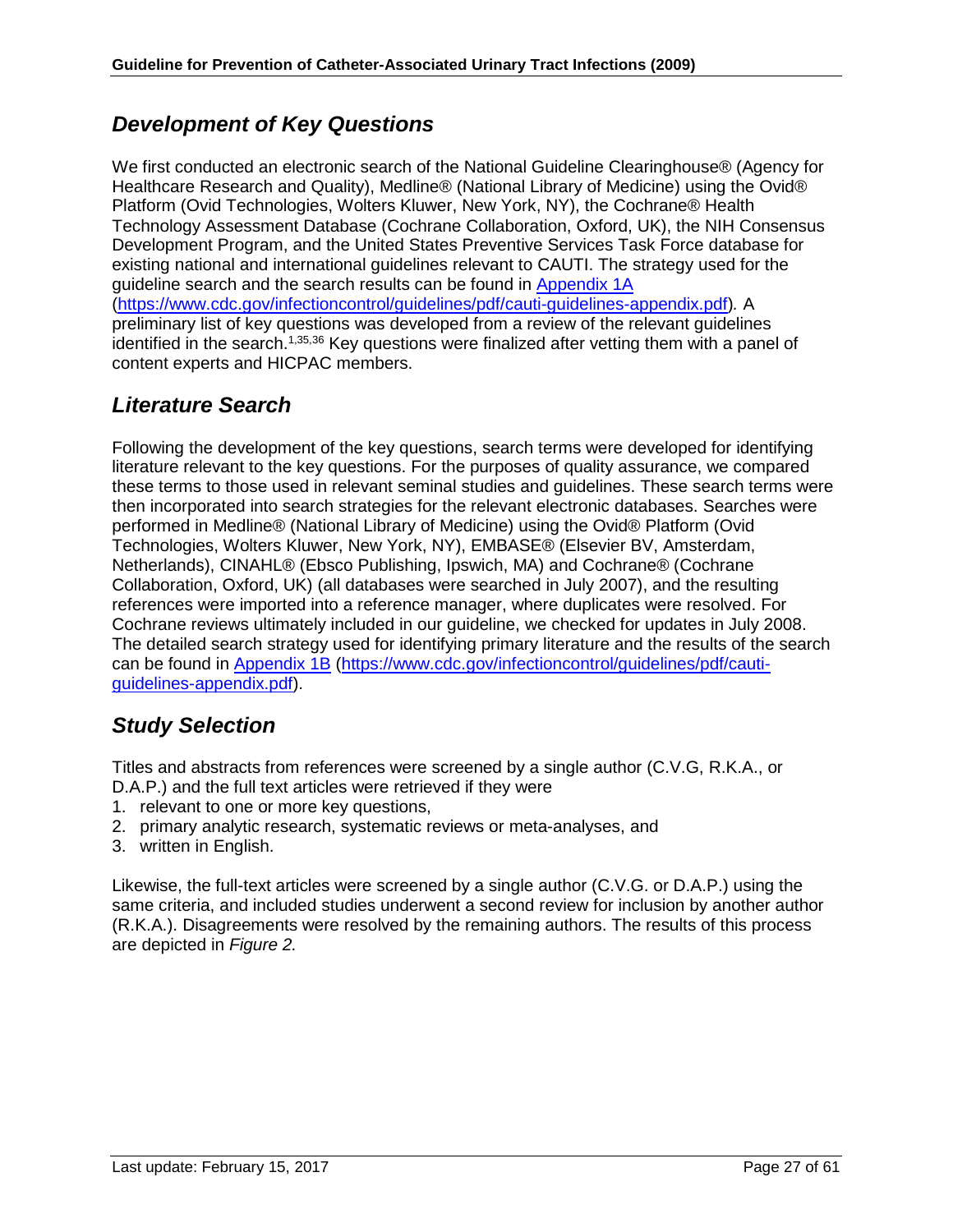## *Development of Key Questions*

We first conducted an electronic search of the National Guideline Clearinghouse® (Agency for Healthcare Research and Quality), Medline® (National Library of Medicine) using the Ovid® Platform (Ovid Technologies, Wolters Kluwer, New York, NY), the Cochrane® Health Technology Assessment Database (Cochrane Collaboration, Oxford, UK), the NIH Consensus Development Program, and the United States Preventive Services Task Force database for existing national and international guidelines relevant to CAUTI. The strategy used for the guideline search and the search results can be found in [Appendix 1A](https://www.cdc.gov/infectioncontrol/guidelines/pdf/cauti-guidelines-appendix.pdf) (https://www.cdc.gov/infectioncontrol/guidelines/pdf/cauti-guidelines-appendix.pdf). A preliminary list of key questions was developed from a review of the relevant guidelines identified in the search.[1,35,36] Key questions were finalized after vetting them with a panel of content experts and HICPAC members.

## *Literature Search*

Following the development of the key questions, search terms were developed for identifying literature relevant to the key questions. For the purposes of quality assurance, we compared these terms to those used in relevant seminal studies and guidelines. These search terms were then incorporated into search strategies for the relevant electronic databases. Searches were performed in Medline® (National Library of Medicine) using the Ovid® Platform (Ovid Technologies, Wolters Kluwer, New York, NY), EMBASE® (Elsevier BV, Amsterdam, Netherlands), CINAHL® (Ebsco Publishing, Ipswich, MA) and Cochrane® (Cochrane Collaboration, Oxford, UK) (all databases were searched in July 2007), and the resulting references were imported into a reference manager, where duplicates were resolved. For Cochrane reviews ultimately included in our guideline, we checked for updates in July 2008. The detailed search strategy used for identifying primary literature and the results of the search can be found in [Appendix 1B](https://www.cdc.gov/infectioncontrol/guidelines/pdf/cauti-guidelines-appendix.pdf) (https://www.cdc.gov/infectioncontrol/guidelines/pdf/cauti-guidelines-appendix.pdf).

## *Study Selection*

Titles and abstracts from references were screened by a single author (C.V.G, R.K.A., or D.A.P.) and the full text articles were retrieved if they were

1. relevant to one or more key questions,
2. primary analytic research, systematic reviews or meta-analyses, and
3. written in English.

Likewise, the full-text articles were screened by a single author (C.V.G. or D.A.P.) using the same criteria, and included studies underwent a second review for inclusion by another author (R.K.A.). Disagreements were resolved by the remaining authors. The results of this process are depicted in *Figure 2.*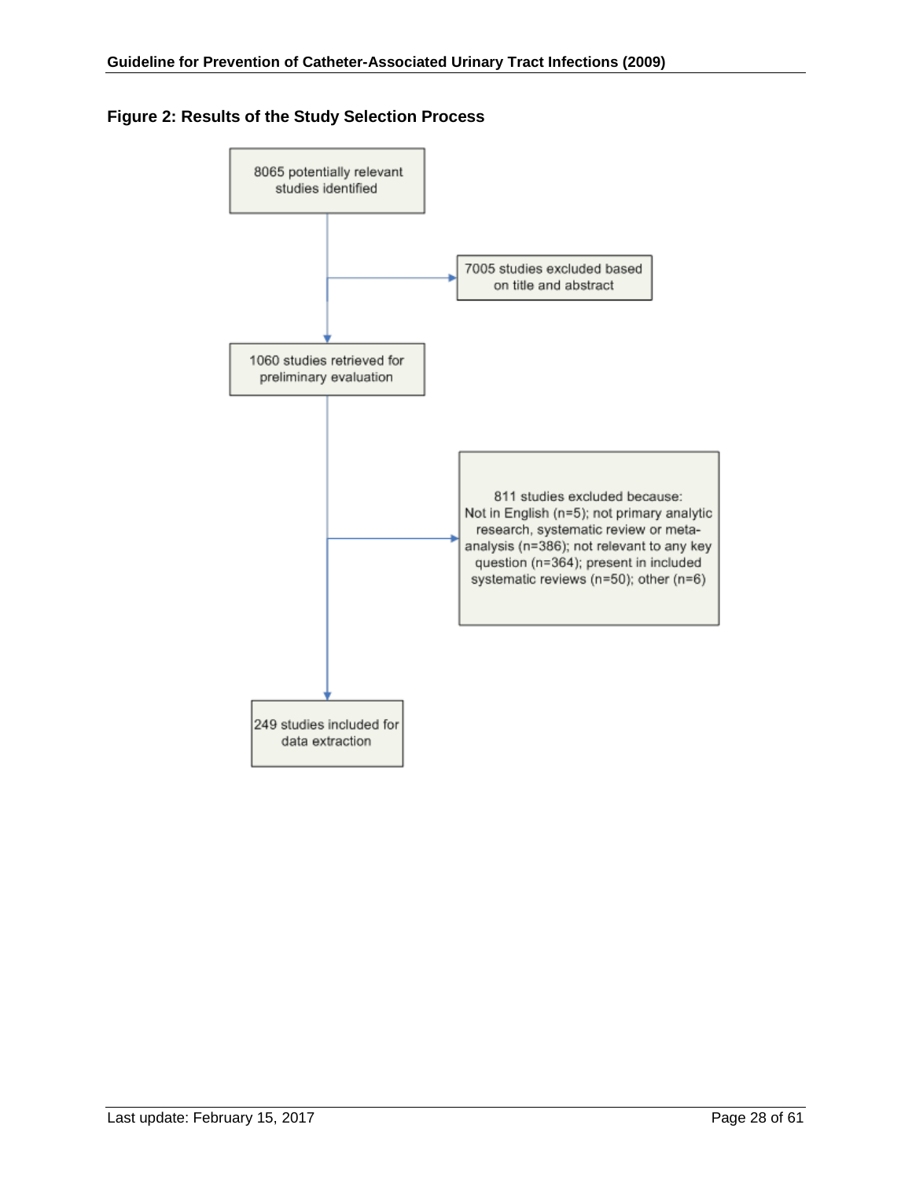**Figure 2: Results of the Study Selection Process**

8065 potentially relevant studies identified

→ 7005 studies excluded based on title and abstract

1060 studies retrieved for preliminary evaluation

→ 811 studies excluded because: Not in English (n=5); not primary analytic research, systematic review or meta-analysis (n=386); not relevant to any key question (n=364); present in included systematic reviews (n=50); other (n=6)

249 studies included for data extraction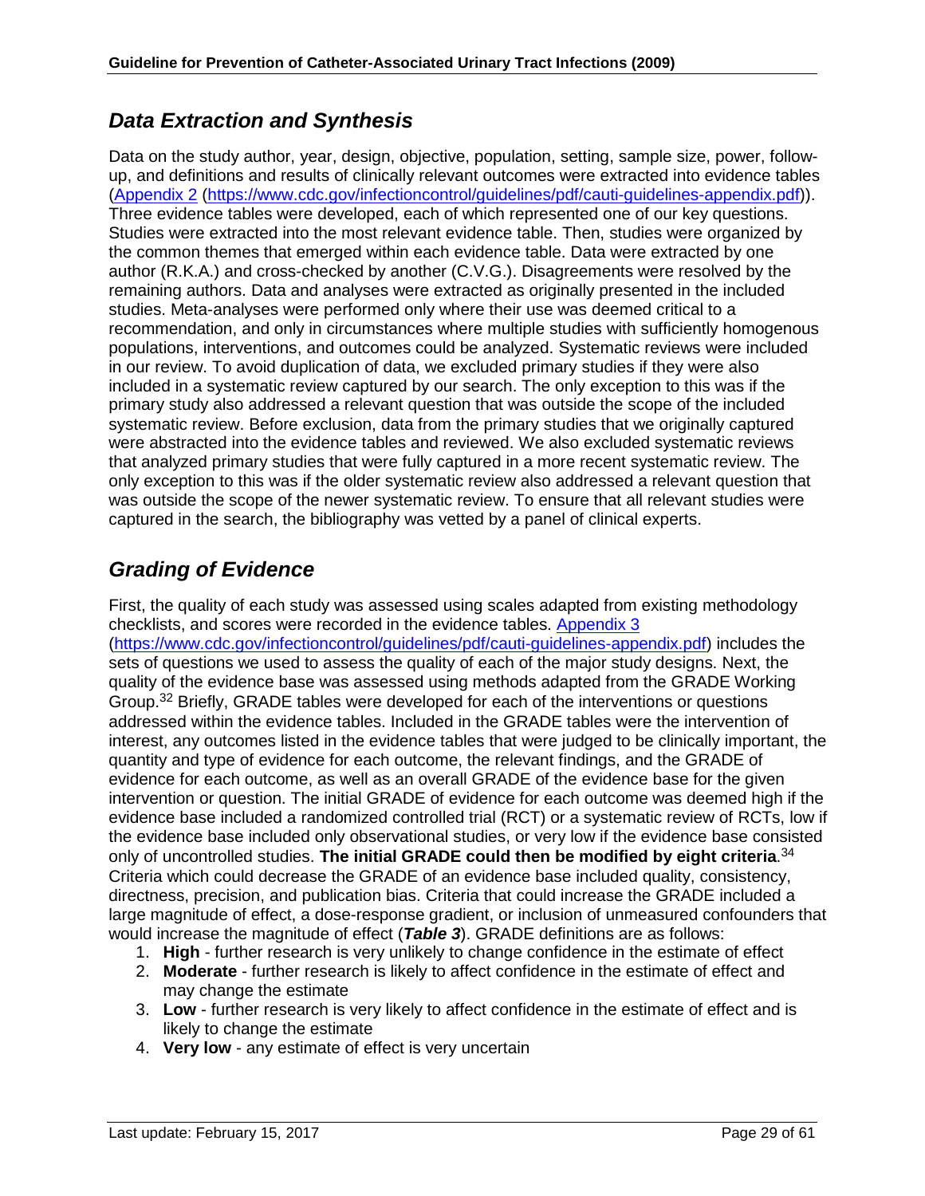## *Data Extraction and Synthesis*

Data on the study author, year, design, objective, population, setting, sample size, power, follow-up, and definitions and results of clinically relevant outcomes were extracted into evidence tables (Appendix 2 (https://www.cdc.gov/infectioncontrol/guidelines/pdf/cauti-guidelines-appendix.pdf)). Three evidence tables were developed, each of which represented one of our key questions. Studies were extracted into the most relevant evidence table. Then, studies were organized by the common themes that emerged within each evidence table. Data were extracted by one author (R.K.A.) and cross-checked by another (C.V.G.). Disagreements were resolved by the remaining authors. Data and analyses were extracted as originally presented in the included studies. Meta-analyses were performed only where their use was deemed critical to a recommendation, and only in circumstances where multiple studies with sufficiently homogenous populations, interventions, and outcomes could be analyzed. Systematic reviews were included in our review. To avoid duplication of data, we excluded primary studies if they were also included in a systematic review captured by our search. The only exception to this was if the primary study also addressed a relevant question that was outside the scope of the included systematic review. Before exclusion, data from the primary studies that we originally captured were abstracted into the evidence tables and reviewed. We also excluded systematic reviews that analyzed primary studies that were fully captured in a more recent systematic review. The only exception to this was if the older systematic review also addressed a relevant question that was outside the scope of the newer systematic review. To ensure that all relevant studies were captured in the search, the bibliography was vetted by a panel of clinical experts.

## *Grading of Evidence*

First, the quality of each study was assessed using scales adapted from existing methodology checklists, and scores were recorded in the evidence tables. Appendix 3 (https://www.cdc.gov/infectioncontrol/guidelines/pdf/cauti-guidelines-appendix.pdf) includes the sets of questions we used to assess the quality of each of the major study designs. Next, the quality of the evidence base was assessed using methods adapted from the GRADE Working Group.[32] Briefly, GRADE tables were developed for each of the interventions or questions addressed within the evidence tables. Included in the GRADE tables were the intervention of interest, any outcomes listed in the evidence tables that were judged to be clinically important, the quantity and type of evidence for each outcome, the relevant findings, and the GRADE of evidence for each outcome, as well as an overall GRADE of the evidence base for the given intervention or question. The initial GRADE of evidence for each outcome was deemed high if the evidence base included a randomized controlled trial (RCT) or a systematic review of RCTs, low if the evidence base included only observational studies, or very low if the evidence base consisted only of uncontrolled studies. **The initial GRADE could then be modified by eight criteria**.[34] Criteria which could decrease the GRADE of an evidence base included quality, consistency, directness, precision, and publication bias. Criteria that could increase the GRADE included a large magnitude of effect, a dose-response gradient, or inclusion of unmeasured confounders that would increase the magnitude of effect (***Table 3***). GRADE definitions are as follows:

1. **High** - further research is very unlikely to change confidence in the estimate of effect
2. **Moderate** - further research is likely to affect confidence in the estimate of effect and may change the estimate
3. **Low** - further research is very likely to affect confidence in the estimate of effect and is likely to change the estimate
4. **Very low** - any estimate of effect is very uncertain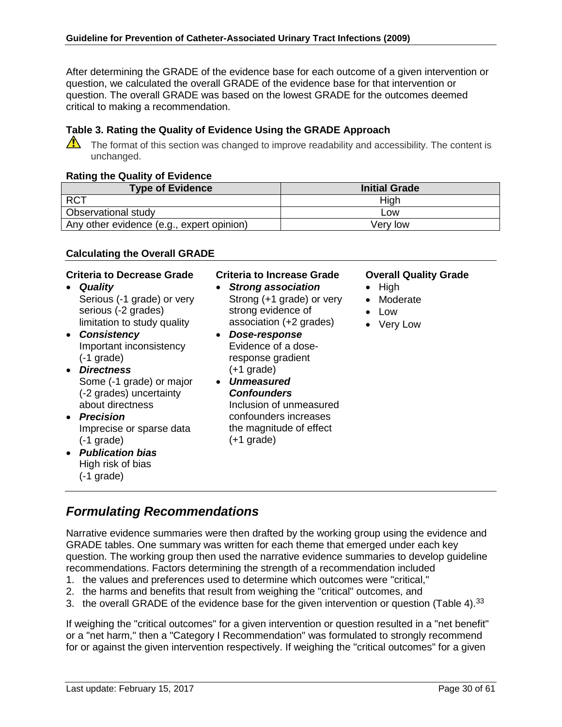After determining the GRADE of the evidence base for each outcome of a given intervention or question, we calculated the overall GRADE of the evidence base for that intervention or question. The overall GRADE was based on the lowest GRADE for the outcomes deemed critical to making a recommendation.

### Table 3. Rating the Quality of Evidence Using the GRADE Approach

The format of this section was changed to improve readability and accessibility. The content is unchanged.

**Rating the Quality of Evidence**

| Type of Evidence | Initial Grade |
| --- | --- |
| RCT | High |
| Observational study | Low |
| Any other evidence (e.g., expert opinion) | Very low |

**Calculating the Overall GRADE**

**Criteria to Decrease Grade**

- ***Quality***
  Serious (-1 grade) or very serious (-2 grades) limitation to study quality
- ***Consistency***
  Important inconsistency (-1 grade)
- ***Directness***
  Some (-1 grade) or major (-2 grades) uncertainty about directness
- ***Precision***
  Imprecise or sparse data (-1 grade)
- ***Publication bias***
  High risk of bias (-1 grade)

**Criteria to Increase Grade**

- ***Strong association***
  Strong (+1 grade) or very strong evidence of association (+2 grades)
- ***Dose-response***
  Evidence of a dose-response gradient (+1 grade)
- ***Unmeasured Confounders***
  Inclusion of unmeasured confounders increases the magnitude of effect (+1 grade)

**Overall Quality Grade**

- High
- Moderate
- Low
- Very Low

## *Formulating Recommendations*

Narrative evidence summaries were then drafted by the working group using the evidence and GRADE tables. One summary was written for each theme that emerged under each key question. The working group then used the narrative evidence summaries to develop guideline recommendations. Factors determining the strength of a recommendation included

1. the values and preferences used to determine which outcomes were "critical,"
2. the harms and benefits that result from weighing the "critical" outcomes, and
3. the overall GRADE of the evidence base for the given intervention or question (Table 4).[33]

If weighing the "critical outcomes" for a given intervention or question resulted in a "net benefit" or a "net harm," then a "Category I Recommendation" was formulated to strongly recommend for or against the given intervention respectively. If weighing the "critical outcomes" for a given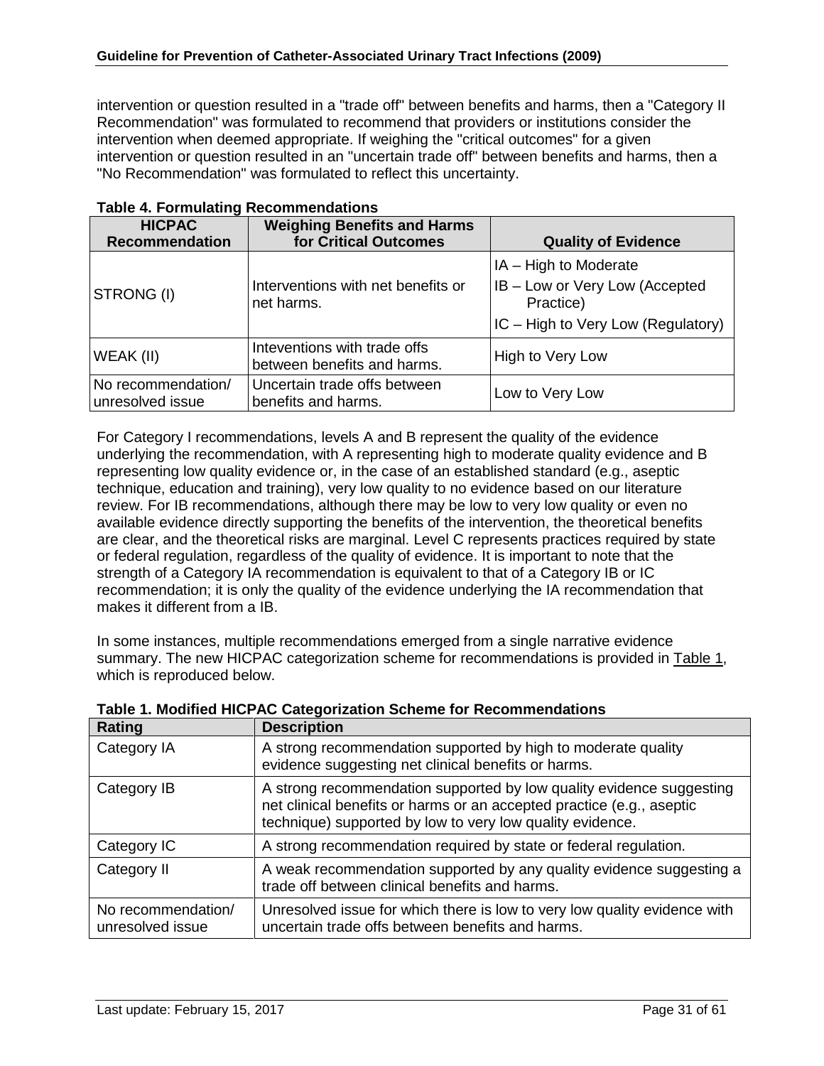intervention or question resulted in a "trade off" between benefits and harms, then a "Category II Recommendation" was formulated to recommend that providers or institutions consider the intervention when deemed appropriate. If weighing the "critical outcomes" for a given intervention or question resulted in an "uncertain trade off" between benefits and harms, then a "No Recommendation" was formulated to reflect this uncertainty.

**Table 4. Formulating Recommendations**

| HICPAC Recommendation | Weighing Benefits and Harms for Critical Outcomes | Quality of Evidence |
|---|---|---|
| STRONG (I) | Interventions with net benefits or net harms. | IA – High to Moderate<br>IB – Low or Very Low (Accepted Practice)<br>IC – High to Very Low (Regulatory) |
| WEAK (II) | Inteventions with trade offs between benefits and harms. | High to Very Low |
| No recommendation/ unresolved issue | Uncertain trade offs between benefits and harms. | Low to Very Low |

For Category I recommendations, levels A and B represent the quality of the evidence underlying the recommendation, with A representing high to moderate quality evidence and B representing low quality evidence or, in the case of an established standard (e.g., aseptic technique, education and training), very low quality to no evidence based on our literature review. For IB recommendations, although there may be low to very low quality or even no available evidence directly supporting the benefits of the intervention, the theoretical benefits are clear, and the theoretical risks are marginal. Level C represents practices required by state or federal regulation, regardless of the quality of evidence. It is important to note that the strength of a Category IA recommendation is equivalent to that of a Category IB or IC recommendation; it is only the quality of the evidence underlying the IA recommendation that makes it different from a IB.

In some instances, multiple recommendations emerged from a single narrative evidence summary. The new HICPAC categorization scheme for recommendations is provided in Table 1, which is reproduced below.

**Table 1. Modified HICPAC Categorization Scheme for Recommendations**

| Rating | Description |
|---|---|
| Category IA | A strong recommendation supported by high to moderate quality evidence suggesting net clinical benefits or harms. |
| Category IB | A strong recommendation supported by low quality evidence suggesting net clinical benefits or harms or an accepted practice (e.g., aseptic technique) supported by low to very low quality evidence. |
| Category IC | A strong recommendation required by state or federal regulation. |
| Category II | A weak recommendation supported by any quality evidence suggesting a trade off between clinical benefits and harms. |
| No recommendation/ unresolved issue | Unresolved issue for which there is low to very low quality evidence with uncertain trade offs between benefits and harms. |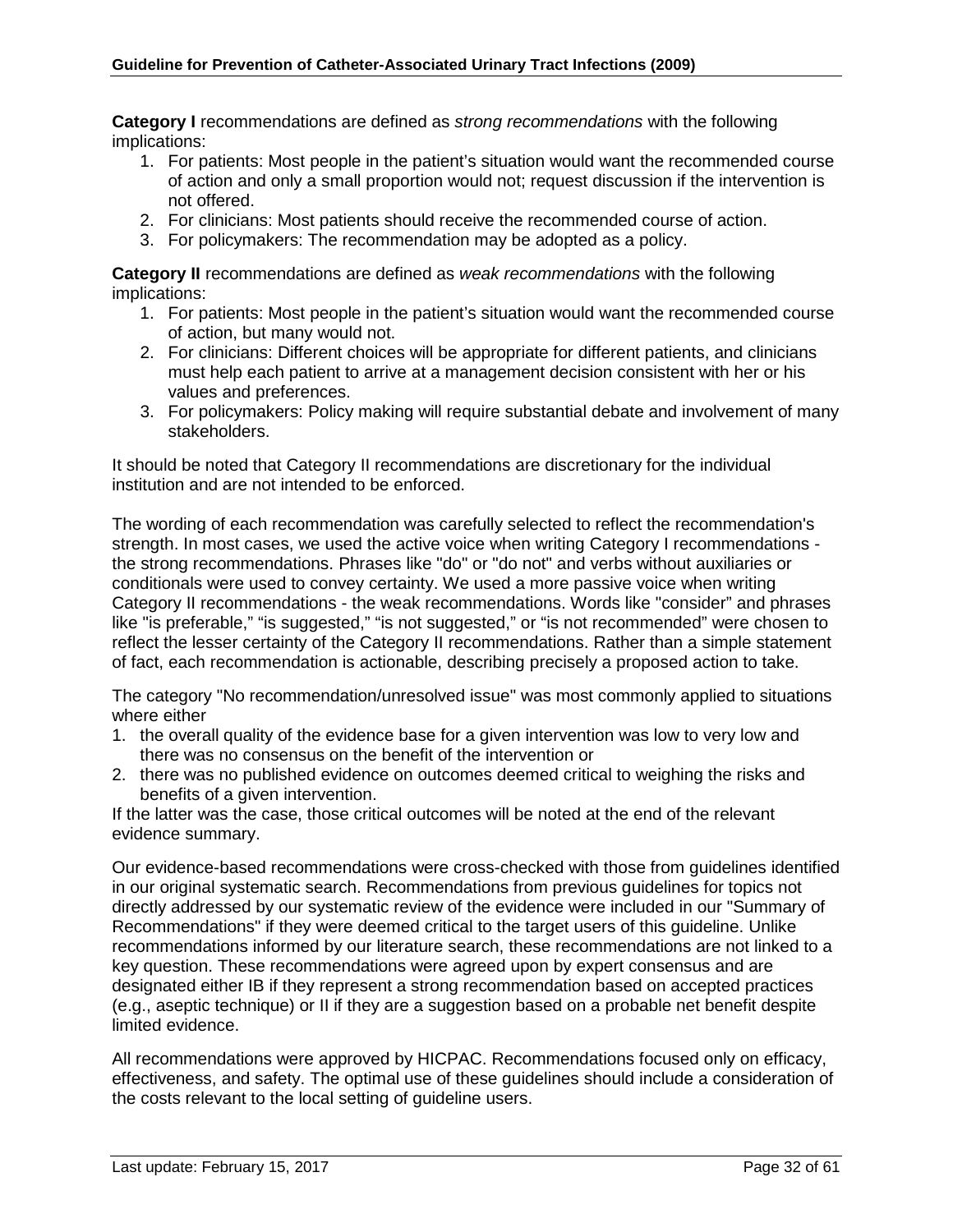**Category I** recommendations are defined as *strong recommendations* with the following implications:

1. For patients: Most people in the patient's situation would want the recommended course of action and only a small proportion would not; request discussion if the intervention is not offered.
2. For clinicians: Most patients should receive the recommended course of action.
3. For policymakers: The recommendation may be adopted as a policy.

**Category II** recommendations are defined as *weak recommendations* with the following implications:

1. For patients: Most people in the patient's situation would want the recommended course of action, but many would not.
2. For clinicians: Different choices will be appropriate for different patients, and clinicians must help each patient to arrive at a management decision consistent with her or his values and preferences.
3. For policymakers: Policy making will require substantial debate and involvement of many stakeholders.

It should be noted that Category II recommendations are discretionary for the individual institution and are not intended to be enforced.

The wording of each recommendation was carefully selected to reflect the recommendation's strength. In most cases, we used the active voice when writing Category I recommendations - the strong recommendations. Phrases like "do" or "do not" and verbs without auxiliaries or conditionals were used to convey certainty. We used a more passive voice when writing Category II recommendations - the weak recommendations. Words like "consider" and phrases like "is preferable," "is suggested," "is not suggested," or "is not recommended" were chosen to reflect the lesser certainty of the Category II recommendations. Rather than a simple statement of fact, each recommendation is actionable, describing precisely a proposed action to take.

The category "No recommendation/unresolved issue" was most commonly applied to situations where either

1. the overall quality of the evidence base for a given intervention was low to very low and there was no consensus on the benefit of the intervention or
2. there was no published evidence on outcomes deemed critical to weighing the risks and benefits of a given intervention.

If the latter was the case, those critical outcomes will be noted at the end of the relevant evidence summary.

Our evidence-based recommendations were cross-checked with those from guidelines identified in our original systematic search. Recommendations from previous guidelines for topics not directly addressed by our systematic review of the evidence were included in our "Summary of Recommendations" if they were deemed critical to the target users of this guideline. Unlike recommendations informed by our literature search, these recommendations are not linked to a key question. These recommendations were agreed upon by expert consensus and are designated either IB if they represent a strong recommendation based on accepted practices (e.g., aseptic technique) or II if they are a suggestion based on a probable net benefit despite limited evidence.

All recommendations were approved by HICPAC. Recommendations focused only on efficacy, effectiveness, and safety. The optimal use of these guidelines should include a consideration of the costs relevant to the local setting of guideline users.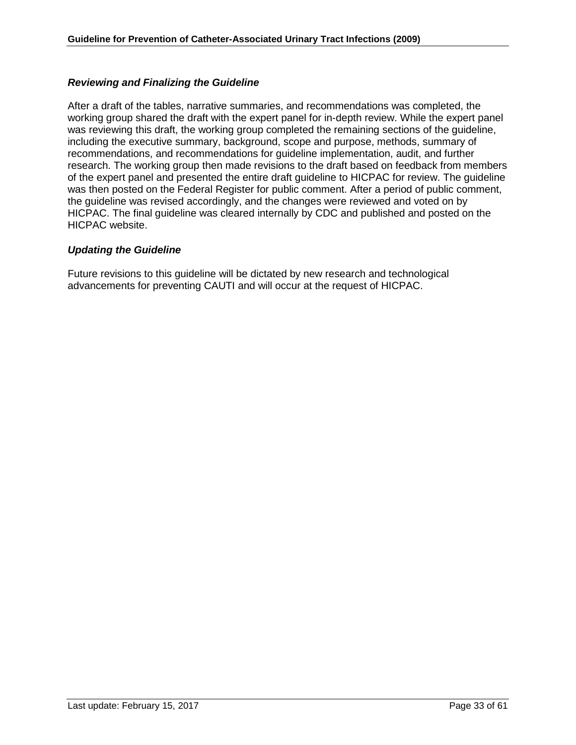### *Reviewing and Finalizing the Guideline*

After a draft of the tables, narrative summaries, and recommendations was completed, the working group shared the draft with the expert panel for in-depth review. While the expert panel was reviewing this draft, the working group completed the remaining sections of the guideline, including the executive summary, background, scope and purpose, methods, summary of recommendations, and recommendations for guideline implementation, audit, and further research. The working group then made revisions to the draft based on feedback from members of the expert panel and presented the entire draft guideline to HICPAC for review. The guideline was then posted on the Federal Register for public comment. After a period of public comment, the guideline was revised accordingly, and the changes were reviewed and voted on by HICPAC. The final guideline was cleared internally by CDC and published and posted on the HICPAC website.

### *Updating the Guideline*

Future revisions to this guideline will be dictated by new research and technological advancements for preventing CAUTI and will occur at the request of HICPAC.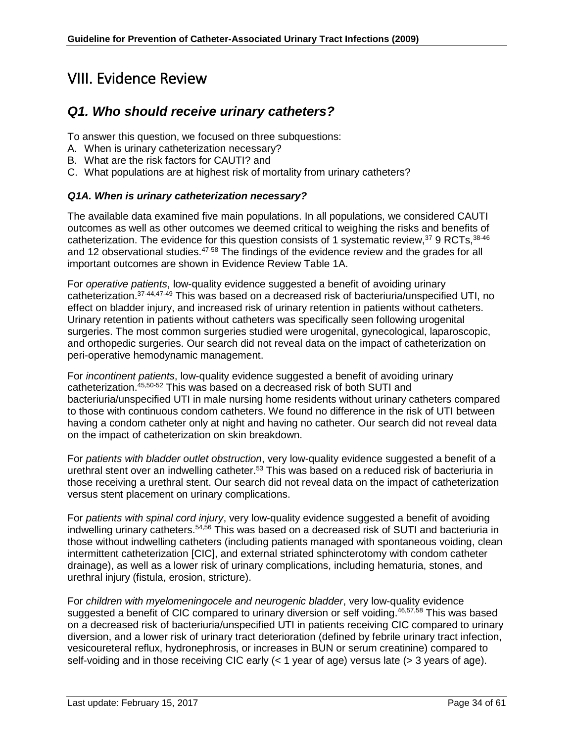# VIII. Evidence Review

## Q1. Who should receive urinary catheters?

To answer this question, we focused on three subquestions:

A. When is urinary catheterization necessary?
B. What are the risk factors for CAUTI? and
C. What populations are at highest risk of mortality from urinary catheters?

### Q1A. When is urinary catheterization necessary?

The available data examined five main populations. In all populations, we considered CAUTI outcomes as well as other outcomes we deemed critical to weighing the risks and benefits of catheterization. The evidence for this question consists of 1 systematic review,[37] 9 RCTs,[38-46] and 12 observational studies.[47-58] The findings of the evidence review and the grades for all important outcomes are shown in Evidence Review Table 1A.

For *operative patients*, low-quality evidence suggested a benefit of avoiding urinary catheterization.[37-44,47-49] This was based on a decreased risk of bacteriuria/unspecified UTI, no effect on bladder injury, and increased risk of urinary retention in patients without catheters. Urinary retention in patients without catheters was specifically seen following urogenital surgeries. The most common surgeries studied were urogenital, gynecological, laparoscopic, and orthopedic surgeries. Our search did not reveal data on the impact of catheterization on peri-operative hemodynamic management.

For *incontinent patients*, low-quality evidence suggested a benefit of avoiding urinary catheterization.[45,50-52] This was based on a decreased risk of both SUTI and bacteriuria/unspecified UTI in male nursing home residents without urinary catheters compared to those with continuous condom catheters. We found no difference in the risk of UTI between having a condom catheter only at night and having no catheter. Our search did not reveal data on the impact of catheterization on skin breakdown.

For *patients with bladder outlet obstruction*, very low-quality evidence suggested a benefit of a urethral stent over an indwelling catheter.[53] This was based on a reduced risk of bacteriuria in those receiving a urethral stent. Our search did not reveal data on the impact of catheterization versus stent placement on urinary complications.

For *patients with spinal cord injury*, very low-quality evidence suggested a benefit of avoiding indwelling urinary catheters.[54,56] This was based on a decreased risk of SUTI and bacteriuria in those without indwelling catheters (including patients managed with spontaneous voiding, clean intermittent catheterization [CIC], and external striated sphincterotomy with condom catheter drainage), as well as a lower risk of urinary complications, including hematuria, stones, and urethral injury (fistula, erosion, stricture).

For *children with myelomeningocele and neurogenic bladder*, very low-quality evidence suggested a benefit of CIC compared to urinary diversion or self voiding.[46,57,58] This was based on a decreased risk of bacteriuria/unspecified UTI in patients receiving CIC compared to urinary diversion, and a lower risk of urinary tract deterioration (defined by febrile urinary tract infection, vesicoureteral reflux, hydronephrosis, or increases in BUN or serum creatinine) compared to self-voiding and in those receiving CIC early (< 1 year of age) versus late (> 3 years of age).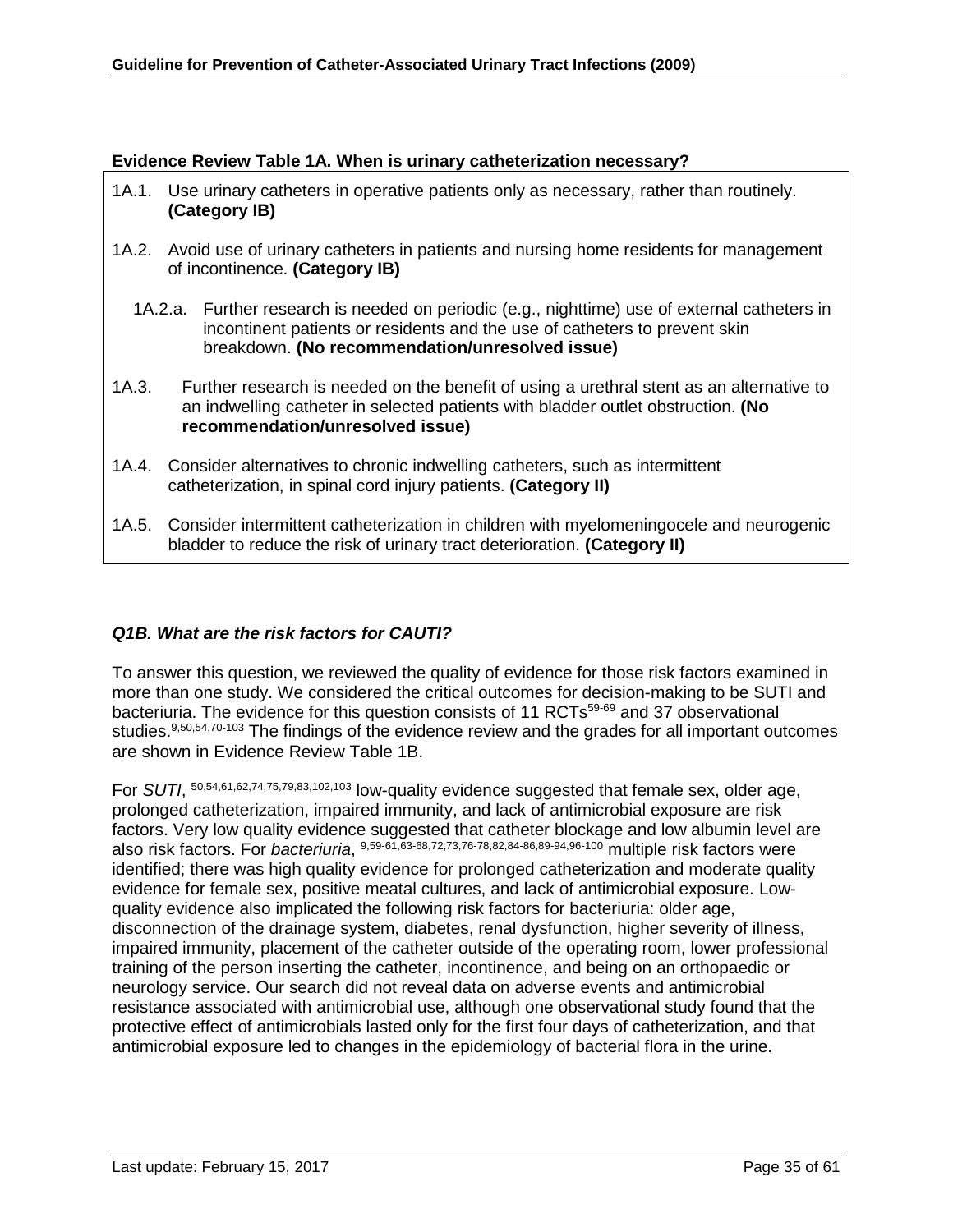**Evidence Review Table 1A. When is urinary catheterization necessary?**

1A.1. Use urinary catheters in operative patients only as necessary, rather than routinely. **(Category IB)**

1A.2. Avoid use of urinary catheters in patients and nursing home residents for management of incontinence. **(Category IB)**

- 1A.2.a. Further research is needed on periodic (e.g., nighttime) use of external catheters in incontinent patients or residents and the use of catheters to prevent skin breakdown. **(No recommendation/unresolved issue)**

1A.3. Further research is needed on the benefit of using a urethral stent as an alternative to an indwelling catheter in selected patients with bladder outlet obstruction. **(No recommendation/unresolved issue)**

1A.4. Consider alternatives to chronic indwelling catheters, such as intermittent catheterization, in spinal cord injury patients. **(Category II)**

1A.5. Consider intermittent catheterization in children with myelomeningocele and neurogenic bladder to reduce the risk of urinary tract deterioration. **(Category II)**

### *Q1B. What are the risk factors for CAUTI?*

To answer this question, we reviewed the quality of evidence for those risk factors examined in more than one study. We considered the critical outcomes for decision-making to be SUTI and bacteriuria. The evidence for this question consists of 11 RCTs[59-69] and 37 observational studies.[9,50,54,70-103] The findings of the evidence review and the grades for all important outcomes are shown in Evidence Review Table 1B.

For *SUTI*, [50,54,61,62,74,75,79,83,102,103] low-quality evidence suggested that female sex, older age, prolonged catheterization, impaired immunity, and lack of antimicrobial exposure are risk factors. Very low quality evidence suggested that catheter blockage and low albumin level are also risk factors. For *bacteriuria*, [9,59-61,63-68,72,73,76-78,82,84-86,89-94,96-100] multiple risk factors were identified; there was high quality evidence for prolonged catheterization and moderate quality evidence for female sex, positive meatal cultures, and lack of antimicrobial exposure. Low-quality evidence also implicated the following risk factors for bacteriuria: older age, disconnection of the drainage system, diabetes, renal dysfunction, higher severity of illness, impaired immunity, placement of the catheter outside of the operating room, lower professional training of the person inserting the catheter, incontinence, and being on an orthopaedic or neurology service. Our search did not reveal data on adverse events and antimicrobial resistance associated with antimicrobial use, although one observational study found that the protective effect of antimicrobials lasted only for the first four days of catheterization, and that antimicrobial exposure led to changes in the epidemiology of bacterial flora in the urine.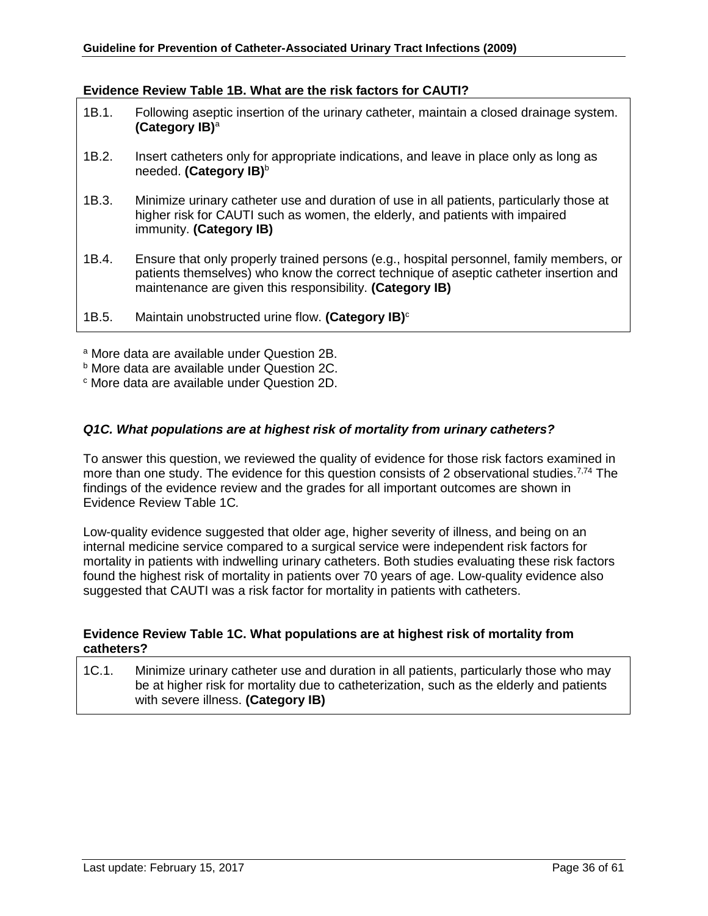**Evidence Review Table 1B. What are the risk factors for CAUTI?**

| | |
|---|---|
| 1B.1. | Following aseptic insertion of the urinary catheter, maintain a closed drainage system. **(Category IB)**[a] |
| 1B.2. | Insert catheters only for appropriate indications, and leave in place only as long as needed. **(Category IB)**[b] |
| 1B.3. | Minimize urinary catheter use and duration of use in all patients, particularly those at higher risk for CAUTI such as women, the elderly, and patients with impaired immunity. **(Category IB)** |
| 1B.4. | Ensure that only properly trained persons (e.g., hospital personnel, family members, or patients themselves) who know the correct technique of aseptic catheter insertion and maintenance are given this responsibility. **(Category IB)** |
| 1B.5. | Maintain unobstructed urine flow. **(Category IB)**[c] |

[a] More data are available under Question 2B.
[b] More data are available under Question 2C.
[c] More data are available under Question 2D.

### *Q1C. What populations are at highest risk of mortality from urinary catheters?*

To answer this question, we reviewed the quality of evidence for those risk factors examined in more than one study. The evidence for this question consists of 2 observational studies.[7,74] The findings of the evidence review and the grades for all important outcomes are shown in Evidence Review Table 1C*.*

Low-quality evidence suggested that older age, higher severity of illness, and being on an internal medicine service compared to a surgical service were independent risk factors for mortality in patients with indwelling urinary catheters. Both studies evaluating these risk factors found the highest risk of mortality in patients over 70 years of age. Low-quality evidence also suggested that CAUTI was a risk factor for mortality in patients with catheters.

**Evidence Review Table 1C. What populations are at highest risk of mortality from catheters?**

| | |
|---|---|
| 1C.1. | Minimize urinary catheter use and duration in all patients, particularly those who may be at higher risk for mortality due to catheterization, such as the elderly and patients with severe illness. **(Category IB)** |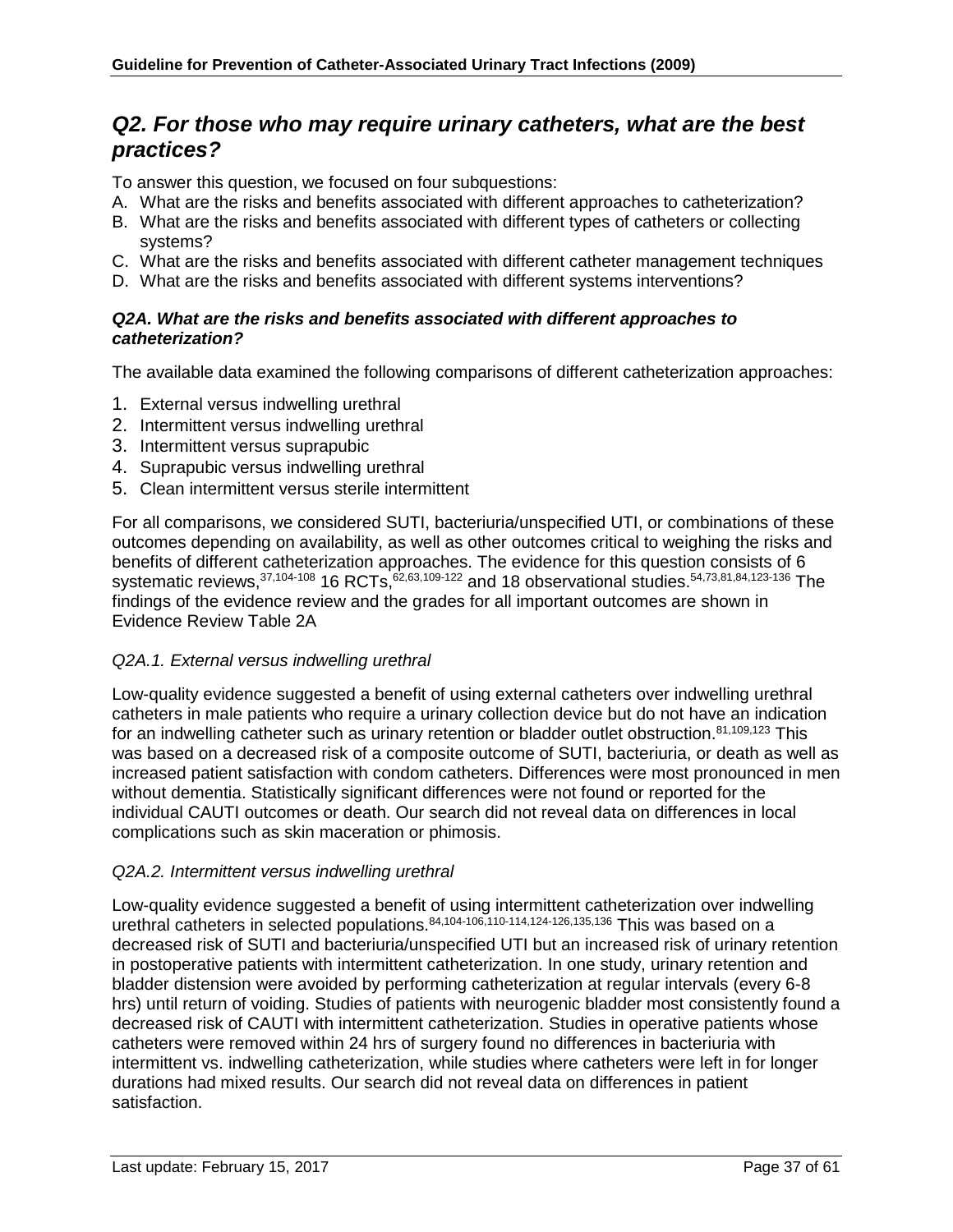## *Q2. For those who may require urinary catheters, what are the best practices?*

To answer this question, we focused on four subquestions:

A. What are the risks and benefits associated with different approaches to catheterization?
B. What are the risks and benefits associated with different types of catheters or collecting systems?
C. What are the risks and benefits associated with different catheter management techniques
D. What are the risks and benefits associated with different systems interventions?

### *Q2A. What are the risks and benefits associated with different approaches to catheterization?*

The available data examined the following comparisons of different catheterization approaches:

1. External versus indwelling urethral
2. Intermittent versus indwelling urethral
3. Intermittent versus suprapubic
4. Suprapubic versus indwelling urethral
5. Clean intermittent versus sterile intermittent

For all comparisons, we considered SUTI, bacteriuria/unspecified UTI, or combinations of these outcomes depending on availability, as well as other outcomes critical to weighing the risks and benefits of different catheterization approaches. The evidence for this question consists of 6 systematic reviews,[37,104-108] 16 RCTs,[62,63,109-122] and 18 observational studies.[54,73,81,84,123-136] The findings of the evidence review and the grades for all important outcomes are shown in Evidence Review Table 2A

*Q2A.1. External versus indwelling urethral*

Low-quality evidence suggested a benefit of using external catheters over indwelling urethral catheters in male patients who require a urinary collection device but do not have an indication for an indwelling catheter such as urinary retention or bladder outlet obstruction.[81,109,123] This was based on a decreased risk of a composite outcome of SUTI, bacteriuria, or death as well as increased patient satisfaction with condom catheters. Differences were most pronounced in men without dementia. Statistically significant differences were not found or reported for the individual CAUTI outcomes or death. Our search did not reveal data on differences in local complications such as skin maceration or phimosis.

*Q2A.2. Intermittent versus indwelling urethral*

Low-quality evidence suggested a benefit of using intermittent catheterization over indwelling urethral catheters in selected populations.[84,104-106,110-114,124-126,135,136] This was based on a decreased risk of SUTI and bacteriuria/unspecified UTI but an increased risk of urinary retention in postoperative patients with intermittent catheterization. In one study, urinary retention and bladder distension were avoided by performing catheterization at regular intervals (every 6-8 hrs) until return of voiding. Studies of patients with neurogenic bladder most consistently found a decreased risk of CAUTI with intermittent catheterization. Studies in operative patients whose catheters were removed within 24 hrs of surgery found no differences in bacteriuria with intermittent vs. indwelling catheterization, while studies where catheters were left in for longer durations had mixed results. Our search did not reveal data on differences in patient satisfaction.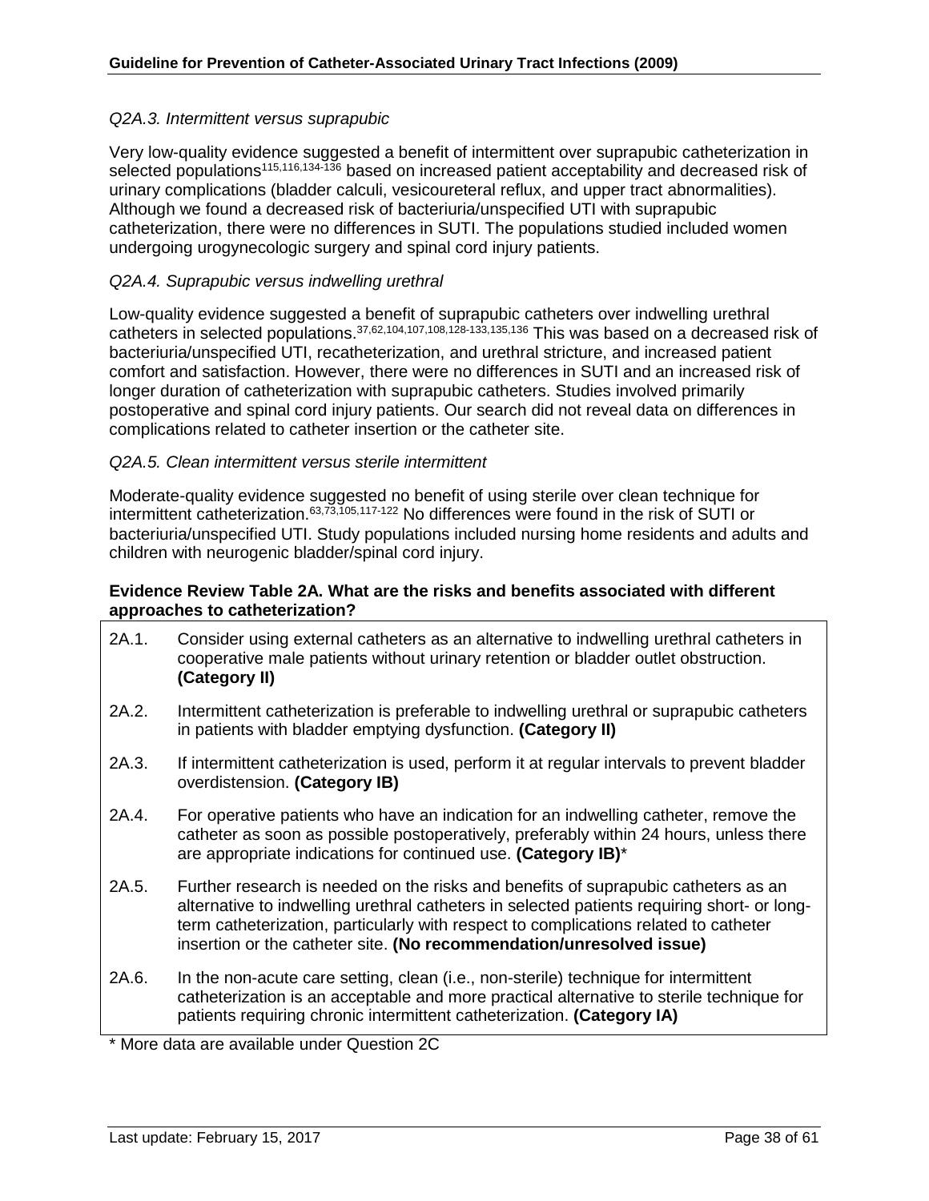*Q2A.3. Intermittent versus suprapubic*

Very low-quality evidence suggested a benefit of intermittent over suprapubic catheterization in selected populations[115,116,134-136] based on increased patient acceptability and decreased risk of urinary complications (bladder calculi, vesicoureteral reflux, and upper tract abnormalities). Although we found a decreased risk of bacteriuria/unspecified UTI with suprapubic catheterization, there were no differences in SUTI. The populations studied included women undergoing urogynecologic surgery and spinal cord injury patients.

*Q2A.4. Suprapubic versus indwelling urethral*

Low-quality evidence suggested a benefit of suprapubic catheters over indwelling urethral catheters in selected populations.[37,62,104,107,108,128-133,135,136] This was based on a decreased risk of bacteriuria/unspecified UTI, recatheterization, and urethral stricture, and increased patient comfort and satisfaction. However, there were no differences in SUTI and an increased risk of longer duration of catheterization with suprapubic catheters. Studies involved primarily postoperative and spinal cord injury patients. Our search did not reveal data on differences in complications related to catheter insertion or the catheter site.

*Q2A.5. Clean intermittent versus sterile intermittent*

Moderate-quality evidence suggested no benefit of using sterile over clean technique for intermittent catheterization.[63,73,105,117-122] No differences were found in the risk of SUTI or bacteriuria/unspecified UTI. Study populations included nursing home residents and adults and children with neurogenic bladder/spinal cord injury.

**Evidence Review Table 2A. What are the risks and benefits associated with different approaches to catheterization?**

| | |
|---|---|
| 2A.1. | Consider using external catheters as an alternative to indwelling urethral catheters in cooperative male patients without urinary retention or bladder outlet obstruction. **(Category II)** |
| 2A.2. | Intermittent catheterization is preferable to indwelling urethral or suprapubic catheters in patients with bladder emptying dysfunction. **(Category II)** |
| 2A.3. | If intermittent catheterization is used, perform it at regular intervals to prevent bladder overdistension. **(Category IB)** |
| 2A.4. | For operative patients who have an indication for an indwelling catheter, remove the catheter as soon as possible postoperatively, preferably within 24 hours, unless there are appropriate indications for continued use. **(Category IB)**\* |
| 2A.5. | Further research is needed on the risks and benefits of suprapubic catheters as an alternative to indwelling urethral catheters in selected patients requiring short- or long-term catheterization, particularly with respect to complications related to catheter insertion or the catheter site. **(No recommendation/unresolved issue)** |
| 2A.6. | In the non-acute care setting, clean (i.e., non-sterile) technique for intermittent catheterization is an acceptable and more practical alternative to sterile technique for patients requiring chronic intermittent catheterization. **(Category IA)** |

\* More data are available under Question 2C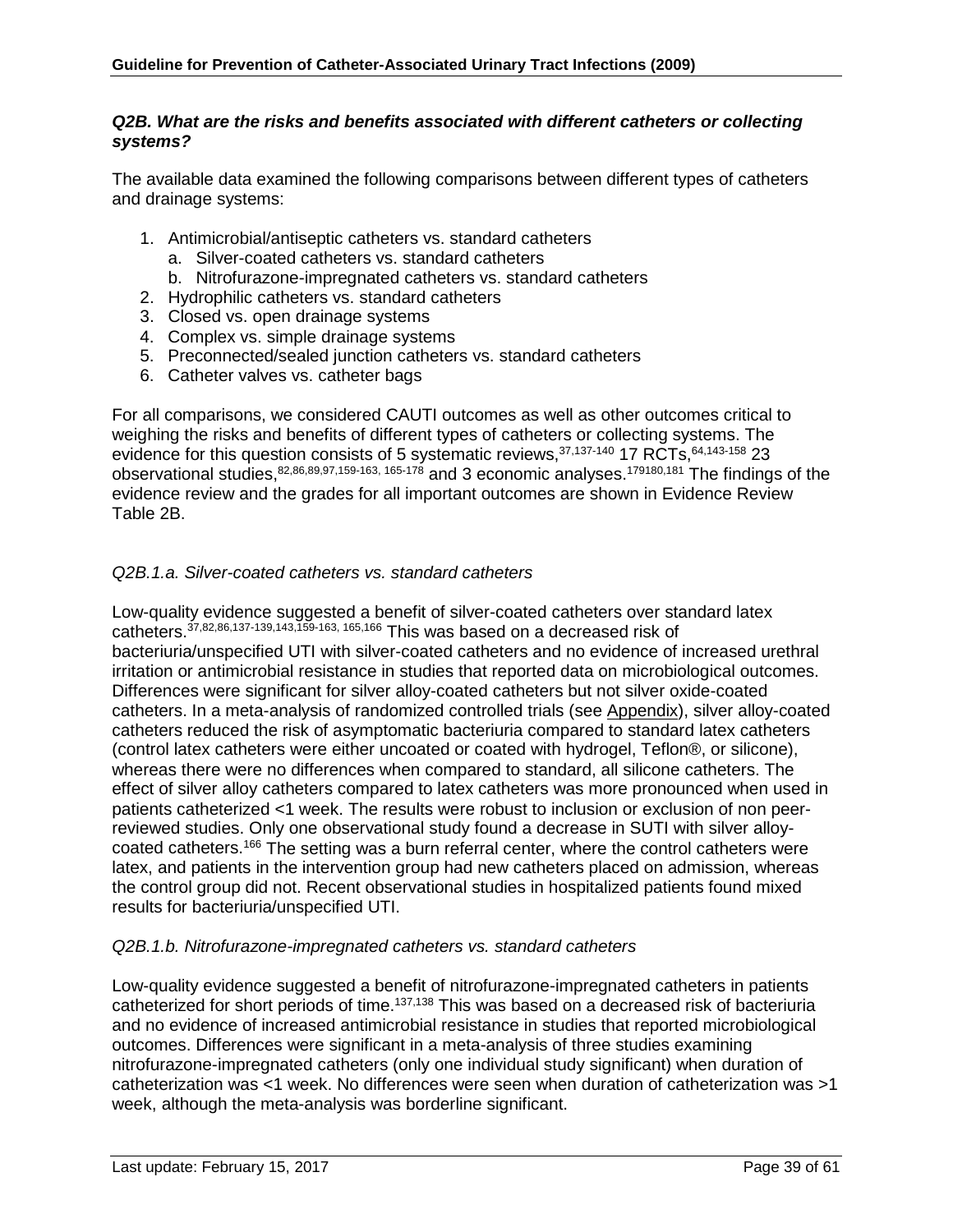### *Q2B. What are the risks and benefits associated with different catheters or collecting systems?*

The available data examined the following comparisons between different types of catheters and drainage systems:

1. Antimicrobial/antiseptic catheters vs. standard catheters
   a. Silver-coated catheters vs. standard catheters
   b. Nitrofurazone-impregnated catheters vs. standard catheters
2. Hydrophilic catheters vs. standard catheters
3. Closed vs. open drainage systems
4. Complex vs. simple drainage systems
5. Preconnected/sealed junction catheters vs. standard catheters
6. Catheter valves vs. catheter bags

For all comparisons, we considered CAUTI outcomes as well as other outcomes critical to weighing the risks and benefits of different types of catheters or collecting systems. The evidence for this question consists of 5 systematic reviews,[37,137-140] 17 RCTs,[64,143-158] 23 observational studies,[82,86,89,97,159-163, 165-178] and 3 economic analyses.[179180,181] The findings of the evidence review and the grades for all important outcomes are shown in Evidence Review Table 2B.

#### *Q2B.1.a. Silver-coated catheters vs. standard catheters*

Low-quality evidence suggested a benefit of silver-coated catheters over standard latex catheters.[37,82,86,137-139,143,159-163, 165,166] This was based on a decreased risk of bacteriuria/unspecified UTI with silver-coated catheters and no evidence of increased urethral irritation or antimicrobial resistance in studies that reported data on microbiological outcomes. Differences were significant for silver alloy-coated catheters but not silver oxide-coated catheters. In a meta-analysis of randomized controlled trials (see Appendix), silver alloy-coated catheters reduced the risk of asymptomatic bacteriuria compared to standard latex catheters (control latex catheters were either uncoated or coated with hydrogel, Teflon®, or silicone), whereas there were no differences when compared to standard, all silicone catheters. The effect of silver alloy catheters compared to latex catheters was more pronounced when used in patients catheterized <1 week. The results were robust to inclusion or exclusion of non peer-reviewed studies. Only one observational study found a decrease in SUTI with silver alloy-coated catheters.[166] The setting was a burn referral center, where the control catheters were latex, and patients in the intervention group had new catheters placed on admission, whereas the control group did not. Recent observational studies in hospitalized patients found mixed results for bacteriuria/unspecified UTI.

#### *Q2B.1.b. Nitrofurazone-impregnated catheters vs. standard catheters*

Low-quality evidence suggested a benefit of nitrofurazone-impregnated catheters in patients catheterized for short periods of time.[137,138] This was based on a decreased risk of bacteriuria and no evidence of increased antimicrobial resistance in studies that reported microbiological outcomes. Differences were significant in a meta-analysis of three studies examining nitrofurazone-impregnated catheters (only one individual study significant) when duration of catheterization was <1 week. No differences were seen when duration of catheterization was >1 week, although the meta-analysis was borderline significant.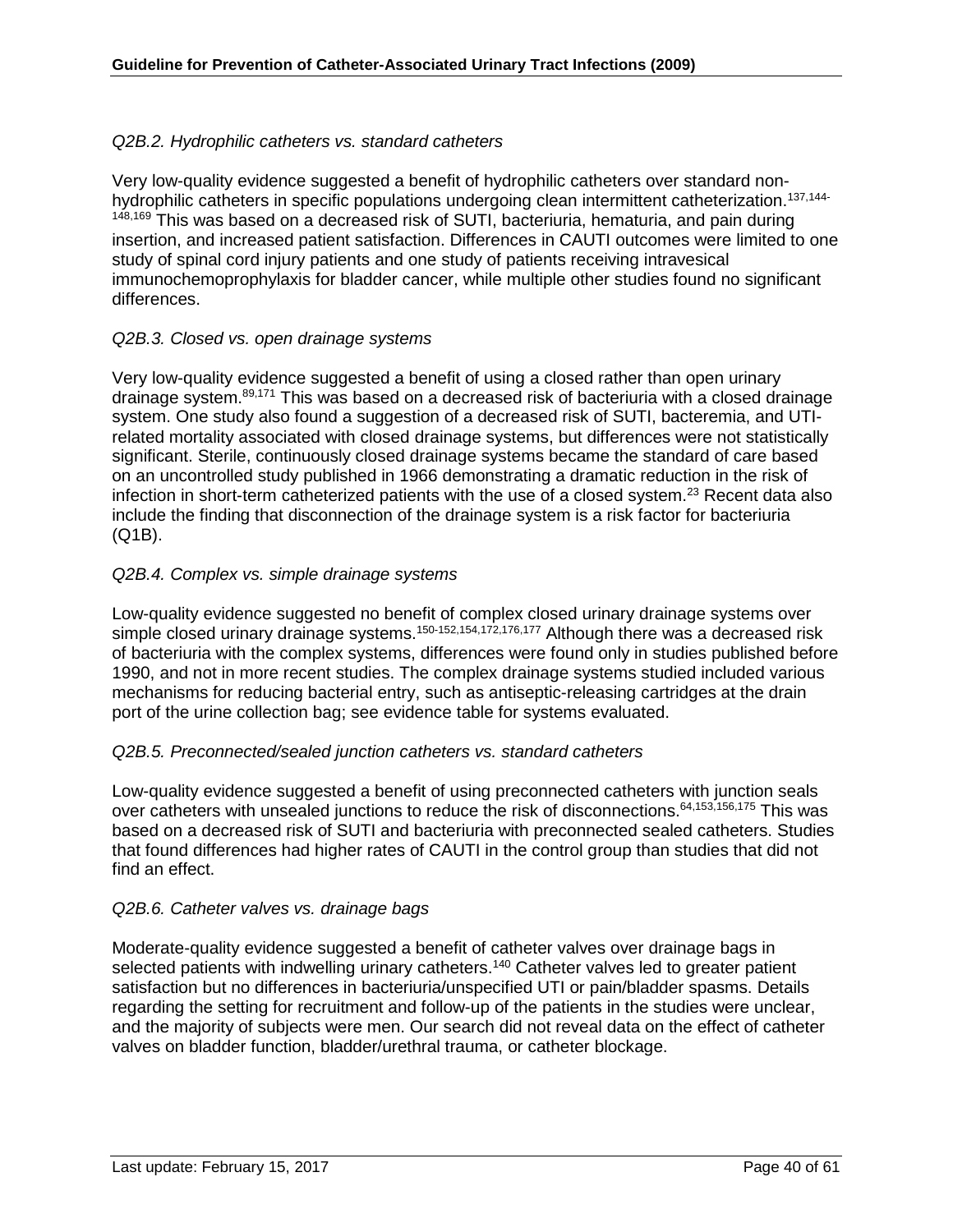*Q2B.2. Hydrophilic catheters vs. standard catheters*

Very low-quality evidence suggested a benefit of hydrophilic catheters over standard non-hydrophilic catheters in specific populations undergoing clean intermittent catheterization.[137,144-148,169] This was based on a decreased risk of SUTI, bacteriuria, hematuria, and pain during insertion, and increased patient satisfaction. Differences in CAUTI outcomes were limited to one study of spinal cord injury patients and one study of patients receiving intravesical immunochemoprophylaxis for bladder cancer, while multiple other studies found no significant differences.

*Q2B.3. Closed vs. open drainage systems*

Very low-quality evidence suggested a benefit of using a closed rather than open urinary drainage system.[89,171] This was based on a decreased risk of bacteriuria with a closed drainage system. One study also found a suggestion of a decreased risk of SUTI, bacteremia, and UTI-related mortality associated with closed drainage systems, but differences were not statistically significant. Sterile, continuously closed drainage systems became the standard of care based on an uncontrolled study published in 1966 demonstrating a dramatic reduction in the risk of infection in short-term catheterized patients with the use of a closed system.[23] Recent data also include the finding that disconnection of the drainage system is a risk factor for bacteriuria (Q1B).

*Q2B.4. Complex vs. simple drainage systems*

Low-quality evidence suggested no benefit of complex closed urinary drainage systems over simple closed urinary drainage systems.[150-152,154,172,176,177] Although there was a decreased risk of bacteriuria with the complex systems, differences were found only in studies published before 1990, and not in more recent studies. The complex drainage systems studied included various mechanisms for reducing bacterial entry, such as antiseptic-releasing cartridges at the drain port of the urine collection bag; see evidence table for systems evaluated.

*Q2B.5. Preconnected/sealed junction catheters vs. standard catheters*

Low-quality evidence suggested a benefit of using preconnected catheters with junction seals over catheters with unsealed junctions to reduce the risk of disconnections.[64,153,156,175] This was based on a decreased risk of SUTI and bacteriuria with preconnected sealed catheters. Studies that found differences had higher rates of CAUTI in the control group than studies that did not find an effect.

*Q2B.6. Catheter valves vs. drainage bags*

Moderate-quality evidence suggested a benefit of catheter valves over drainage bags in selected patients with indwelling urinary catheters.[140] Catheter valves led to greater patient satisfaction but no differences in bacteriuria/unspecified UTI or pain/bladder spasms. Details regarding the setting for recruitment and follow-up of the patients in the studies were unclear, and the majority of subjects were men. Our search did not reveal data on the effect of catheter valves on bladder function, bladder/urethral trauma, or catheter blockage.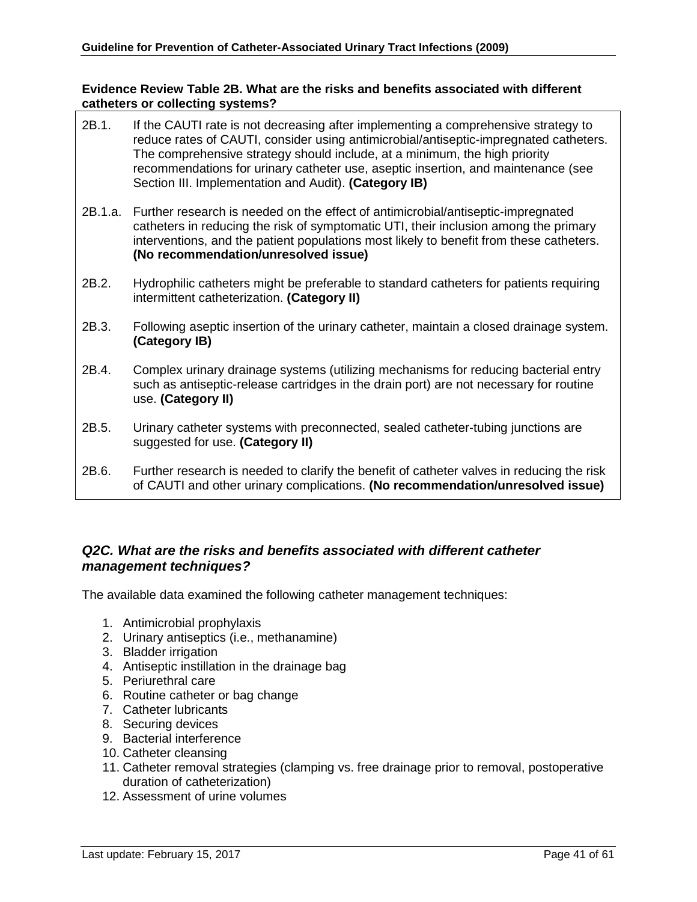**Evidence Review Table 2B. What are the risks and benefits associated with different catheters or collecting systems?**

| | |
|---|---|
| 2B.1. | If the CAUTI rate is not decreasing after implementing a comprehensive strategy to reduce rates of CAUTI, consider using antimicrobial/antiseptic-impregnated catheters. The comprehensive strategy should include, at a minimum, the high priority recommendations for urinary catheter use, aseptic insertion, and maintenance (see Section III. Implementation and Audit). **(Category IB)** |
| 2B.1.a. | Further research is needed on the effect of antimicrobial/antiseptic-impregnated catheters in reducing the risk of symptomatic UTI, their inclusion among the primary interventions, and the patient populations most likely to benefit from these catheters. **(No recommendation/unresolved issue)** |
| 2B.2. | Hydrophilic catheters might be preferable to standard catheters for patients requiring intermittent catheterization. **(Category II)** |
| 2B.3. | Following aseptic insertion of the urinary catheter, maintain a closed drainage system. **(Category IB)** |
| 2B.4. | Complex urinary drainage systems (utilizing mechanisms for reducing bacterial entry such as antiseptic-release cartridges in the drain port) are not necessary for routine use. **(Category II)** |
| 2B.5. | Urinary catheter systems with preconnected, sealed catheter-tubing junctions are suggested for use. **(Category II)** |
| 2B.6. | Further research is needed to clarify the benefit of catheter valves in reducing the risk of CAUTI and other urinary complications. **(No recommendation/unresolved issue)** |

### *Q2C. What are the risks and benefits associated with different catheter management techniques?*

The available data examined the following catheter management techniques:

1. Antimicrobial prophylaxis
2. Urinary antiseptics (i.e., methanamine)
3. Bladder irrigation
4. Antiseptic instillation in the drainage bag
5. Periurethral care
6. Routine catheter or bag change
7. Catheter lubricants
8. Securing devices
9. Bacterial interference
10. Catheter cleansing
11. Catheter removal strategies (clamping vs. free drainage prior to removal, postoperative duration of catheterization)
12. Assessment of urine volumes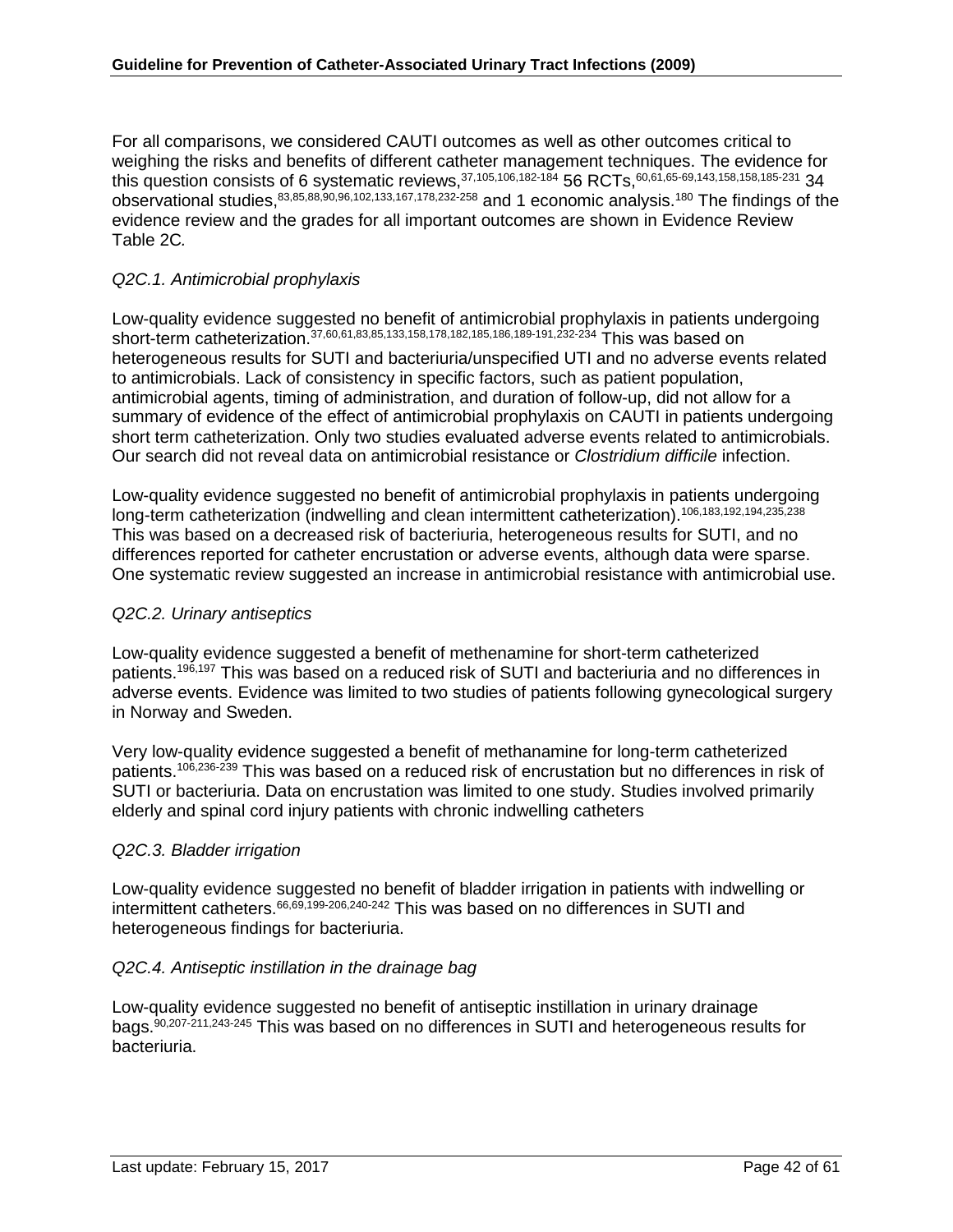For all comparisons, we considered CAUTI outcomes as well as other outcomes critical to weighing the risks and benefits of different catheter management techniques. The evidence for this question consists of 6 systematic reviews,[37,105,106,182-184] 56 RCTs,[60,61,65-69,143,158,158,185-231] 34 observational studies,[83,85,88,90,96,102,133,167,178,232-258] and 1 economic analysis.[180] The findings of the evidence review and the grades for all important outcomes are shown in Evidence Review Table 2C*.*

*Q2C.1. Antimicrobial prophylaxis*

Low-quality evidence suggested no benefit of antimicrobial prophylaxis in patients undergoing short-term catheterization.[37,60,61,83,85,133,158,178,182,185,186,189-191,232-234] This was based on heterogeneous results for SUTI and bacteriuria/unspecified UTI and no adverse events related to antimicrobials. Lack of consistency in specific factors, such as patient population, antimicrobial agents, timing of administration, and duration of follow-up, did not allow for a summary of evidence of the effect of antimicrobial prophylaxis on CAUTI in patients undergoing short term catheterization. Only two studies evaluated adverse events related to antimicrobials. Our search did not reveal data on antimicrobial resistance or *Clostridium difficile* infection.

Low-quality evidence suggested no benefit of antimicrobial prophylaxis in patients undergoing long-term catheterization (indwelling and clean intermittent catheterization).[106,183,192,194,235,238] This was based on a decreased risk of bacteriuria, heterogeneous results for SUTI, and no differences reported for catheter encrustation or adverse events, although data were sparse. One systematic review suggested an increase in antimicrobial resistance with antimicrobial use.

*Q2C.2. Urinary antiseptics*

Low-quality evidence suggested a benefit of methenamine for short-term catheterized patients.[196,197] This was based on a reduced risk of SUTI and bacteriuria and no differences in adverse events. Evidence was limited to two studies of patients following gynecological surgery in Norway and Sweden.

Very low-quality evidence suggested a benefit of methanamine for long-term catheterized patients.[106,236-239] This was based on a reduced risk of encrustation but no differences in risk of SUTI or bacteriuria. Data on encrustation was limited to one study. Studies involved primarily elderly and spinal cord injury patients with chronic indwelling catheters

*Q2C.3. Bladder irrigation*

Low-quality evidence suggested no benefit of bladder irrigation in patients with indwelling or intermittent catheters.[66,69,199-206,240-242] This was based on no differences in SUTI and heterogeneous findings for bacteriuria.

*Q2C.4. Antiseptic instillation in the drainage bag*

Low-quality evidence suggested no benefit of antiseptic instillation in urinary drainage bags.[90,207-211,243-245] This was based on no differences in SUTI and heterogeneous results for bacteriuria.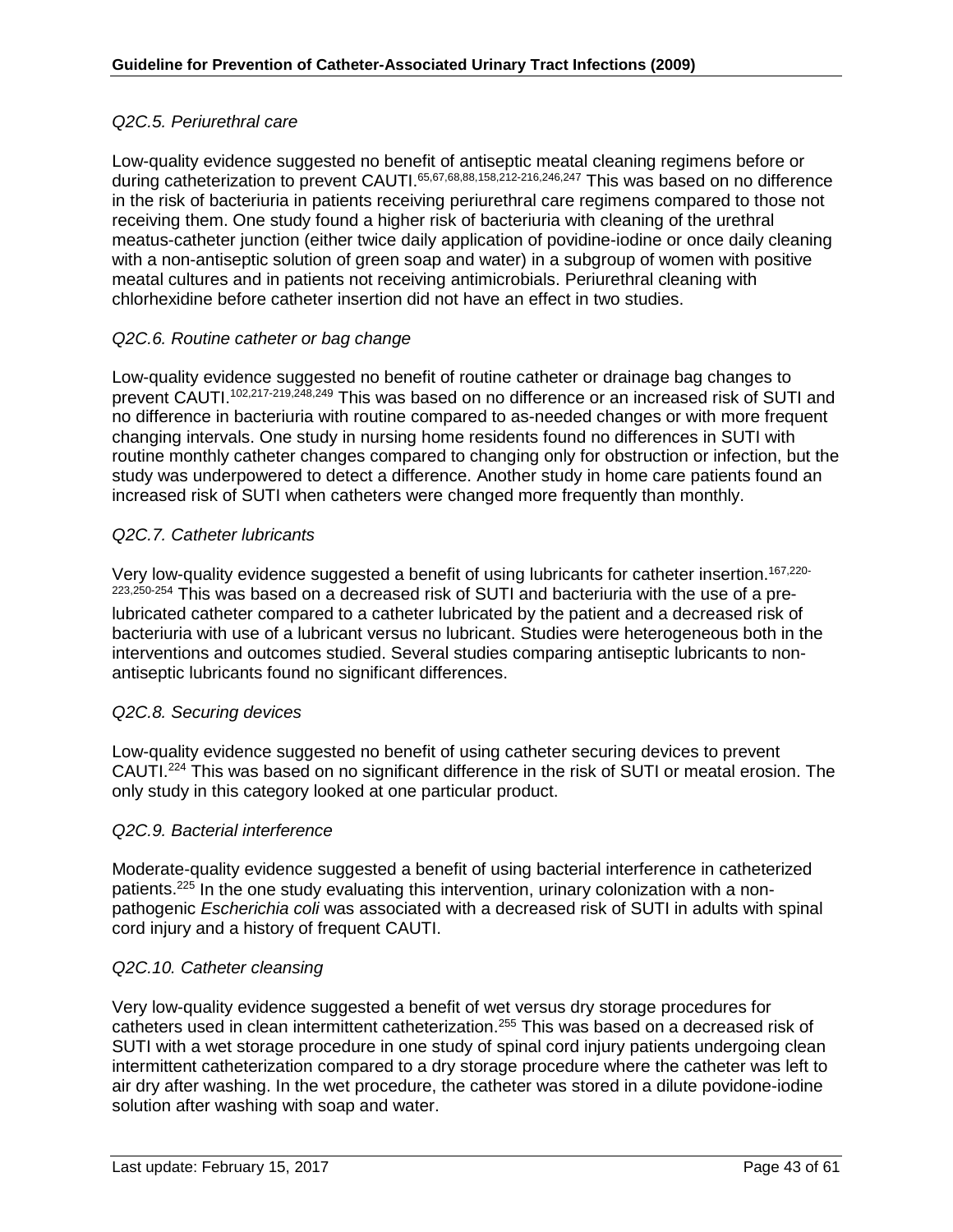*Q2C.5. Periurethral care*

Low-quality evidence suggested no benefit of antiseptic meatal cleaning regimens before or during catheterization to prevent CAUTI.[65,67,68,88,158,212-216,246,247] This was based on no difference in the risk of bacteriuria in patients receiving periurethral care regimens compared to those not receiving them. One study found a higher risk of bacteriuria with cleaning of the urethral meatus-catheter junction (either twice daily application of povidine-iodine or once daily cleaning with a non-antiseptic solution of green soap and water) in a subgroup of women with positive meatal cultures and in patients not receiving antimicrobials. Periurethral cleaning with chlorhexidine before catheter insertion did not have an effect in two studies.

*Q2C.6. Routine catheter or bag change*

Low-quality evidence suggested no benefit of routine catheter or drainage bag changes to prevent CAUTI.[102,217-219,248,249] This was based on no difference or an increased risk of SUTI and no difference in bacteriuria with routine compared to as-needed changes or with more frequent changing intervals. One study in nursing home residents found no differences in SUTI with routine monthly catheter changes compared to changing only for obstruction or infection, but the study was underpowered to detect a difference. Another study in home care patients found an increased risk of SUTI when catheters were changed more frequently than monthly.

*Q2C.7. Catheter lubricants*

Very low-quality evidence suggested a benefit of using lubricants for catheter insertion.[167,220-223,250-254] This was based on a decreased risk of SUTI and bacteriuria with the use of a pre-lubricated catheter compared to a catheter lubricated by the patient and a decreased risk of bacteriuria with use of a lubricant versus no lubricant. Studies were heterogeneous both in the interventions and outcomes studied. Several studies comparing antiseptic lubricants to non-antiseptic lubricants found no significant differences.

*Q2C.8. Securing devices*

Low-quality evidence suggested no benefit of using catheter securing devices to prevent CAUTI.[224] This was based on no significant difference in the risk of SUTI or meatal erosion. The only study in this category looked at one particular product.

*Q2C.9. Bacterial interference*

Moderate-quality evidence suggested a benefit of using bacterial interference in catheterized patients.[225] In the one study evaluating this intervention, urinary colonization with a non-pathogenic *Escherichia coli* was associated with a decreased risk of SUTI in adults with spinal cord injury and a history of frequent CAUTI.

*Q2C.10. Catheter cleansing*

Very low-quality evidence suggested a benefit of wet versus dry storage procedures for catheters used in clean intermittent catheterization.[255] This was based on a decreased risk of SUTI with a wet storage procedure in one study of spinal cord injury patients undergoing clean intermittent catheterization compared to a dry storage procedure where the catheter was left to air dry after washing. In the wet procedure, the catheter was stored in a dilute povidone-iodine solution after washing with soap and water.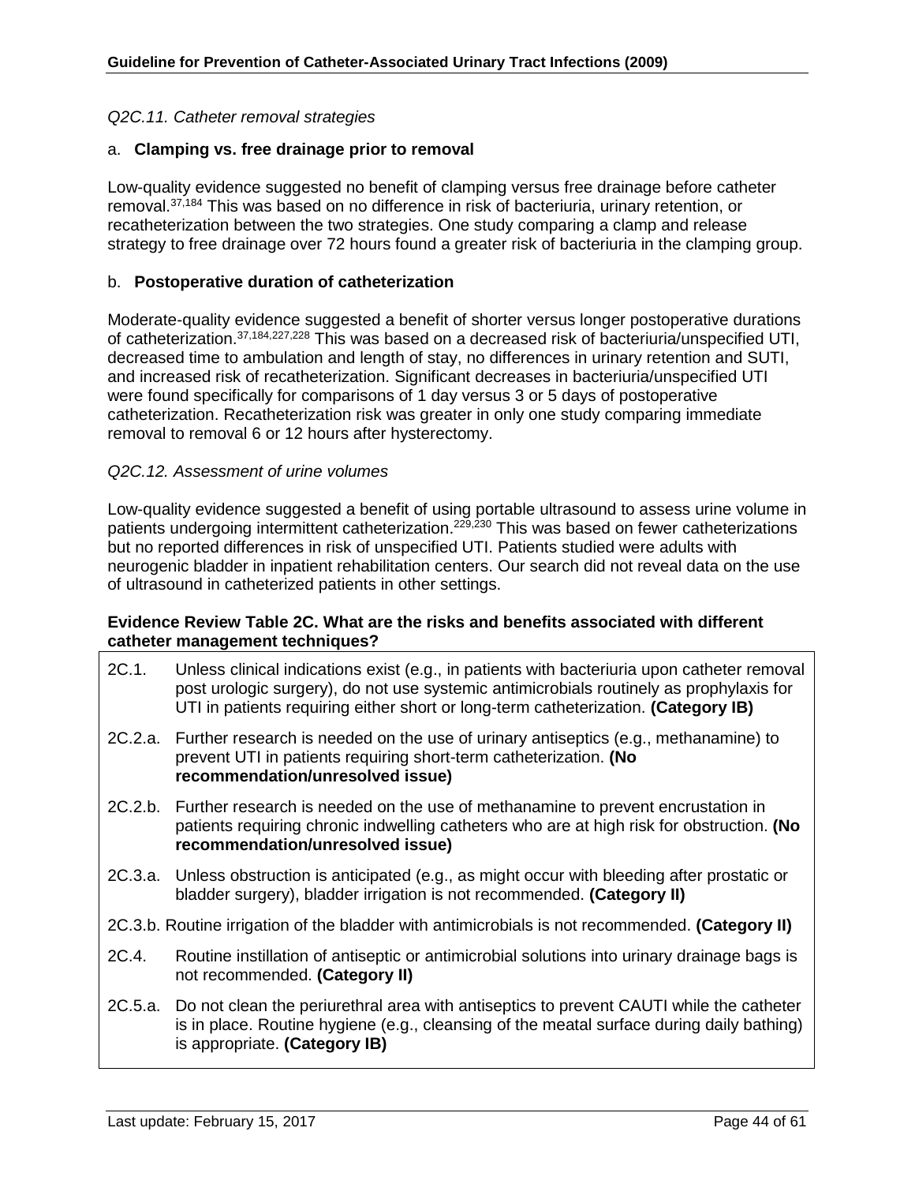*Q2C.11. Catheter removal strategies*

a. **Clamping vs. free drainage prior to removal**

Low-quality evidence suggested no benefit of clamping versus free drainage before catheter removal.[37,184] This was based on no difference in risk of bacteriuria, urinary retention, or recatheterization between the two strategies. One study comparing a clamp and release strategy to free drainage over 72 hours found a greater risk of bacteriuria in the clamping group.

b. **Postoperative duration of catheterization**

Moderate-quality evidence suggested a benefit of shorter versus longer postoperative durations of catheterization.[37,184,227,228] This was based on a decreased risk of bacteriuria/unspecified UTI, decreased time to ambulation and length of stay, no differences in urinary retention and SUTI, and increased risk of recatheterization. Significant decreases in bacteriuria/unspecified UTI were found specifically for comparisons of 1 day versus 3 or 5 days of postoperative catheterization. Recatheterization risk was greater in only one study comparing immediate removal to removal 6 or 12 hours after hysterectomy.

*Q2C.12. Assessment of urine volumes*

Low-quality evidence suggested a benefit of using portable ultrasound to assess urine volume in patients undergoing intermittent catheterization.[229,230] This was based on fewer catheterizations but no reported differences in risk of unspecified UTI. Patients studied were adults with neurogenic bladder in inpatient rehabilitation centers. Our search did not reveal data on the use of ultrasound in catheterized patients in other settings.

**Evidence Review Table 2C. What are the risks and benefits associated with different catheter management techniques?**

| | |
|---|---|
| 2C.1. | Unless clinical indications exist (e.g., in patients with bacteriuria upon catheter removal post urologic surgery), do not use systemic antimicrobials routinely as prophylaxis for UTI in patients requiring either short or long-term catheterization. **(Category IB)** |
| 2C.2.a. | Further research is needed on the use of urinary antiseptics (e.g., methanamine) to prevent UTI in patients requiring short-term catheterization. **(No recommendation/unresolved issue)** |
| 2C.2.b. | Further research is needed on the use of methanamine to prevent encrustation in patients requiring chronic indwelling catheters who are at high risk for obstruction. **(No recommendation/unresolved issue)** |
| 2C.3.a. | Unless obstruction is anticipated (e.g., as might occur with bleeding after prostatic or bladder surgery), bladder irrigation is not recommended. **(Category II)** |
| 2C.3.b. | Routine irrigation of the bladder with antimicrobials is not recommended. **(Category II)** |
| 2C.4. | Routine instillation of antiseptic or antimicrobial solutions into urinary drainage bags is not recommended. **(Category II)** |
| 2C.5.a. | Do not clean the periurethral area with antiseptics to prevent CAUTI while the catheter is in place. Routine hygiene (e.g., cleansing of the meatal surface during daily bathing) is appropriate. **(Category IB)** |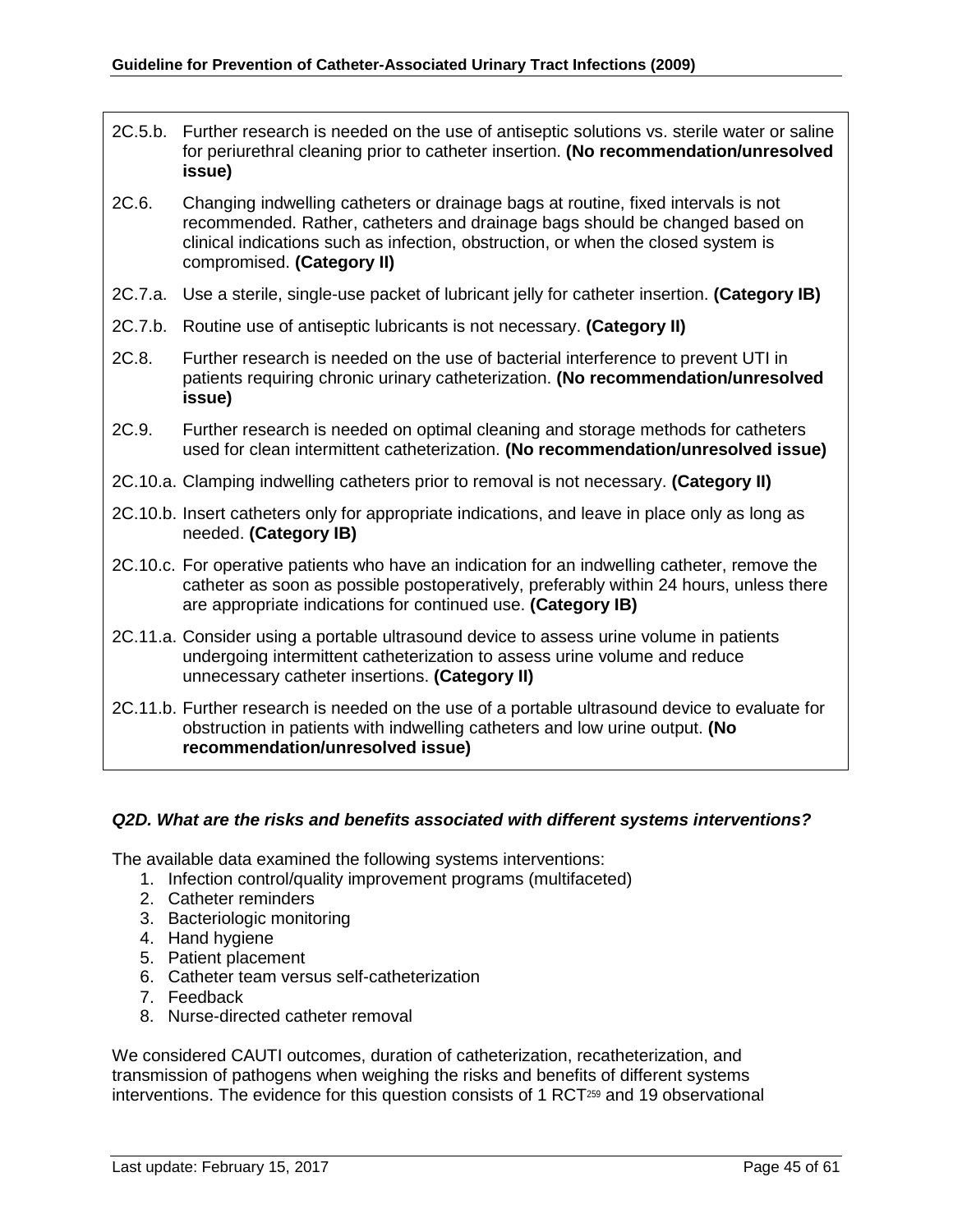2C.5.b. Further research is needed on the use of antiseptic solutions vs. sterile water or saline for periurethral cleaning prior to catheter insertion. **(No recommendation/unresolved issue)**

2C.6. Changing indwelling catheters or drainage bags at routine, fixed intervals is not recommended. Rather, catheters and drainage bags should be changed based on clinical indications such as infection, obstruction, or when the closed system is compromised. **(Category II)**

2C.7.a. Use a sterile, single-use packet of lubricant jelly for catheter insertion. **(Category IB)**

2C.7.b. Routine use of antiseptic lubricants is not necessary. **(Category II)**

2C.8. Further research is needed on the use of bacterial interference to prevent UTI in patients requiring chronic urinary catheterization. **(No recommendation/unresolved issue)**

2C.9. Further research is needed on optimal cleaning and storage methods for catheters used for clean intermittent catheterization. **(No recommendation/unresolved issue)**

2C.10.a. Clamping indwelling catheters prior to removal is not necessary. **(Category II)**

2C.10.b. Insert catheters only for appropriate indications, and leave in place only as long as needed. **(Category IB)**

2C.10.c. For operative patients who have an indication for an indwelling catheter, remove the catheter as soon as possible postoperatively, preferably within 24 hours, unless there are appropriate indications for continued use. **(Category IB)**

2C.11.a. Consider using a portable ultrasound device to assess urine volume in patients undergoing intermittent catheterization to assess urine volume and reduce unnecessary catheter insertions. **(Category II)**

2C.11.b. Further research is needed on the use of a portable ultrasound device to evaluate for obstruction in patients with indwelling catheters and low urine output. **(No recommendation/unresolved issue)**

### *Q2D. What are the risks and benefits associated with different systems interventions?*

The available data examined the following systems interventions:

1. Infection control/quality improvement programs (multifaceted)
2. Catheter reminders
3. Bacteriologic monitoring
4. Hand hygiene
5. Patient placement
6. Catheter team versus self-catheterization
7. Feedback
8. Nurse-directed catheter removal

We considered CAUTI outcomes, duration of catheterization, recatheterization, and transmission of pathogens when weighing the risks and benefits of different systems interventions. The evidence for this question consists of 1 RCT[259] and 19 observational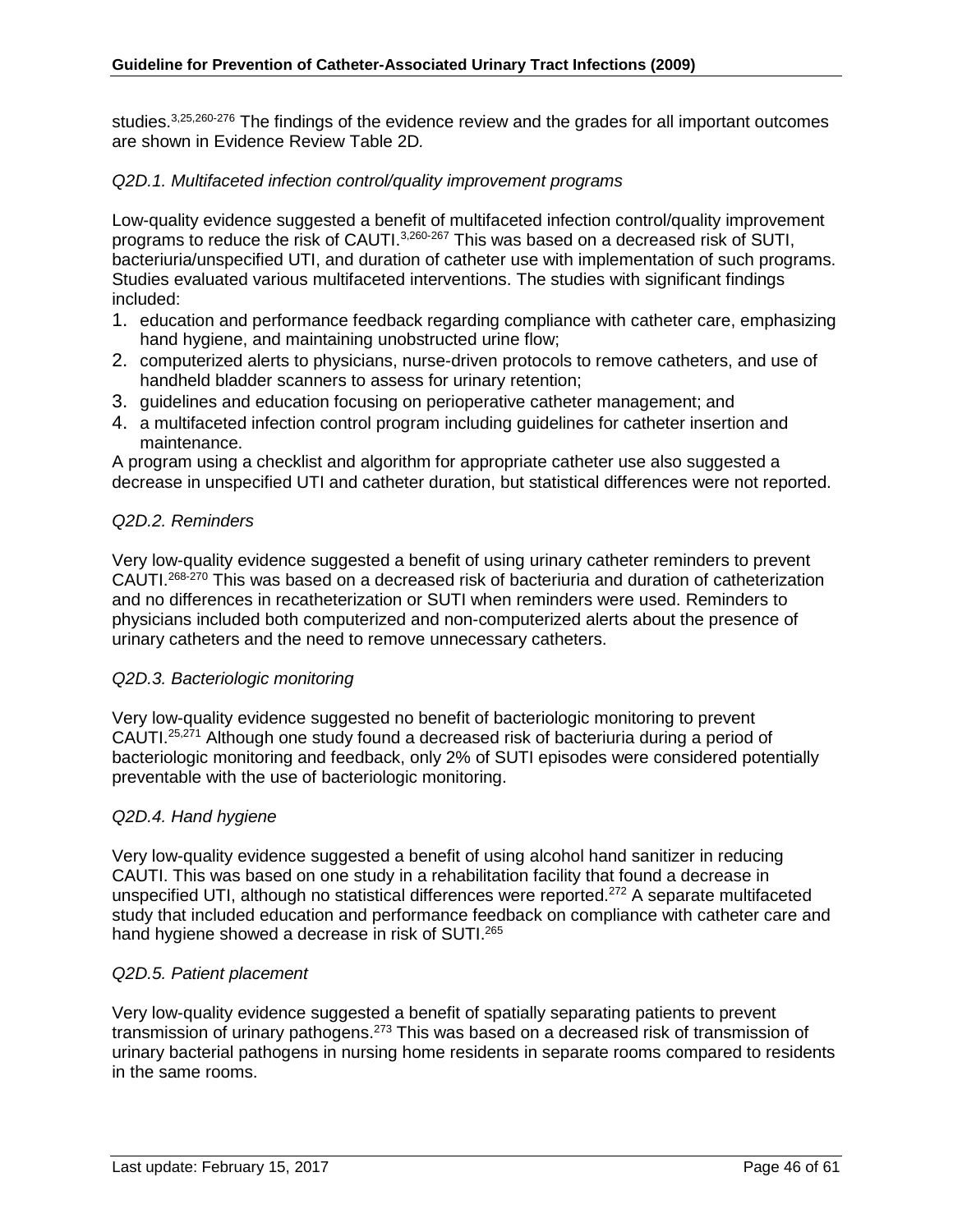studies.[3,25,260-276] The findings of the evidence review and the grades for all important outcomes are shown in Evidence Review Table 2D.

*Q2D.1. Multifaceted infection control/quality improvement programs*

Low-quality evidence suggested a benefit of multifaceted infection control/quality improvement programs to reduce the risk of CAUTI.[3,260-267] This was based on a decreased risk of SUTI, bacteriuria/unspecified UTI, and duration of catheter use with implementation of such programs. Studies evaluated various multifaceted interventions. The studies with significant findings included:

1. education and performance feedback regarding compliance with catheter care, emphasizing hand hygiene, and maintaining unobstructed urine flow;
2. computerized alerts to physicians, nurse-driven protocols to remove catheters, and use of handheld bladder scanners to assess for urinary retention;
3. guidelines and education focusing on perioperative catheter management; and
4. a multifaceted infection control program including guidelines for catheter insertion and maintenance.

A program using a checklist and algorithm for appropriate catheter use also suggested a decrease in unspecified UTI and catheter duration, but statistical differences were not reported.

*Q2D.2. Reminders*

Very low-quality evidence suggested a benefit of using urinary catheter reminders to prevent CAUTI.[268-270] This was based on a decreased risk of bacteriuria and duration of catheterization and no differences in recatheterization or SUTI when reminders were used. Reminders to physicians included both computerized and non-computerized alerts about the presence of urinary catheters and the need to remove unnecessary catheters.

*Q2D.3. Bacteriologic monitoring*

Very low-quality evidence suggested no benefit of bacteriologic monitoring to prevent CAUTI.[25,271] Although one study found a decreased risk of bacteriuria during a period of bacteriologic monitoring and feedback, only 2% of SUTI episodes were considered potentially preventable with the use of bacteriologic monitoring.

*Q2D.4. Hand hygiene*

Very low-quality evidence suggested a benefit of using alcohol hand sanitizer in reducing CAUTI. This was based on one study in a rehabilitation facility that found a decrease in unspecified UTI, although no statistical differences were reported.[272] A separate multifaceted study that included education and performance feedback on compliance with catheter care and hand hygiene showed a decrease in risk of SUTI.[265]

*Q2D.5. Patient placement*

Very low-quality evidence suggested a benefit of spatially separating patients to prevent transmission of urinary pathogens.[273] This was based on a decreased risk of transmission of urinary bacterial pathogens in nursing home residents in separate rooms compared to residents in the same rooms.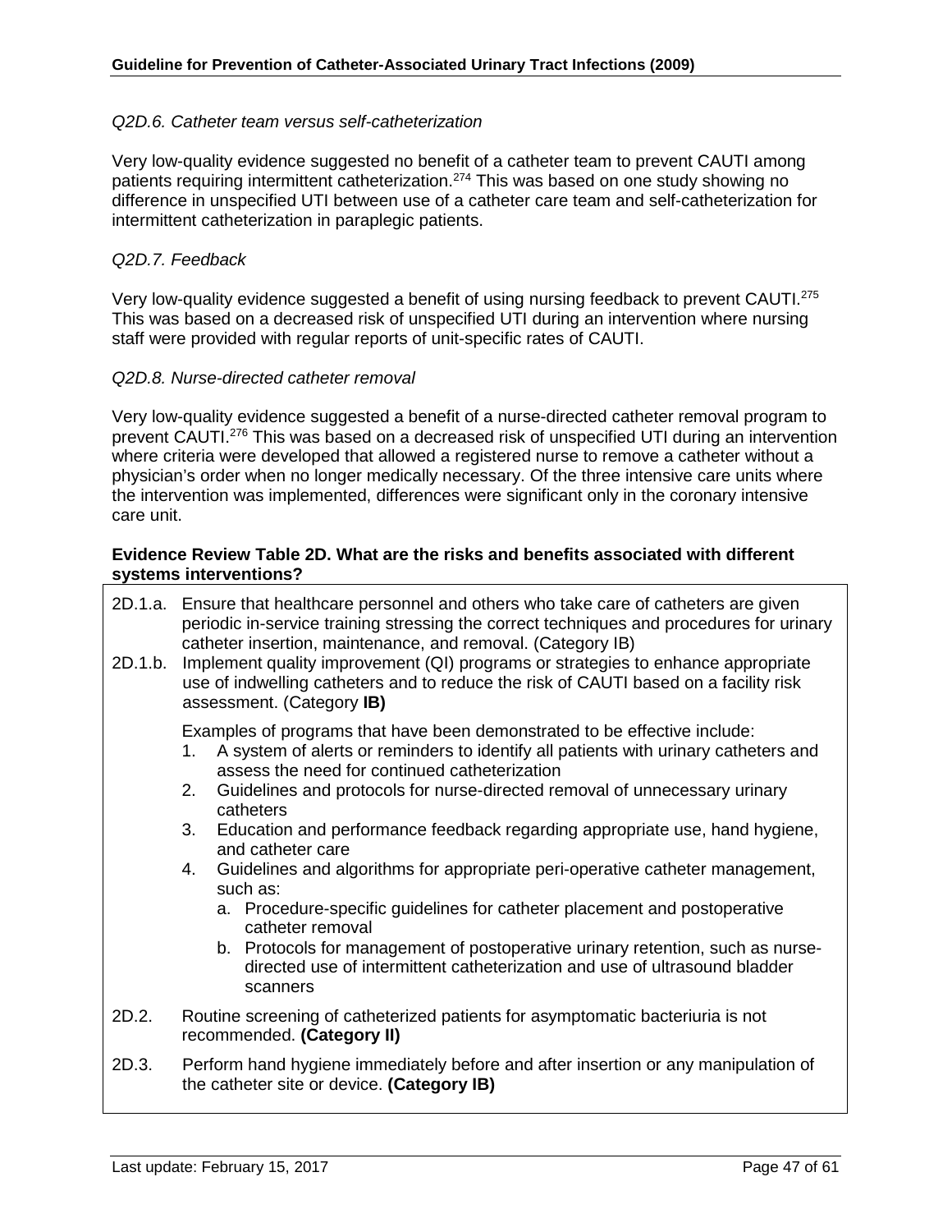*Q2D.6. Catheter team versus self-catheterization*

Very low-quality evidence suggested no benefit of a catheter team to prevent CAUTI among patients requiring intermittent catheterization.[274] This was based on one study showing no difference in unspecified UTI between use of a catheter care team and self-catheterization for intermittent catheterization in paraplegic patients.

*Q2D.7. Feedback*

Very low-quality evidence suggested a benefit of using nursing feedback to prevent CAUTI.[275] This was based on a decreased risk of unspecified UTI during an intervention where nursing staff were provided with regular reports of unit-specific rates of CAUTI.

*Q2D.8. Nurse-directed catheter removal*

Very low-quality evidence suggested a benefit of a nurse-directed catheter removal program to prevent CAUTI.[276] This was based on a decreased risk of unspecified UTI during an intervention where criteria were developed that allowed a registered nurse to remove a catheter without a physician's order when no longer medically necessary. Of the three intensive care units where the intervention was implemented, differences were significant only in the coronary intensive care unit.

**Evidence Review Table 2D. What are the risks and benefits associated with different systems interventions?**

2D.1.a. Ensure that healthcare personnel and others who take care of catheters are given periodic in-service training stressing the correct techniques and procedures for urinary catheter insertion, maintenance, and removal. (Category IB)

2D.1.b. Implement quality improvement (QI) programs or strategies to enhance appropriate use of indwelling catheters and to reduce the risk of CAUTI based on a facility risk assessment. (Category **IB)**

Examples of programs that have been demonstrated to be effective include:

1. A system of alerts or reminders to identify all patients with urinary catheters and assess the need for continued catheterization
2. Guidelines and protocols for nurse-directed removal of unnecessary urinary catheters
3. Education and performance feedback regarding appropriate use, hand hygiene, and catheter care
4. Guidelines and algorithms for appropriate peri-operative catheter management, such as:
   a. Procedure-specific guidelines for catheter placement and postoperative catheter removal
   b. Protocols for management of postoperative urinary retention, such as nurse-directed use of intermittent catheterization and use of ultrasound bladder scanners

2D.2. Routine screening of catheterized patients for asymptomatic bacteriuria is not recommended. **(Category II)**

2D.3. Perform hand hygiene immediately before and after insertion or any manipulation of the catheter site or device. **(Category IB)**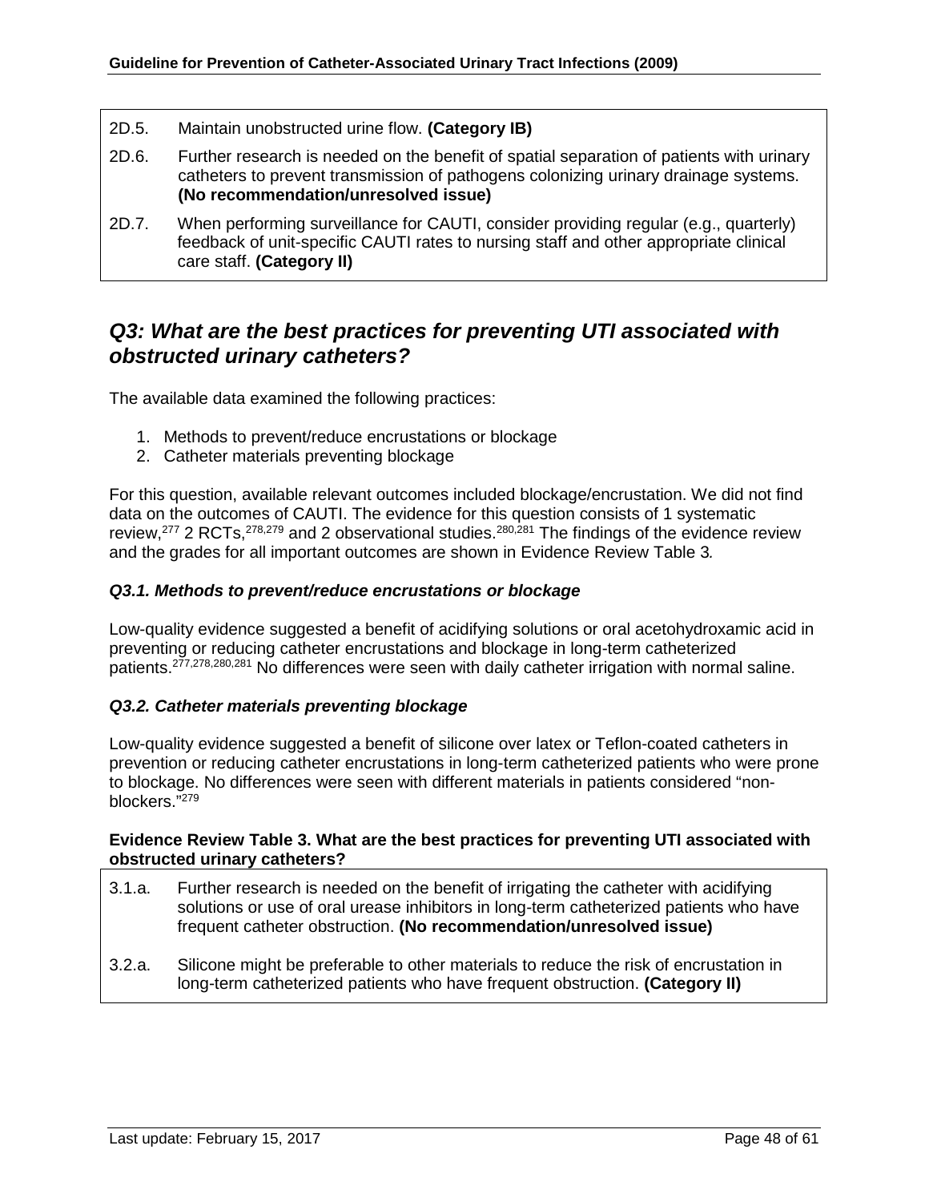2D.5. Maintain unobstructed urine flow. **(Category IB)**

2D.6. Further research is needed on the benefit of spatial separation of patients with urinary catheters to prevent transmission of pathogens colonizing urinary drainage systems. **(No recommendation/unresolved issue)**

2D.7. When performing surveillance for CAUTI, consider providing regular (e.g., quarterly) feedback of unit-specific CAUTI rates to nursing staff and other appropriate clinical care staff. **(Category II)**

## *Q3: What are the best practices for preventing UTI associated with obstructed urinary catheters?*

The available data examined the following practices:

1. Methods to prevent/reduce encrustations or blockage
2. Catheter materials preventing blockage

For this question, available relevant outcomes included blockage/encrustation. We did not find data on the outcomes of CAUTI. The evidence for this question consists of 1 systematic review,[277] 2 RCTs,[278,279] and 2 observational studies.[280,281] The findings of the evidence review and the grades for all important outcomes are shown in Evidence Review Table 3*.*

### *Q3.1. Methods to prevent/reduce encrustations or blockage*

Low-quality evidence suggested a benefit of acidifying solutions or oral acetohydroxamic acid in preventing or reducing catheter encrustations and blockage in long-term catheterized patients.[277,278,280,281] No differences were seen with daily catheter irrigation with normal saline.

### *Q3.2. Catheter materials preventing blockage*

Low-quality evidence suggested a benefit of silicone over latex or Teflon-coated catheters in prevention or reducing catheter encrustations in long-term catheterized patients who were prone to blockage. No differences were seen with different materials in patients considered "non-blockers."[279]

**Evidence Review Table 3. What are the best practices for preventing UTI associated with obstructed urinary catheters?**

3.1.a. Further research is needed on the benefit of irrigating the catheter with acidifying solutions or use of oral urease inhibitors in long-term catheterized patients who have frequent catheter obstruction. **(No recommendation/unresolved issue)**

3.2.a. Silicone might be preferable to other materials to reduce the risk of encrustation in long-term catheterized patients who have frequent obstruction. **(Category II)**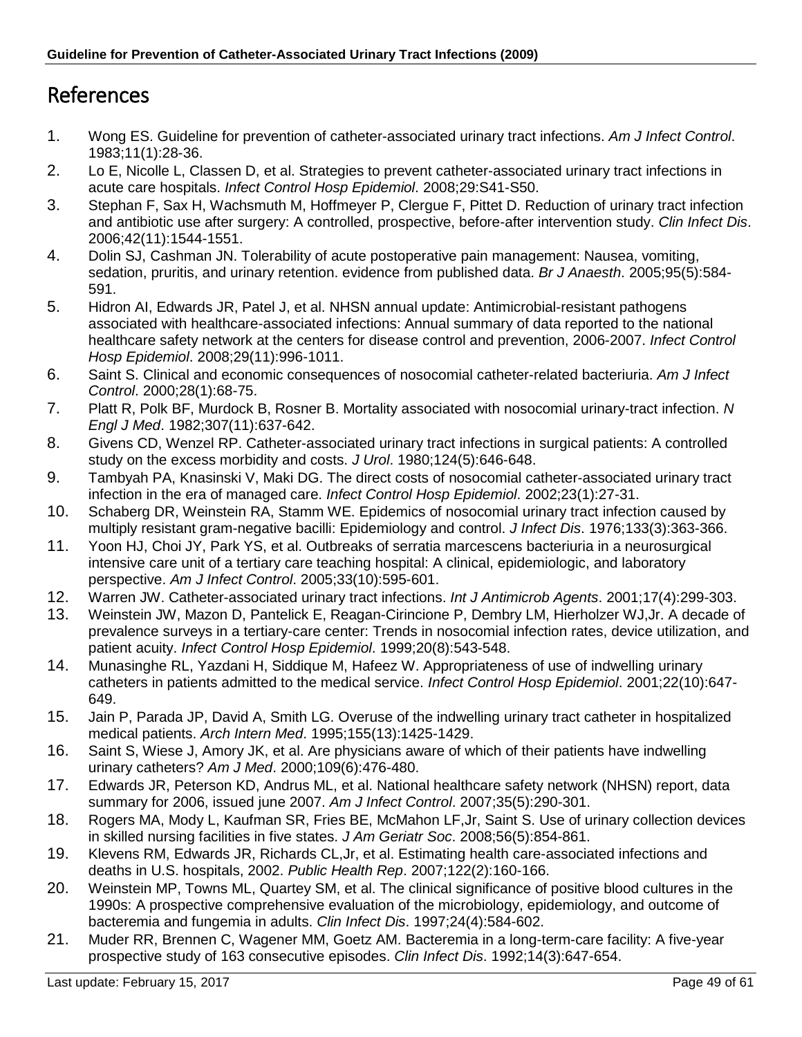# References

1. Wong ES. Guideline for prevention of catheter-associated urinary tract infections. *Am J Infect Control*. 1983;11(1):28-36.
2. Lo E, Nicolle L, Classen D, et al. Strategies to prevent catheter-associated urinary tract infections in acute care hospitals. *Infect Control Hosp Epidemiol*. 2008;29:S41-S50.
3. Stephan F, Sax H, Wachsmuth M, Hoffmeyer P, Clergue F, Pittet D. Reduction of urinary tract infection and antibiotic use after surgery: A controlled, prospective, before-after intervention study. *Clin Infect Dis*. 2006;42(11):1544-1551.
4. Dolin SJ, Cashman JN. Tolerability of acute postoperative pain management: Nausea, vomiting, sedation, pruritis, and urinary retention. evidence from published data. *Br J Anaesth*. 2005;95(5):584-591.
5. Hidron AI, Edwards JR, Patel J, et al. NHSN annual update: Antimicrobial-resistant pathogens associated with healthcare-associated infections: Annual summary of data reported to the national healthcare safety network at the centers for disease control and prevention, 2006-2007. *Infect Control Hosp Epidemiol*. 2008;29(11):996-1011.
6. Saint S. Clinical and economic consequences of nosocomial catheter-related bacteriuria. *Am J Infect Control*. 2000;28(1):68-75.
7. Platt R, Polk BF, Murdock B, Rosner B. Mortality associated with nosocomial urinary-tract infection. *N Engl J Med*. 1982;307(11):637-642.
8. Givens CD, Wenzel RP. Catheter-associated urinary tract infections in surgical patients: A controlled study on the excess morbidity and costs. *J Urol*. 1980;124(5):646-648.
9. Tambyah PA, Knasinski V, Maki DG. The direct costs of nosocomial catheter-associated urinary tract infection in the era of managed care. *Infect Control Hosp Epidemiol*. 2002;23(1):27-31.
10. Schaberg DR, Weinstein RA, Stamm WE. Epidemics of nosocomial urinary tract infection caused by multiply resistant gram-negative bacilli: Epidemiology and control. *J Infect Dis*. 1976;133(3):363-366.
11. Yoon HJ, Choi JY, Park YS, et al. Outbreaks of serratia marcescens bacteriuria in a neurosurgical intensive care unit of a tertiary care teaching hospital: A clinical, epidemiologic, and laboratory perspective. *Am J Infect Control*. 2005;33(10):595-601.
12. Warren JW. Catheter-associated urinary tract infections. *Int J Antimicrob Agents*. 2001;17(4):299-303.
13. Weinstein JW, Mazon D, Pantelick E, Reagan-Cirincione P, Dembry LM, Hierholzer WJ,Jr. A decade of prevalence surveys in a tertiary-care center: Trends in nosocomial infection rates, device utilization, and patient acuity. *Infect Control Hosp Epidemiol*. 1999;20(8):543-548.
14. Munasinghe RL, Yazdani H, Siddique M, Hafeez W. Appropriateness of use of indwelling urinary catheters in patients admitted to the medical service. *Infect Control Hosp Epidemiol*. 2001;22(10):647-649.
15. Jain P, Parada JP, David A, Smith LG. Overuse of the indwelling urinary tract catheter in hospitalized medical patients. *Arch Intern Med*. 1995;155(13):1425-1429.
16. Saint S, Wiese J, Amory JK, et al. Are physicians aware of which of their patients have indwelling urinary catheters? *Am J Med*. 2000;109(6):476-480.
17. Edwards JR, Peterson KD, Andrus ML, et al. National healthcare safety network (NHSN) report, data summary for 2006, issued june 2007. *Am J Infect Control*. 2007;35(5):290-301.
18. Rogers MA, Mody L, Kaufman SR, Fries BE, McMahon LF,Jr, Saint S. Use of urinary collection devices in skilled nursing facilities in five states. *J Am Geriatr Soc*. 2008;56(5):854-861.
19. Klevens RM, Edwards JR, Richards CL,Jr, et al. Estimating health care-associated infections and deaths in U.S. hospitals, 2002. *Public Health Rep*. 2007;122(2):160-166.
20. Weinstein MP, Towns ML, Quartey SM, et al. The clinical significance of positive blood cultures in the 1990s: A prospective comprehensive evaluation of the microbiology, epidemiology, and outcome of bacteremia and fungemia in adults. *Clin Infect Dis*. 1997;24(4):584-602.
21. Muder RR, Brennen C, Wagener MM, Goetz AM. Bacteremia in a long-term-care facility: A five-year prospective study of 163 consecutive episodes. *Clin Infect Dis*. 1992;14(3):647-654.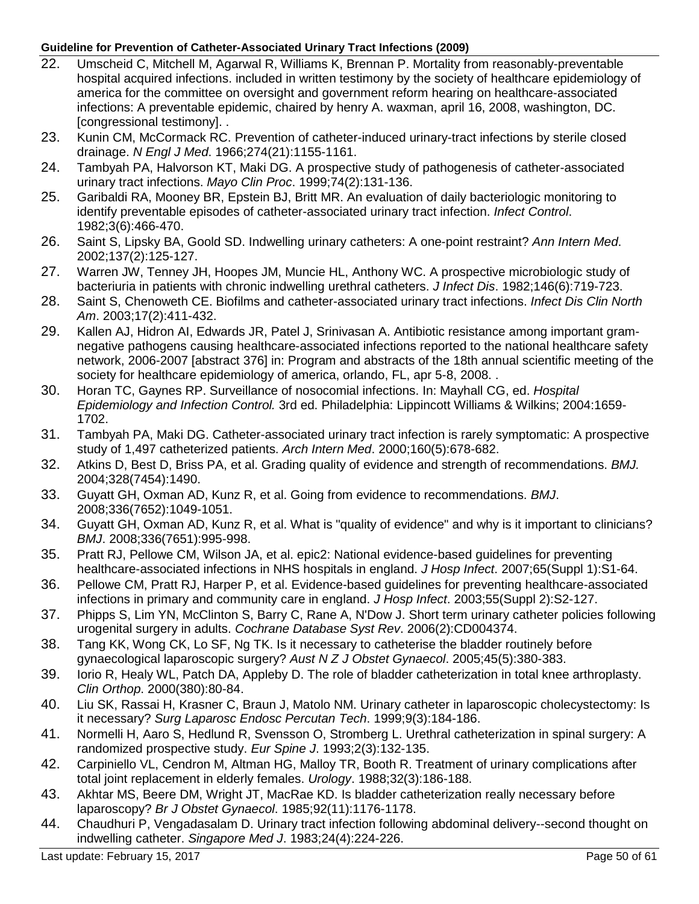22. Umscheid C, Mitchell M, Agarwal R, Williams K, Brennan P. Mortality from reasonably-preventable hospital acquired infections. included in written testimony by the society of healthcare epidemiology of america for the committee on oversight and government reform hearing on healthcare-associated infections: A preventable epidemic, chaired by henry A. waxman, april 16, 2008, washington, DC. [congressional testimony]. .
23. Kunin CM, McCormack RC. Prevention of catheter-induced urinary-tract infections by sterile closed drainage. *N Engl J Med*. 1966;274(21):1155-1161.
24. Tambyah PA, Halvorson KT, Maki DG. A prospective study of pathogenesis of catheter-associated urinary tract infections. *Mayo Clin Proc*. 1999;74(2):131-136.
25. Garibaldi RA, Mooney BR, Epstein BJ, Britt MR. An evaluation of daily bacteriologic monitoring to identify preventable episodes of catheter-associated urinary tract infection. *Infect Control*. 1982;3(6):466-470.
26. Saint S, Lipsky BA, Goold SD. Indwelling urinary catheters: A one-point restraint? *Ann Intern Med*. 2002;137(2):125-127.
27. Warren JW, Tenney JH, Hoopes JM, Muncie HL, Anthony WC. A prospective microbiologic study of bacteriuria in patients with chronic indwelling urethral catheters. *J Infect Dis*. 1982;146(6):719-723.
28. Saint S, Chenoweth CE. Biofilms and catheter-associated urinary tract infections. *Infect Dis Clin North Am*. 2003;17(2):411-432.
29. Kallen AJ, Hidron AI, Edwards JR, Patel J, Srinivasan A. Antibiotic resistance among important gram-negative pathogens causing healthcare-associated infections reported to the national healthcare safety network, 2006-2007 [abstract 376] in: Program and abstracts of the 18th annual scientific meeting of the society for healthcare epidemiology of america, orlando, FL, apr 5-8, 2008. .
30. Horan TC, Gaynes RP. Surveillance of nosocomial infections. In: Mayhall CG, ed. *Hospital Epidemiology and Infection Control.* 3rd ed. Philadelphia: Lippincott Williams & Wilkins; 2004:1659-1702.
31. Tambyah PA, Maki DG. Catheter-associated urinary tract infection is rarely symptomatic: A prospective study of 1,497 catheterized patients. *Arch Intern Med*. 2000;160(5):678-682.
32. Atkins D, Best D, Briss PA, et al. Grading quality of evidence and strength of recommendations. *BMJ.* 2004;328(7454):1490.
33. Guyatt GH, Oxman AD, Kunz R, et al. Going from evidence to recommendations. *BMJ*. 2008;336(7652):1049-1051.
34. Guyatt GH, Oxman AD, Kunz R, et al. What is "quality of evidence" and why is it important to clinicians? *BMJ*. 2008;336(7651):995-998.
35. Pratt RJ, Pellowe CM, Wilson JA, et al. epic2: National evidence-based guidelines for preventing healthcare-associated infections in NHS hospitals in england. *J Hosp Infect*. 2007;65(Suppl 1):S1-64.
36. Pellowe CM, Pratt RJ, Harper P, et al. Evidence-based guidelines for preventing healthcare-associated infections in primary and community care in england. *J Hosp Infect*. 2003;55(Suppl 2):S2-127.
37. Phipps S, Lim YN, McClinton S, Barry C, Rane A, N'Dow J. Short term urinary catheter policies following urogenital surgery in adults. *Cochrane Database Syst Rev*. 2006(2):CD004374.
38. Tang KK, Wong CK, Lo SF, Ng TK. Is it necessary to catheterise the bladder routinely before gynaecological laparoscopic surgery? *Aust N Z J Obstet Gynaecol*. 2005;45(5):380-383.
39. Iorio R, Healy WL, Patch DA, Appleby D. The role of bladder catheterization in total knee arthroplasty. *Clin Orthop*. 2000(380):80-84.
40. Liu SK, Rassai H, Krasner C, Braun J, Matolo NM. Urinary catheter in laparoscopic cholecystectomy: Is it necessary? *Surg Laparosc Endosc Percutan Tech*. 1999;9(3):184-186.
41. Normelli H, Aaro S, Hedlund R, Svensson O, Stromberg L. Urethral catheterization in spinal surgery: A randomized prospective study. *Eur Spine J*. 1993;2(3):132-135.
42. Carpiniello VL, Cendron M, Altman HG, Malloy TR, Booth R. Treatment of urinary complications after total joint replacement in elderly females. *Urology*. 1988;32(3):186-188.
43. Akhtar MS, Beere DM, Wright JT, MacRae KD. Is bladder catheterization really necessary before laparoscopy? *Br J Obstet Gynaecol*. 1985;92(11):1176-1178.
44. Chaudhuri P, Vengadasalam D. Urinary tract infection following abdominal delivery--second thought on indwelling catheter. *Singapore Med J*. 1983;24(4):224-226.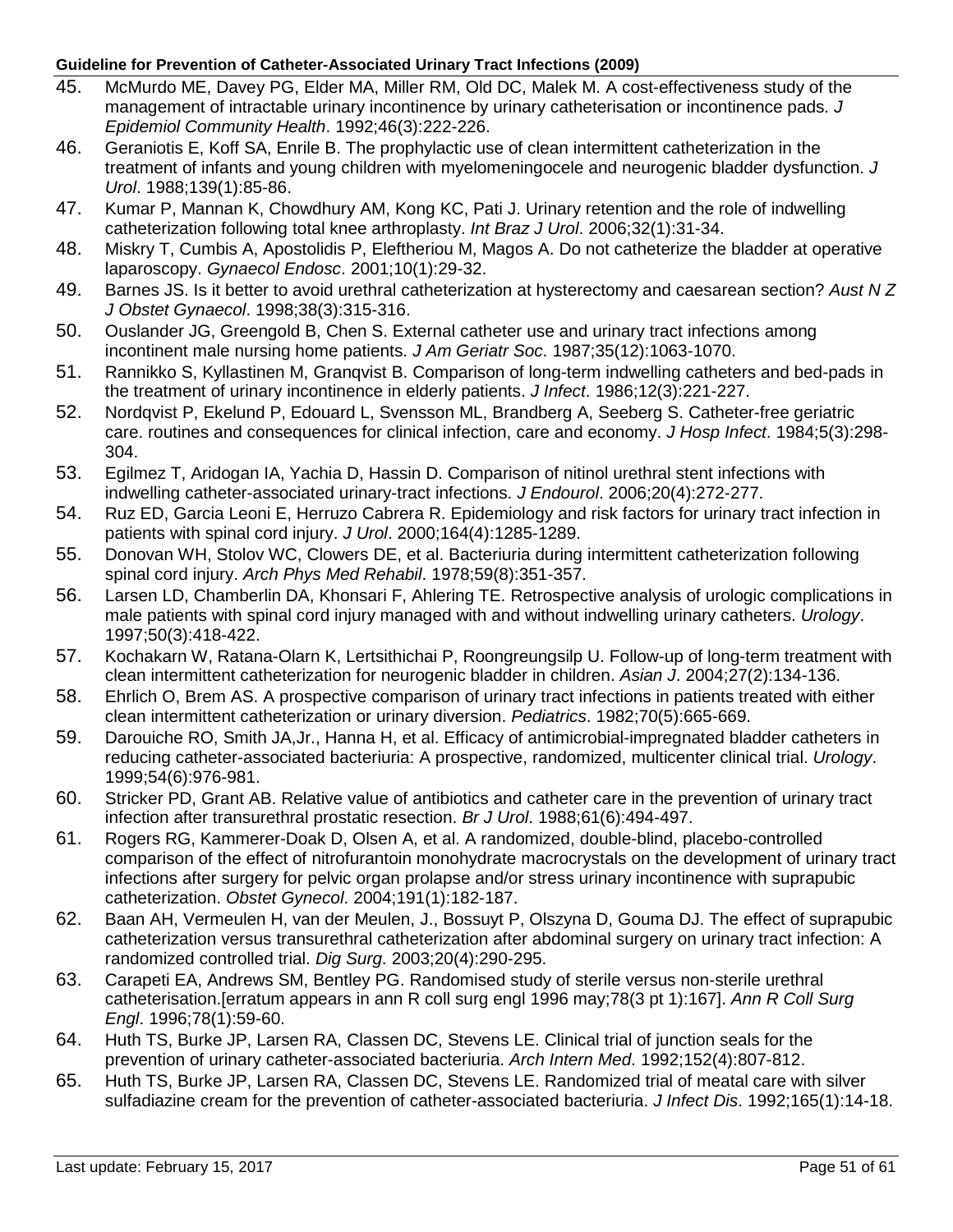45. McMurdo ME, Davey PG, Elder MA, Miller RM, Old DC, Malek M. A cost-effectiveness study of the management of intractable urinary incontinence by urinary catheterisation or incontinence pads. *J Epidemiol Community Health*. 1992;46(3):222-226.
46. Geraniotis E, Koff SA, Enrile B. The prophylactic use of clean intermittent catheterization in the treatment of infants and young children with myelomeningocele and neurogenic bladder dysfunction. *J Urol*. 1988;139(1):85-86.
47. Kumar P, Mannan K, Chowdhury AM, Kong KC, Pati J. Urinary retention and the role of indwelling catheterization following total knee arthroplasty. *Int Braz J Urol*. 2006;32(1):31-34.
48. Miskry T, Cumbis A, Apostolidis P, Eleftheriou M, Magos A. Do not catheterize the bladder at operative laparoscopy. *Gynaecol Endosc*. 2001;10(1):29-32.
49. Barnes JS. Is it better to avoid urethral catheterization at hysterectomy and caesarean section? *Aust N Z J Obstet Gynaecol*. 1998;38(3):315-316.
50. Ouslander JG, Greengold B, Chen S. External catheter use and urinary tract infections among incontinent male nursing home patients. *J Am Geriatr Soc*. 1987;35(12):1063-1070.
51. Rannikko S, Kyllastinen M, Granqvist B. Comparison of long-term indwelling catheters and bed-pads in the treatment of urinary incontinence in elderly patients. *J Infect*. 1986;12(3):221-227.
52. Nordqvist P, Ekelund P, Edouard L, Svensson ML, Brandberg A, Seeberg S. Catheter-free geriatric care. routines and consequences for clinical infection, care and economy. *J Hosp Infect*. 1984;5(3):298-304.
53. Egilmez T, Aridogan IA, Yachia D, Hassin D. Comparison of nitinol urethral stent infections with indwelling catheter-associated urinary-tract infections. *J Endourol*. 2006;20(4):272-277.
54. Ruz ED, Garcia Leoni E, Herruzo Cabrera R. Epidemiology and risk factors for urinary tract infection in patients with spinal cord injury. *J Urol*. 2000;164(4):1285-1289.
55. Donovan WH, Stolov WC, Clowers DE, et al. Bacteriuria during intermittent catheterization following spinal cord injury. *Arch Phys Med Rehabil*. 1978;59(8):351-357.
56. Larsen LD, Chamberlin DA, Khonsari F, Ahlering TE. Retrospective analysis of urologic complications in male patients with spinal cord injury managed with and without indwelling urinary catheters. *Urology*. 1997;50(3):418-422.
57. Kochakarn W, Ratana-Olarn K, Lertsithichai P, Roongreungsilp U. Follow-up of long-term treatment with clean intermittent catheterization for neurogenic bladder in children. *Asian J*. 2004;27(2):134-136.
58. Ehrlich O, Brem AS. A prospective comparison of urinary tract infections in patients treated with either clean intermittent catheterization or urinary diversion. *Pediatrics*. 1982;70(5):665-669.
59. Darouiche RO, Smith JA,Jr., Hanna H, et al. Efficacy of antimicrobial-impregnated bladder catheters in reducing catheter-associated bacteriuria: A prospective, randomized, multicenter clinical trial. *Urology*. 1999;54(6):976-981.
60. Stricker PD, Grant AB. Relative value of antibiotics and catheter care in the prevention of urinary tract infection after transurethral prostatic resection. *Br J Urol*. 1988;61(6):494-497.
61. Rogers RG, Kammerer-Doak D, Olsen A, et al. A randomized, double-blind, placebo-controlled comparison of the effect of nitrofurantoin monohydrate macrocrystals on the development of urinary tract infections after surgery for pelvic organ prolapse and/or stress urinary incontinence with suprapubic catheterization. *Obstet Gynecol*. 2004;191(1):182-187.
62. Baan AH, Vermeulen H, van der Meulen, J., Bossuyt P, Olszyna D, Gouma DJ. The effect of suprapubic catheterization versus transurethral catheterization after abdominal surgery on urinary tract infection: A randomized controlled trial. *Dig Surg*. 2003;20(4):290-295.
63. Carapeti EA, Andrews SM, Bentley PG. Randomised study of sterile versus non-sterile urethral catheterisation.[erratum appears in ann R coll surg engl 1996 may;78(3 pt 1):167]. *Ann R Coll Surg Engl*. 1996;78(1):59-60.
64. Huth TS, Burke JP, Larsen RA, Classen DC, Stevens LE. Clinical trial of junction seals for the prevention of urinary catheter-associated bacteriuria. *Arch Intern Med*. 1992;152(4):807-812.
65. Huth TS, Burke JP, Larsen RA, Classen DC, Stevens LE. Randomized trial of meatal care with silver sulfadiazine cream for the prevention of catheter-associated bacteriuria. *J Infect Dis*. 1992;165(1):14-18.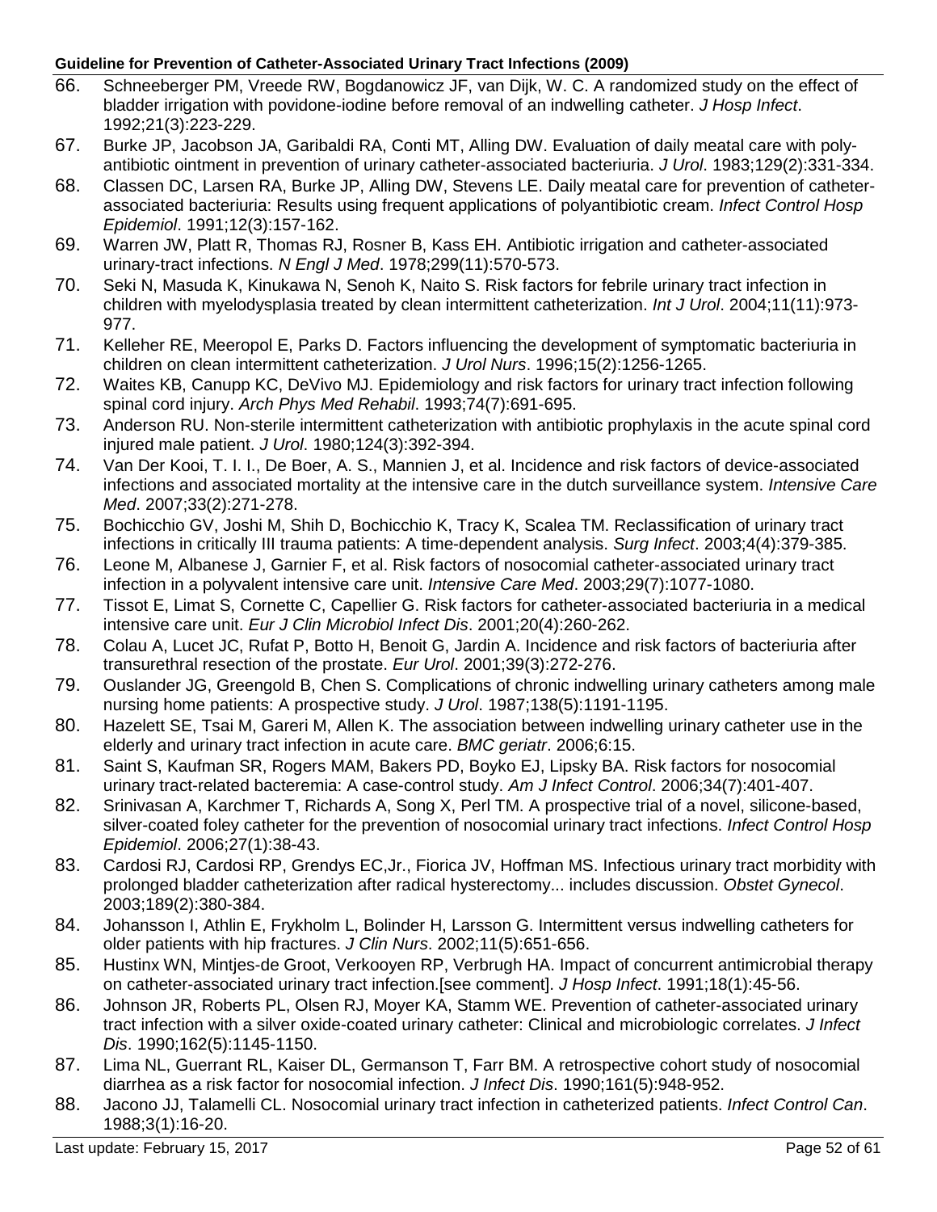66. Schneeberger PM, Vreede RW, Bogdanowicz JF, van Dijk, W. C. A randomized study on the effect of bladder irrigation with povidone-iodine before removal of an indwelling catheter. *J Hosp Infect*. 1992;21(3):223-229.
67. Burke JP, Jacobson JA, Garibaldi RA, Conti MT, Alling DW. Evaluation of daily meatal care with poly-antibiotic ointment in prevention of urinary catheter-associated bacteriuria. *J Urol*. 1983;129(2):331-334.
68. Classen DC, Larsen RA, Burke JP, Alling DW, Stevens LE. Daily meatal care for prevention of catheter-associated bacteriuria: Results using frequent applications of polyantibiotic cream. *Infect Control Hosp Epidemiol*. 1991;12(3):157-162.
69. Warren JW, Platt R, Thomas RJ, Rosner B, Kass EH. Antibiotic irrigation and catheter-associated urinary-tract infections. *N Engl J Med*. 1978;299(11):570-573.
70. Seki N, Masuda K, Kinukawa N, Senoh K, Naito S. Risk factors for febrile urinary tract infection in children with myelodysplasia treated by clean intermittent catheterization. *Int J Urol*. 2004;11(11):973-977.
71. Kelleher RE, Meeropol E, Parks D. Factors influencing the development of symptomatic bacteriuria in children on clean intermittent catheterization. *J Urol Nurs*. 1996;15(2):1256-1265.
72. Waites KB, Canupp KC, DeVivo MJ. Epidemiology and risk factors for urinary tract infection following spinal cord injury. *Arch Phys Med Rehabil*. 1993;74(7):691-695.
73. Anderson RU. Non-sterile intermittent catheterization with antibiotic prophylaxis in the acute spinal cord injured male patient. *J Urol*. 1980;124(3):392-394.
74. Van Der Kooi, T. I. I., De Boer, A. S., Mannien J, et al. Incidence and risk factors of device-associated infections and associated mortality at the intensive care in the dutch surveillance system. *Intensive Care Med*. 2007;33(2):271-278.
75. Bochicchio GV, Joshi M, Shih D, Bochicchio K, Tracy K, Scalea TM. Reclassification of urinary tract infections in critically Ill trauma patients: A time-dependent analysis. *Surg Infect*. 2003;4(4):379-385.
76. Leone M, Albanese J, Garnier F, et al. Risk factors of nosocomial catheter-associated urinary tract infection in a polyvalent intensive care unit. *Intensive Care Med*. 2003;29(7):1077-1080.
77. Tissot E, Limat S, Cornette C, Capellier G. Risk factors for catheter-associated bacteriuria in a medical intensive care unit. *Eur J Clin Microbiol Infect Dis*. 2001;20(4):260-262.
78. Colau A, Lucet JC, Rufat P, Botto H, Benoit G, Jardin A. Incidence and risk factors of bacteriuria after transurethral resection of the prostate. *Eur Urol*. 2001;39(3):272-276.
79. Ouslander JG, Greengold B, Chen S. Complications of chronic indwelling urinary catheters among male nursing home patients: A prospective study. *J Urol*. 1987;138(5):1191-1195.
80. Hazelett SE, Tsai M, Gareri M, Allen K. The association between indwelling urinary catheter use in the elderly and urinary tract infection in acute care. *BMC geriatr*. 2006;6:15.
81. Saint S, Kaufman SR, Rogers MAM, Bakers PD, Boyko EJ, Lipsky BA. Risk factors for nosocomial urinary tract-related bacteremia: A case-control study. *Am J Infect Control*. 2006;34(7):401-407.
82. Srinivasan A, Karchmer T, Richards A, Song X, Perl TM. A prospective trial of a novel, silicone-based, silver-coated foley catheter for the prevention of nosocomial urinary tract infections. *Infect Control Hosp Epidemiol*. 2006;27(1):38-43.
83. Cardosi RJ, Cardosi RP, Grendys EC,Jr., Fiorica JV, Hoffman MS. Infectious urinary tract morbidity with prolonged bladder catheterization after radical hysterectomy... includes discussion. *Obstet Gynecol*. 2003;189(2):380-384.
84. Johansson I, Athlin E, Frykholm L, Bolinder H, Larsson G. Intermittent versus indwelling catheters for older patients with hip fractures. *J Clin Nurs*. 2002;11(5):651-656.
85. Hustinx WN, Mintjes-de Groot, Verkooyen RP, Verbrugh HA. Impact of concurrent antimicrobial therapy on catheter-associated urinary tract infection.[see comment]. *J Hosp Infect*. 1991;18(1):45-56.
86. Johnson JR, Roberts PL, Olsen RJ, Moyer KA, Stamm WE. Prevention of catheter-associated urinary tract infection with a silver oxide-coated urinary catheter: Clinical and microbiologic correlates. *J Infect Dis*. 1990;162(5):1145-1150.
87. Lima NL, Guerrant RL, Kaiser DL, Germanson T, Farr BM. A retrospective cohort study of nosocomial diarrhea as a risk factor for nosocomial infection. *J Infect Dis*. 1990;161(5):948-952.
88. Jacono JJ, Talamelli CL. Nosocomial urinary tract infection in catheterized patients. *Infect Control Can*. 1988;3(1):16-20.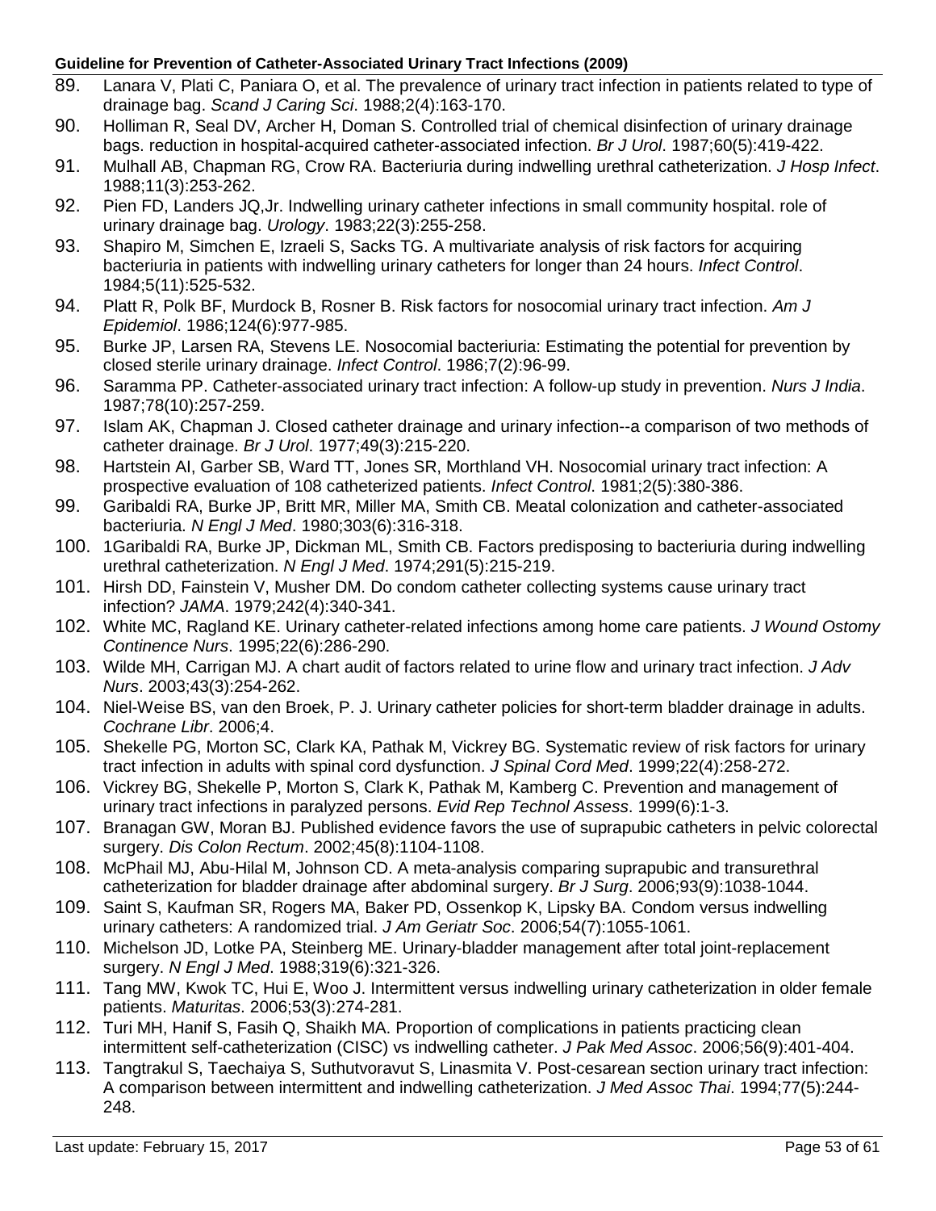89. Lanara V, Plati C, Paniara O, et al. The prevalence of urinary tract infection in patients related to type of drainage bag. *Scand J Caring Sci*. 1988;2(4):163-170.
90. Holliman R, Seal DV, Archer H, Doman S. Controlled trial of chemical disinfection of urinary drainage bags. reduction in hospital-acquired catheter-associated infection. *Br J Urol*. 1987;60(5):419-422.
91. Mulhall AB, Chapman RG, Crow RA. Bacteriuria during indwelling urethral catheterization. *J Hosp Infect*. 1988;11(3):253-262.
92. Pien FD, Landers JQ,Jr. Indwelling urinary catheter infections in small community hospital. role of urinary drainage bag. *Urology*. 1983;22(3):255-258.
93. Shapiro M, Simchen E, Izraeli S, Sacks TG. A multivariate analysis of risk factors for acquiring bacteriuria in patients with indwelling urinary catheters for longer than 24 hours. *Infect Control*. 1984;5(11):525-532.
94. Platt R, Polk BF, Murdock B, Rosner B. Risk factors for nosocomial urinary tract infection. *Am J Epidemiol*. 1986;124(6):977-985.
95. Burke JP, Larsen RA, Stevens LE. Nosocomial bacteriuria: Estimating the potential for prevention by closed sterile urinary drainage. *Infect Control*. 1986;7(2):96-99.
96. Saramma PP. Catheter-associated urinary tract infection: A follow-up study in prevention. *Nurs J India*. 1987;78(10):257-259.
97. Islam AK, Chapman J. Closed catheter drainage and urinary infection--a comparison of two methods of catheter drainage. *Br J Urol*. 1977;49(3):215-220.
98. Hartstein AI, Garber SB, Ward TT, Jones SR, Morthland VH. Nosocomial urinary tract infection: A prospective evaluation of 108 catheterized patients. *Infect Control*. 1981;2(5):380-386.
99. Garibaldi RA, Burke JP, Britt MR, Miller MA, Smith CB. Meatal colonization and catheter-associated bacteriuria. *N Engl J Med*. 1980;303(6):316-318.
100. 1Garibaldi RA, Burke JP, Dickman ML, Smith CB. Factors predisposing to bacteriuria during indwelling urethral catheterization. *N Engl J Med*. 1974;291(5):215-219.
101. Hirsh DD, Fainstein V, Musher DM. Do condom catheter collecting systems cause urinary tract infection? *JAMA*. 1979;242(4):340-341.
102. White MC, Ragland KE. Urinary catheter-related infections among home care patients. *J Wound Ostomy Continence Nurs*. 1995;22(6):286-290.
103. Wilde MH, Carrigan MJ. A chart audit of factors related to urine flow and urinary tract infection. *J Adv Nurs*. 2003;43(3):254-262.
104. Niel-Weise BS, van den Broek, P. J. Urinary catheter policies for short-term bladder drainage in adults. *Cochrane Libr*. 2006;4.
105. Shekelle PG, Morton SC, Clark KA, Pathak M, Vickrey BG. Systematic review of risk factors for urinary tract infection in adults with spinal cord dysfunction. *J Spinal Cord Med*. 1999;22(4):258-272.
106. Vickrey BG, Shekelle P, Morton S, Clark K, Pathak M, Kamberg C. Prevention and management of urinary tract infections in paralyzed persons. *Evid Rep Technol Assess*. 1999(6):1-3.
107. Branagan GW, Moran BJ. Published evidence favors the use of suprapubic catheters in pelvic colorectal surgery. *Dis Colon Rectum*. 2002;45(8):1104-1108.
108. McPhail MJ, Abu-Hilal M, Johnson CD. A meta-analysis comparing suprapubic and transurethral catheterization for bladder drainage after abdominal surgery. *Br J Surg*. 2006;93(9):1038-1044.
109. Saint S, Kaufman SR, Rogers MA, Baker PD, Ossenkop K, Lipsky BA. Condom versus indwelling urinary catheters: A randomized trial. *J Am Geriatr Soc*. 2006;54(7):1055-1061.
110. Michelson JD, Lotke PA, Steinberg ME. Urinary-bladder management after total joint-replacement surgery. *N Engl J Med*. 1988;319(6):321-326.
111. Tang MW, Kwok TC, Hui E, Woo J. Intermittent versus indwelling urinary catheterization in older female patients. *Maturitas*. 2006;53(3):274-281.
112. Turi MH, Hanif S, Fasih Q, Shaikh MA. Proportion of complications in patients practicing clean intermittent self-catheterization (CISC) vs indwelling catheter. *J Pak Med Assoc*. 2006;56(9):401-404.
113. Tangtrakul S, Taechaiya S, Suthutvoravut S, Linasmita V. Post-cesarean section urinary tract infection: A comparison between intermittent and indwelling catheterization. *J Med Assoc Thai*. 1994;77(5):244-248.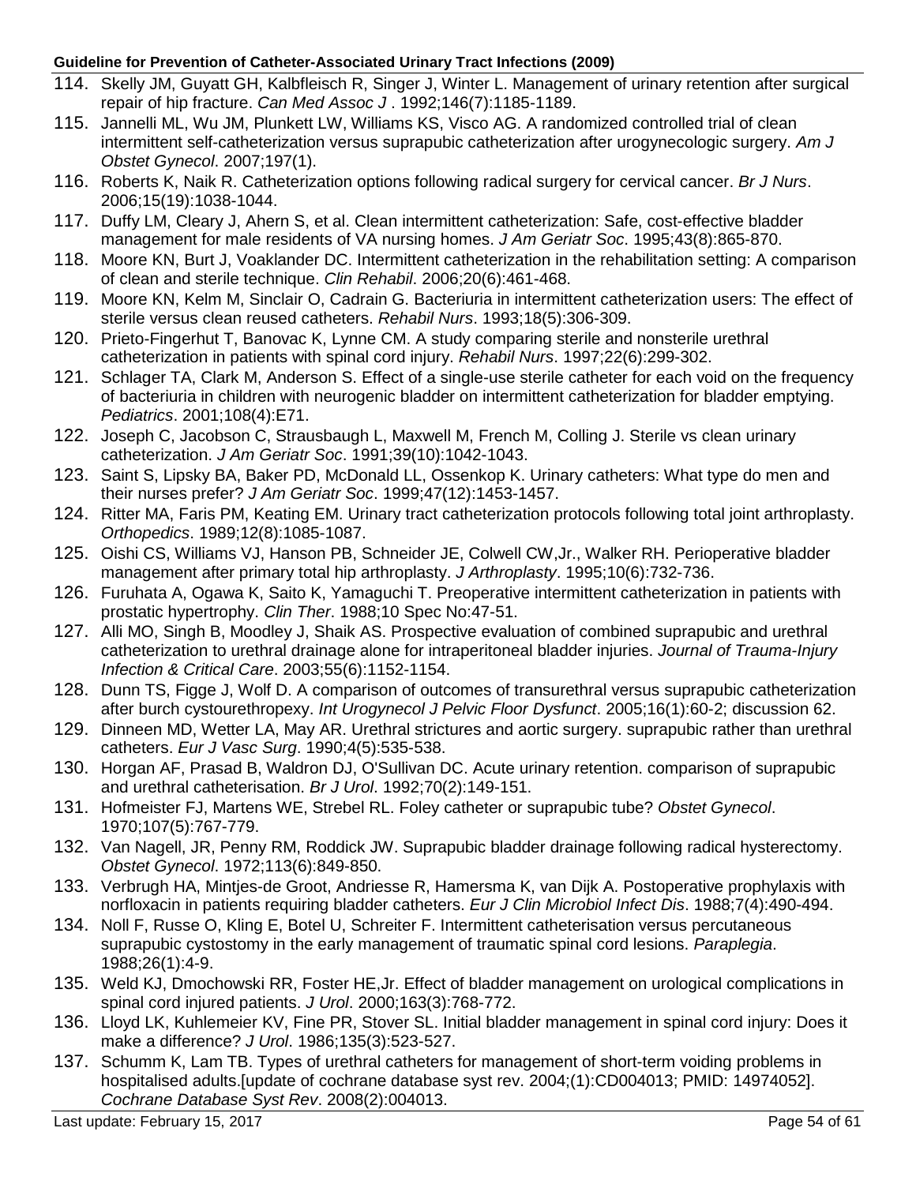114. Skelly JM, Guyatt GH, Kalbfleisch R, Singer J, Winter L. Management of urinary retention after surgical repair of hip fracture. *Can Med Assoc J* . 1992;146(7):1185-1189.
115. Jannelli ML, Wu JM, Plunkett LW, Williams KS, Visco AG. A randomized controlled trial of clean intermittent self-catheterization versus suprapubic catheterization after urogynecologic surgery. *Am J Obstet Gynecol*. 2007;197(1).
116. Roberts K, Naik R. Catheterization options following radical surgery for cervical cancer. *Br J Nurs*. 2006;15(19):1038-1044.
117. Duffy LM, Cleary J, Ahern S, et al. Clean intermittent catheterization: Safe, cost-effective bladder management for male residents of VA nursing homes. *J Am Geriatr Soc*. 1995;43(8):865-870.
118. Moore KN, Burt J, Voaklander DC. Intermittent catheterization in the rehabilitation setting: A comparison of clean and sterile technique. *Clin Rehabil*. 2006;20(6):461-468.
119. Moore KN, Kelm M, Sinclair O, Cadrain G. Bacteriuria in intermittent catheterization users: The effect of sterile versus clean reused catheters. *Rehabil Nurs*. 1993;18(5):306-309.
120. Prieto-Fingerhut T, Banovac K, Lynne CM. A study comparing sterile and nonsterile urethral catheterization in patients with spinal cord injury. *Rehabil Nurs*. 1997;22(6):299-302.
121. Schlager TA, Clark M, Anderson S. Effect of a single-use sterile catheter for each void on the frequency of bacteriuria in children with neurogenic bladder on intermittent catheterization for bladder emptying. *Pediatrics*. 2001;108(4):E71.
122. Joseph C, Jacobson C, Strausbaugh L, Maxwell M, French M, Colling J. Sterile vs clean urinary catheterization. *J Am Geriatr Soc*. 1991;39(10):1042-1043.
123. Saint S, Lipsky BA, Baker PD, McDonald LL, Ossenkop K. Urinary catheters: What type do men and their nurses prefer? *J Am Geriatr Soc*. 1999;47(12):1453-1457.
124. Ritter MA, Faris PM, Keating EM. Urinary tract catheterization protocols following total joint arthroplasty. *Orthopedics*. 1989;12(8):1085-1087.
125. Oishi CS, Williams VJ, Hanson PB, Schneider JE, Colwell CW,Jr., Walker RH. Perioperative bladder management after primary total hip arthroplasty. *J Arthroplasty*. 1995;10(6):732-736.
126. Furuhata A, Ogawa K, Saito K, Yamaguchi T. Preoperative intermittent catheterization in patients with prostatic hypertrophy. *Clin Ther*. 1988;10 Spec No:47-51.
127. Alli MO, Singh B, Moodley J, Shaik AS. Prospective evaluation of combined suprapubic and urethral catheterization to urethral drainage alone for intraperitoneal bladder injuries. *Journal of Trauma-Injury Infection & Critical Care*. 2003;55(6):1152-1154.
128. Dunn TS, Figge J, Wolf D. A comparison of outcomes of transurethral versus suprapubic catheterization after burch cystourethropexy. *Int Urogynecol J Pelvic Floor Dysfunct*. 2005;16(1):60-2; discussion 62.
129. Dinneen MD, Wetter LA, May AR. Urethral strictures and aortic surgery. suprapubic rather than urethral catheters. *Eur J Vasc Surg*. 1990;4(5):535-538.
130. Horgan AF, Prasad B, Waldron DJ, O'Sullivan DC. Acute urinary retention. comparison of suprapubic and urethral catheterisation. *Br J Urol*. 1992;70(2):149-151.
131. Hofmeister FJ, Martens WE, Strebel RL. Foley catheter or suprapubic tube? *Obstet Gynecol*. 1970;107(5):767-779.
132. Van Nagell, JR, Penny RM, Roddick JW. Suprapubic bladder drainage following radical hysterectomy. *Obstet Gynecol*. 1972;113(6):849-850.
133. Verbrugh HA, Mintjes-de Groot, Andriesse R, Hamersma K, van Dijk A. Postoperative prophylaxis with norfloxacin in patients requiring bladder catheters. *Eur J Clin Microbiol Infect Dis*. 1988;7(4):490-494.
134. Noll F, Russe O, Kling E, Botel U, Schreiter F. Intermittent catheterisation versus percutaneous suprapubic cystostomy in the early management of traumatic spinal cord lesions. *Paraplegia*. 1988;26(1):4-9.
135. Weld KJ, Dmochowski RR, Foster HE,Jr. Effect of bladder management on urological complications in spinal cord injured patients. *J Urol*. 2000;163(3):768-772.
136. Lloyd LK, Kuhlemeier KV, Fine PR, Stover SL. Initial bladder management in spinal cord injury: Does it make a difference? *J Urol*. 1986;135(3):523-527.
137. Schumm K, Lam TB. Types of urethral catheters for management of short-term voiding problems in hospitalised adults.[update of cochrane database syst rev. 2004;(1):CD004013; PMID: 14974052]. *Cochrane Database Syst Rev*. 2008(2):004013.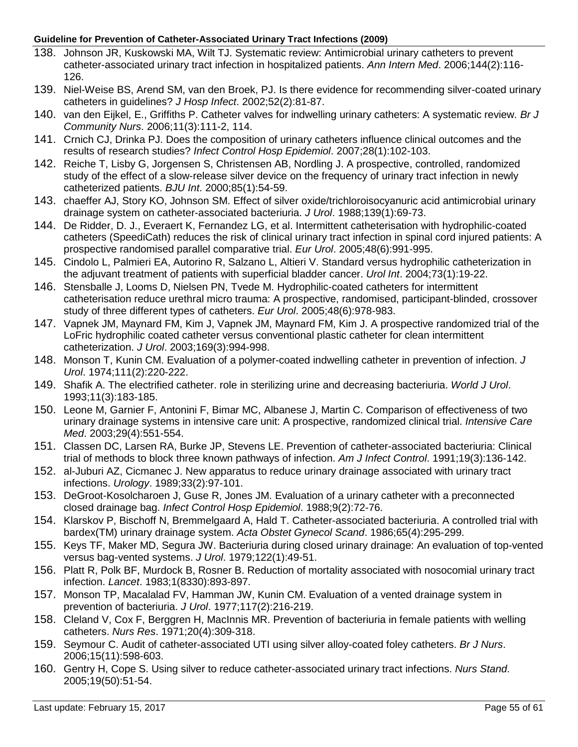138. Johnson JR, Kuskowski MA, Wilt TJ. Systematic review: Antimicrobial urinary catheters to prevent catheter-associated urinary tract infection in hospitalized patients. *Ann Intern Med*. 2006;144(2):116-126.
139. Niel-Weise BS, Arend SM, van den Broek, PJ. Is there evidence for recommending silver-coated urinary catheters in guidelines? *J Hosp Infect*. 2002;52(2):81-87.
140. van den Eijkel, E., Griffiths P. Catheter valves for indwelling urinary catheters: A systematic review. *Br J Community Nurs*. 2006;11(3):111-2, 114.
141. Crnich CJ, Drinka PJ. Does the composition of urinary catheters influence clinical outcomes and the results of research studies? *Infect Control Hosp Epidemiol*. 2007;28(1):102-103.
142. Reiche T, Lisby G, Jorgensen S, Christensen AB, Nordling J. A prospective, controlled, randomized study of the effect of a slow-release silver device on the frequency of urinary tract infection in newly catheterized patients. *BJU Int*. 2000;85(1):54-59.
143. chaeffer AJ, Story KO, Johnson SM. Effect of silver oxide/trichloroisocyanuric acid antimicrobial urinary drainage system on catheter-associated bacteriuria. *J Urol*. 1988;139(1):69-73.
144. De Ridder, D. J., Everaert K, Fernandez LG, et al. Intermittent catheterisation with hydrophilic-coated catheters (SpeediCath) reduces the risk of clinical urinary tract infection in spinal cord injured patients: A prospective randomised parallel comparative trial. *Eur Urol*. 2005;48(6):991-995.
145. Cindolo L, Palmieri EA, Autorino R, Salzano L, Altieri V. Standard versus hydrophilic catheterization in the adjuvant treatment of patients with superficial bladder cancer. *Urol Int*. 2004;73(1):19-22.
146. Stensballe J, Looms D, Nielsen PN, Tvede M. Hydrophilic-coated catheters for intermittent catheterisation reduce urethral micro trauma: A prospective, randomised, participant-blinded, crossover study of three different types of catheters. *Eur Urol*. 2005;48(6):978-983.
147. Vapnek JM, Maynard FM, Kim J, Vapnek JM, Maynard FM, Kim J. A prospective randomized trial of the LoFric hydrophilic coated catheter versus conventional plastic catheter for clean intermittent catheterization. *J Urol*. 2003;169(3):994-998.
148. Monson T, Kunin CM. Evaluation of a polymer-coated indwelling catheter in prevention of infection. *J Urol*. 1974;111(2):220-222.
149. Shafik A. The electrified catheter. role in sterilizing urine and decreasing bacteriuria. *World J Urol*. 1993;11(3):183-185.
150. Leone M, Garnier F, Antonini F, Bimar MC, Albanese J, Martin C. Comparison of effectiveness of two urinary drainage systems in intensive care unit: A prospective, randomized clinical trial. *Intensive Care Med*. 2003;29(4):551-554.
151. Classen DC, Larsen RA, Burke JP, Stevens LE. Prevention of catheter-associated bacteriuria: Clinical trial of methods to block three known pathways of infection. *Am J Infect Control*. 1991;19(3):136-142.
152. al-Juburi AZ, Cicmanec J. New apparatus to reduce urinary drainage associated with urinary tract infections. *Urology*. 1989;33(2):97-101.
153. DeGroot-Kosolcharoen J, Guse R, Jones JM. Evaluation of a urinary catheter with a preconnected closed drainage bag. *Infect Control Hosp Epidemiol*. 1988;9(2):72-76.
154. Klarskov P, Bischoff N, Bremmelgaard A, Hald T. Catheter-associated bacteriuria. A controlled trial with bardex(TM) urinary drainage system. *Acta Obstet Gynecol Scand*. 1986;65(4):295-299.
155. Keys TF, Maker MD, Segura JW. Bacteriuria during closed urinary drainage: An evaluation of top-vented versus bag-vented systems. *J Urol*. 1979;122(1):49-51.
156. Platt R, Polk BF, Murdock B, Rosner B. Reduction of mortality associated with nosocomial urinary tract infection. *Lancet*. 1983;1(8330):893-897.
157. Monson TP, Macalalad FV, Hamman JW, Kunin CM. Evaluation of a vented drainage system in prevention of bacteriuria. *J Urol*. 1977;117(2):216-219.
158. Cleland V, Cox F, Berggren H, MacInnis MR. Prevention of bacteriuria in female patients with welling catheters. *Nurs Res*. 1971;20(4):309-318.
159. Seymour C. Audit of catheter-associated UTI using silver alloy-coated foley catheters. *Br J Nurs*. 2006;15(11):598-603.
160. Gentry H, Cope S. Using silver to reduce catheter-associated urinary tract infections. *Nurs Stand*. 2005;19(50):51-54.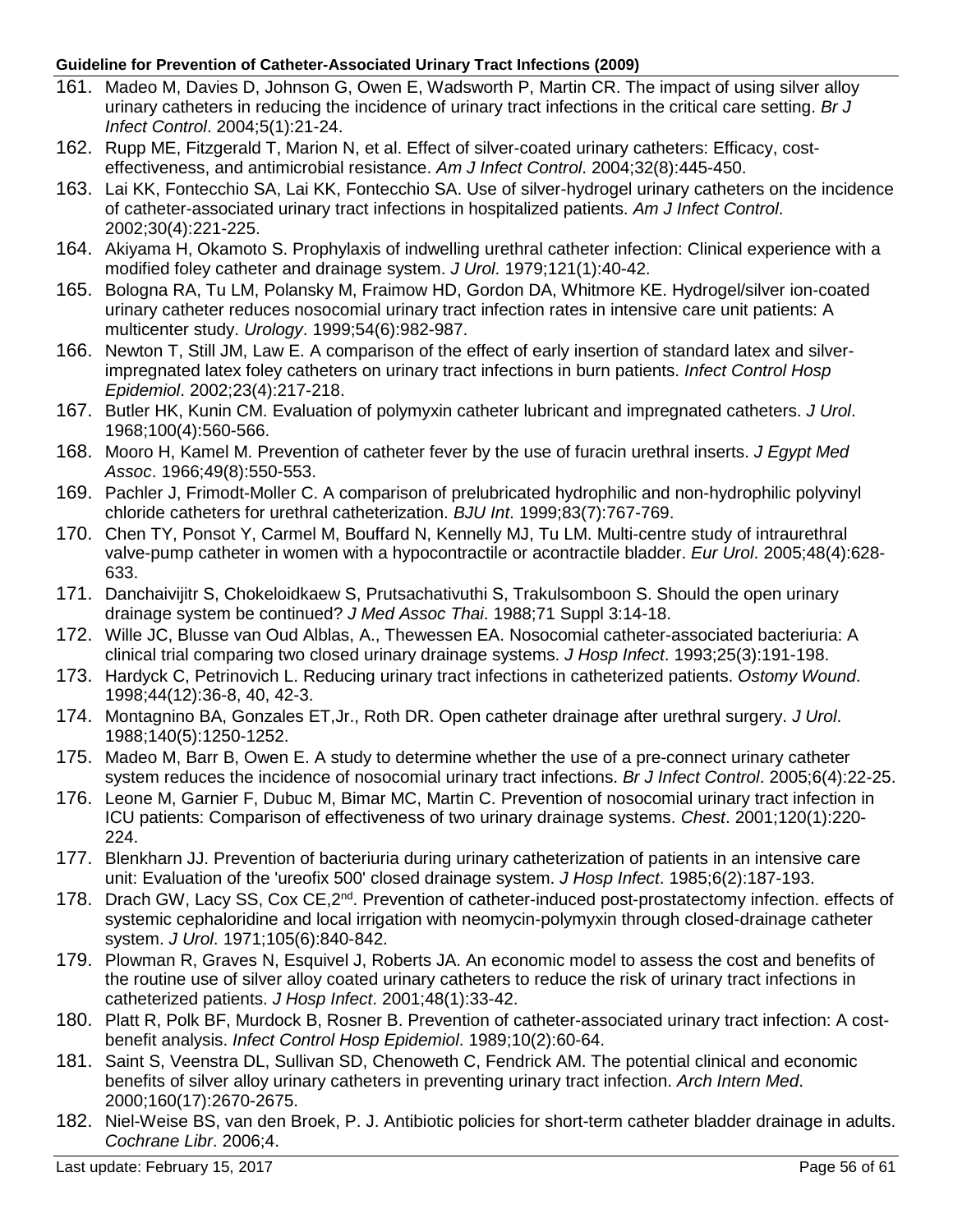161. Madeo M, Davies D, Johnson G, Owen E, Wadsworth P, Martin CR. The impact of using silver alloy urinary catheters in reducing the incidence of urinary tract infections in the critical care setting. *Br J Infect Control*. 2004;5(1):21-24.
162. Rupp ME, Fitzgerald T, Marion N, et al. Effect of silver-coated urinary catheters: Efficacy, cost-effectiveness, and antimicrobial resistance. *Am J Infect Control*. 2004;32(8):445-450.
163. Lai KK, Fontecchio SA, Lai KK, Fontecchio SA. Use of silver-hydrogel urinary catheters on the incidence of catheter-associated urinary tract infections in hospitalized patients. *Am J Infect Control*. 2002;30(4):221-225.
164. Akiyama H, Okamoto S. Prophylaxis of indwelling urethral catheter infection: Clinical experience with a modified foley catheter and drainage system. *J Urol*. 1979;121(1):40-42.
165. Bologna RA, Tu LM, Polansky M, Fraimow HD, Gordon DA, Whitmore KE. Hydrogel/silver ion-coated urinary catheter reduces nosocomial urinary tract infection rates in intensive care unit patients: A multicenter study. *Urology*. 1999;54(6):982-987.
166. Newton T, Still JM, Law E. A comparison of the effect of early insertion of standard latex and silver-impregnated latex foley catheters on urinary tract infections in burn patients. *Infect Control Hosp Epidemiol*. 2002;23(4):217-218.
167. Butler HK, Kunin CM. Evaluation of polymyxin catheter lubricant and impregnated catheters. *J Urol*. 1968;100(4):560-566.
168. Mooro H, Kamel M. Prevention of catheter fever by the use of furacin urethral inserts. *J Egypt Med Assoc*. 1966;49(8):550-553.
169. Pachler J, Frimodt-Moller C. A comparison of prelubricated hydrophilic and non-hydrophilic polyvinyl chloride catheters for urethral catheterization. *BJU Int*. 1999;83(7):767-769.
170. Chen TY, Ponsot Y, Carmel M, Bouffard N, Kennelly MJ, Tu LM. Multi-centre study of intraurethral valve-pump catheter in women with a hypocontractile or acontractile bladder. *Eur Urol*. 2005;48(4):628-633.
171. Danchaivijitr S, Chokeloidkaew S, Prutsachativuthi S, Trakulsomboon S. Should the open urinary drainage system be continued? *J Med Assoc Thai*. 1988;71 Suppl 3:14-18.
172. Wille JC, Blusse van Oud Alblas, A., Thewessen EA. Nosocomial catheter-associated bacteriuria: A clinical trial comparing two closed urinary drainage systems. *J Hosp Infect*. 1993;25(3):191-198.
173. Hardyck C, Petrinovich L. Reducing urinary tract infections in catheterized patients. *Ostomy Wound*. 1998;44(12):36-8, 40, 42-3.
174. Montagnino BA, Gonzales ET,Jr., Roth DR. Open catheter drainage after urethral surgery. *J Urol*. 1988;140(5):1250-1252.
175. Madeo M, Barr B, Owen E. A study to determine whether the use of a pre-connect urinary catheter system reduces the incidence of nosocomial urinary tract infections. *Br J Infect Control*. 2005;6(4):22-25.
176. Leone M, Garnier F, Dubuc M, Bimar MC, Martin C. Prevention of nosocomial urinary tract infection in ICU patients: Comparison of effectiveness of two urinary drainage systems. *Chest*. 2001;120(1):220-224.
177. Blenkharn JJ. Prevention of bacteriuria during urinary catheterization of patients in an intensive care unit: Evaluation of the 'ureofix 500' closed drainage system. *J Hosp Infect*. 1985;6(2):187-193.
178. Drach GW, Lacy SS, Cox CE,2nd. Prevention of catheter-induced post-prostatectomy infection. effects of systemic cephaloridine and local irrigation with neomycin-polymyxin through closed-drainage catheter system. *J Urol*. 1971;105(6):840-842.
179. Plowman R, Graves N, Esquivel J, Roberts JA. An economic model to assess the cost and benefits of the routine use of silver alloy coated urinary catheters to reduce the risk of urinary tract infections in catheterized patients. *J Hosp Infect*. 2001;48(1):33-42.
180. Platt R, Polk BF, Murdock B, Rosner B. Prevention of catheter-associated urinary tract infection: A cost-benefit analysis. *Infect Control Hosp Epidemiol*. 1989;10(2):60-64.
181. Saint S, Veenstra DL, Sullivan SD, Chenoweth C, Fendrick AM. The potential clinical and economic benefits of silver alloy urinary catheters in preventing urinary tract infection. *Arch Intern Med*. 2000;160(17):2670-2675.
182. Niel-Weise BS, van den Broek, P. J. Antibiotic policies for short-term catheter bladder drainage in adults. *Cochrane Libr*. 2006;4.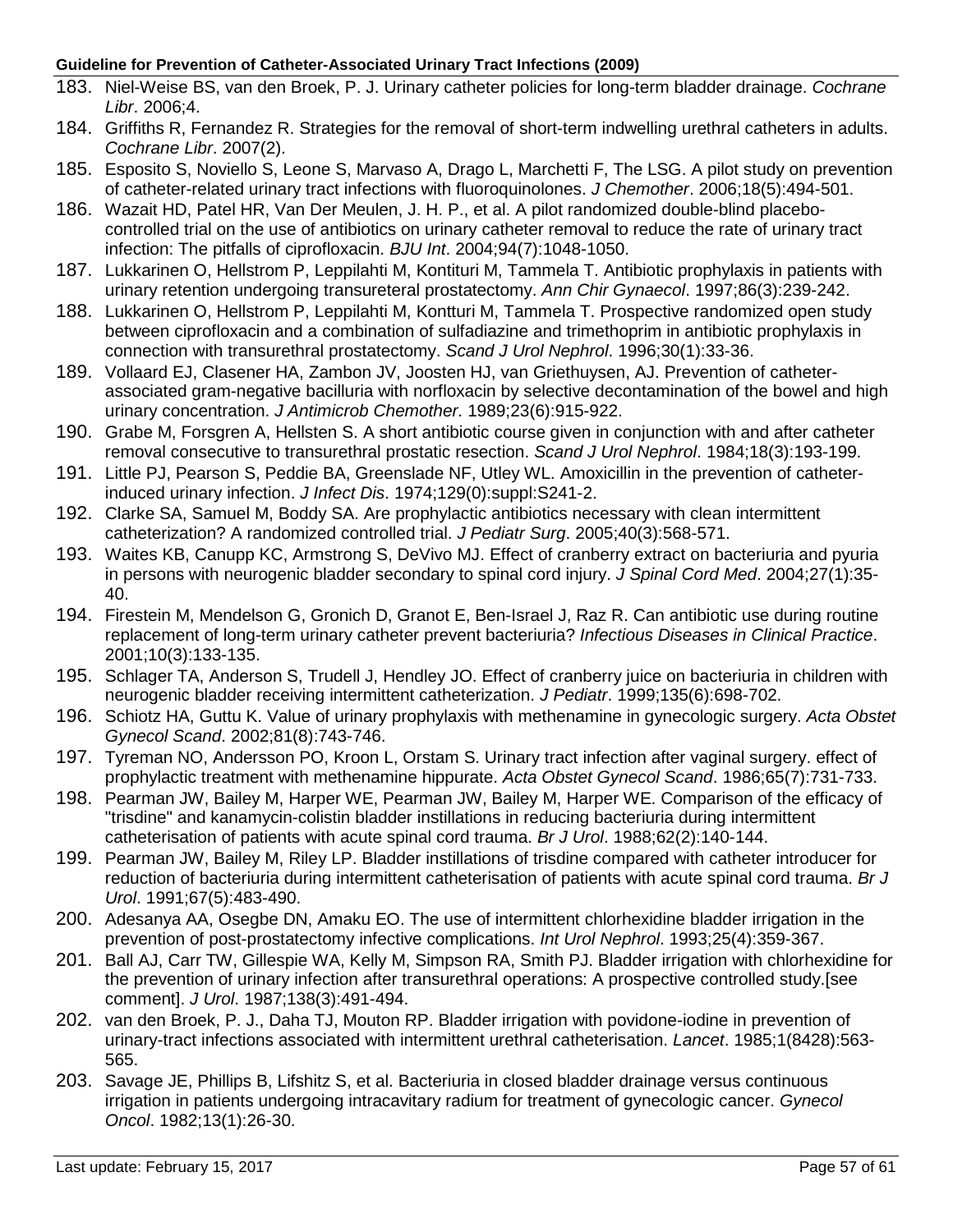183. Niel-Weise BS, van den Broek, P. J. Urinary catheter policies for long-term bladder drainage. *Cochrane Libr*. 2006;4.
184. Griffiths R, Fernandez R. Strategies for the removal of short-term indwelling urethral catheters in adults. *Cochrane Libr*. 2007(2).
185. Esposito S, Noviello S, Leone S, Marvaso A, Drago L, Marchetti F, The LSG. A pilot study on prevention of catheter-related urinary tract infections with fluoroquinolones. *J Chemother*. 2006;18(5):494-501.
186. Wazait HD, Patel HR, Van Der Meulen, J. H. P., et al. A pilot randomized double-blind placebo-controlled trial on the use of antibiotics on urinary catheter removal to reduce the rate of urinary tract infection: The pitfalls of ciprofloxacin. *BJU Int*. 2004;94(7):1048-1050.
187. Lukkarinen O, Hellstrom P, Leppilahti M, Kontituri M, Tammela T. Antibiotic prophylaxis in patients with urinary retention undergoing transureteral prostatectomy. *Ann Chir Gynaecol*. 1997;86(3):239-242.
188. Lukkarinen O, Hellstrom P, Leppilahti M, Kontturi M, Tammela T. Prospective randomized open study between ciprofloxacin and a combination of sulfadiazine and trimethoprim in antibiotic prophylaxis in connection with transurethral prostatectomy. *Scand J Urol Nephrol*. 1996;30(1):33-36.
189. Vollaard EJ, Clasener HA, Zambon JV, Joosten HJ, van Griethuysen, AJ. Prevention of catheter-associated gram-negative bacilluria with norfloxacin by selective decontamination of the bowel and high urinary concentration. *J Antimicrob Chemother*. 1989;23(6):915-922.
190. Grabe M, Forsgren A, Hellsten S. A short antibiotic course given in conjunction with and after catheter removal consecutive to transurethral prostatic resection. *Scand J Urol Nephrol*. 1984;18(3):193-199.
191. Little PJ, Pearson S, Peddie BA, Greenslade NF, Utley WL. Amoxicillin in the prevention of catheter-induced urinary infection. *J Infect Dis*. 1974;129(0):suppl:S241-2.
192. Clarke SA, Samuel M, Boddy SA. Are prophylactic antibiotics necessary with clean intermittent catheterization? A randomized controlled trial. *J Pediatr Surg*. 2005;40(3):568-571.
193. Waites KB, Canupp KC, Armstrong S, DeVivo MJ. Effect of cranberry extract on bacteriuria and pyuria in persons with neurogenic bladder secondary to spinal cord injury. *J Spinal Cord Med*. 2004;27(1):35-40.
194. Firestein M, Mendelson G, Gronich D, Granot E, Ben-Israel J, Raz R. Can antibiotic use during routine replacement of long-term urinary catheter prevent bacteriuria? *Infectious Diseases in Clinical Practice*. 2001;10(3):133-135.
195. Schlager TA, Anderson S, Trudell J, Hendley JO. Effect of cranberry juice on bacteriuria in children with neurogenic bladder receiving intermittent catheterization. *J Pediatr*. 1999;135(6):698-702.
196. Schiotz HA, Guttu K. Value of urinary prophylaxis with methenamine in gynecologic surgery. *Acta Obstet Gynecol Scand*. 2002;81(8):743-746.
197. Tyreman NO, Andersson PO, Kroon L, Orstam S. Urinary tract infection after vaginal surgery. effect of prophylactic treatment with methenamine hippurate. *Acta Obstet Gynecol Scand*. 1986;65(7):731-733.
198. Pearman JW, Bailey M, Harper WE, Pearman JW, Bailey M, Harper WE. Comparison of the efficacy of "trisdine" and kanamycin-colistin bladder instillations in reducing bacteriuria during intermittent catheterisation of patients with acute spinal cord trauma. *Br J Urol*. 1988;62(2):140-144.
199. Pearman JW, Bailey M, Riley LP. Bladder instillations of trisdine compared with catheter introducer for reduction of bacteriuria during intermittent catheterisation of patients with acute spinal cord trauma. *Br J Urol*. 1991;67(5):483-490.
200. Adesanya AA, Osegbe DN, Amaku EO. The use of intermittent chlorhexidine bladder irrigation in the prevention of post-prostatectomy infective complications. *Int Urol Nephrol*. 1993;25(4):359-367.
201. Ball AJ, Carr TW, Gillespie WA, Kelly M, Simpson RA, Smith PJ. Bladder irrigation with chlorhexidine for the prevention of urinary infection after transurethral operations: A prospective controlled study.[see comment]. *J Urol*. 1987;138(3):491-494.
202. van den Broek, P. J., Daha TJ, Mouton RP. Bladder irrigation with povidone-iodine in prevention of urinary-tract infections associated with intermittent urethral catheterisation. *Lancet*. 1985;1(8428):563-565.
203. Savage JE, Phillips B, Lifshitz S, et al. Bacteriuria in closed bladder drainage versus continuous irrigation in patients undergoing intracavitary radium for treatment of gynecologic cancer. *Gynecol Oncol*. 1982;13(1):26-30.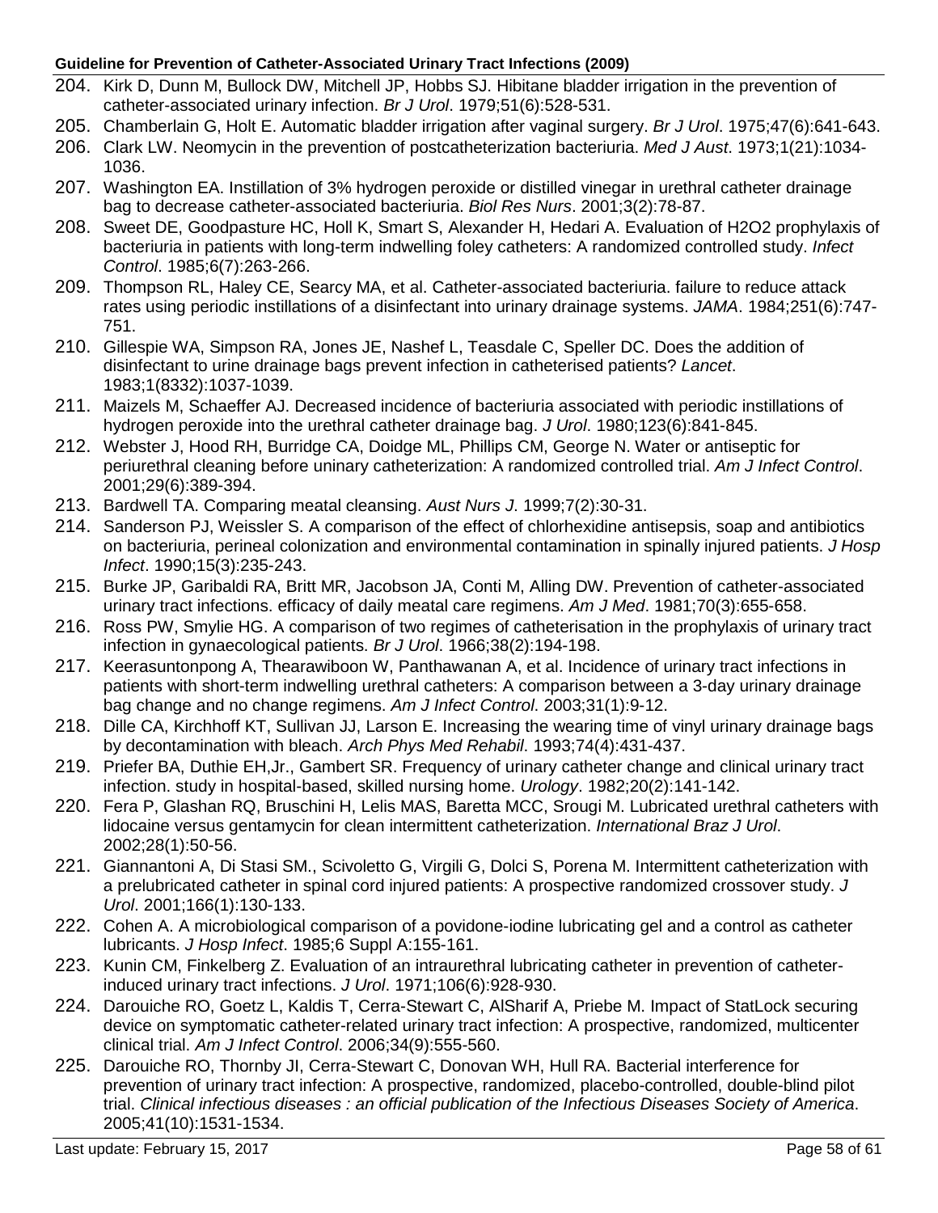204. Kirk D, Dunn M, Bullock DW, Mitchell JP, Hobbs SJ. Hibitane bladder irrigation in the prevention of catheter-associated urinary infection. *Br J Urol*. 1979;51(6):528-531.
205. Chamberlain G, Holt E. Automatic bladder irrigation after vaginal surgery. *Br J Urol*. 1975;47(6):641-643.
206. Clark LW. Neomycin in the prevention of postcatheterization bacteriuria. *Med J Aust*. 1973;1(21):1034-1036.
207. Washington EA. Instillation of 3% hydrogen peroxide or distilled vinegar in urethral catheter drainage bag to decrease catheter-associated bacteriuria. *Biol Res Nurs*. 2001;3(2):78-87.
208. Sweet DE, Goodpasture HC, Holl K, Smart S, Alexander H, Hedari A. Evaluation of H2O2 prophylaxis of bacteriuria in patients with long-term indwelling foley catheters: A randomized controlled study. *Infect Control*. 1985;6(7):263-266.
209. Thompson RL, Haley CE, Searcy MA, et al. Catheter-associated bacteriuria. failure to reduce attack rates using periodic instillations of a disinfectant into urinary drainage systems. *JAMA*. 1984;251(6):747-751.
210. Gillespie WA, Simpson RA, Jones JE, Nashef L, Teasdale C, Speller DC. Does the addition of disinfectant to urine drainage bags prevent infection in catheterised patients? *Lancet*. 1983;1(8332):1037-1039.
211. Maizels M, Schaeffer AJ. Decreased incidence of bacteriuria associated with periodic instillations of hydrogen peroxide into the urethral catheter drainage bag. *J Urol*. 1980;123(6):841-845.
212. Webster J, Hood RH, Burridge CA, Doidge ML, Phillips CM, George N. Water or antiseptic for periurethral cleaning before uninary catheterization: A randomized controlled trial. *Am J Infect Control*. 2001;29(6):389-394.
213. Bardwell TA. Comparing meatal cleansing. *Aust Nurs J*. 1999;7(2):30-31.
214. Sanderson PJ, Weissler S. A comparison of the effect of chlorhexidine antisepsis, soap and antibiotics on bacteriuria, perineal colonization and environmental contamination in spinally injured patients. *J Hosp Infect*. 1990;15(3):235-243.
215. Burke JP, Garibaldi RA, Britt MR, Jacobson JA, Conti M, Alling DW. Prevention of catheter-associated urinary tract infections. efficacy of daily meatal care regimens. *Am J Med*. 1981;70(3):655-658.
216. Ross PW, Smylie HG. A comparison of two regimes of catheterisation in the prophylaxis of urinary tract infection in gynaecological patients. *Br J Urol*. 1966;38(2):194-198.
217. Keerasuntonpong A, Thearawiboon W, Panthawanan A, et al. Incidence of urinary tract infections in patients with short-term indwelling urethral catheters: A comparison between a 3-day urinary drainage bag change and no change regimens. *Am J Infect Control*. 2003;31(1):9-12.
218. Dille CA, Kirchhoff KT, Sullivan JJ, Larson E. Increasing the wearing time of vinyl urinary drainage bags by decontamination with bleach. *Arch Phys Med Rehabil*. 1993;74(4):431-437.
219. Priefer BA, Duthie EH,Jr., Gambert SR. Frequency of urinary catheter change and clinical urinary tract infection. study in hospital-based, skilled nursing home. *Urology*. 1982;20(2):141-142.
220. Fera P, Glashan RQ, Bruschini H, Lelis MAS, Baretta MCC, Srougi M. Lubricated urethral catheters with lidocaine versus gentamycin for clean intermittent catheterization. *International Braz J Urol*. 2002;28(1):50-56.
221. Giannantoni A, Di Stasi SM., Scivoletto G, Virgili G, Dolci S, Porena M. Intermittent catheterization with a prelubricated catheter in spinal cord injured patients: A prospective randomized crossover study. *J Urol*. 2001;166(1):130-133.
222. Cohen A. A microbiological comparison of a povidone-iodine lubricating gel and a control as catheter lubricants. *J Hosp Infect*. 1985;6 Suppl A:155-161.
223. Kunin CM, Finkelberg Z. Evaluation of an intraurethral lubricating catheter in prevention of catheter-induced urinary tract infections. *J Urol*. 1971;106(6):928-930.
224. Darouiche RO, Goetz L, Kaldis T, Cerra-Stewart C, AlSharif A, Priebe M. Impact of StatLock securing device on symptomatic catheter-related urinary tract infection: A prospective, randomized, multicenter clinical trial. *Am J Infect Control*. 2006;34(9):555-560.
225. Darouiche RO, Thornby JI, Cerra-Stewart C, Donovan WH, Hull RA. Bacterial interference for prevention of urinary tract infection: A prospective, randomized, placebo-controlled, double-blind pilot trial. *Clinical infectious diseases : an official publication of the Infectious Diseases Society of America*. 2005;41(10):1531-1534.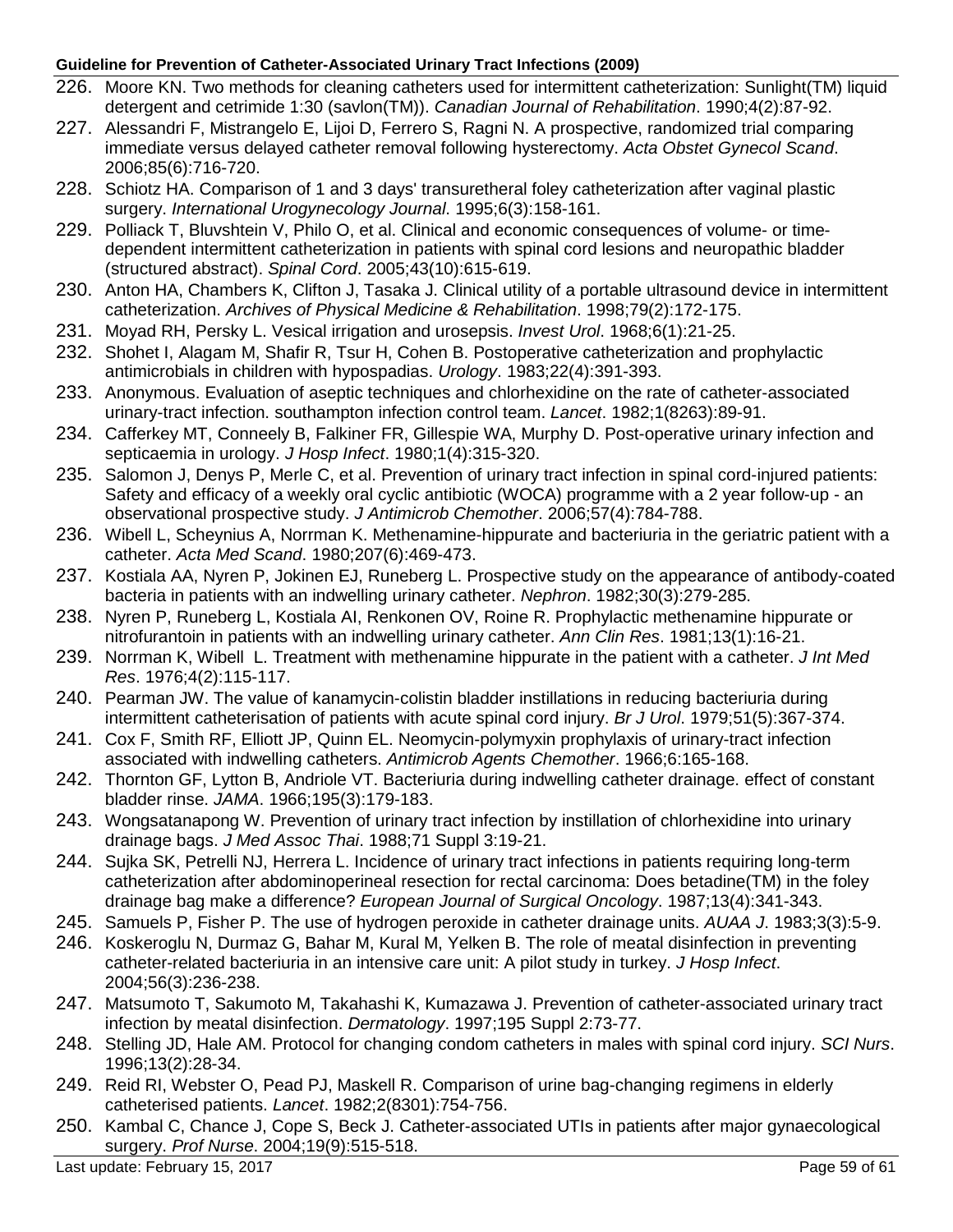226. Moore KN. Two methods for cleaning catheters used for intermittent catheterization: Sunlight(TM) liquid detergent and cetrimide 1:30 (savlon(TM)). *Canadian Journal of Rehabilitation*. 1990;4(2):87-92.
227. Alessandri F, Mistrangelo E, Lijoi D, Ferrero S, Ragni N. A prospective, randomized trial comparing immediate versus delayed catheter removal following hysterectomy. *Acta Obstet Gynecol Scand*. 2006;85(6):716-720.
228. Schiotz HA. Comparison of 1 and 3 days' transuretheral foley catheterization after vaginal plastic surgery. *International Urogynecology Journal*. 1995;6(3):158-161.
229. Polliack T, Bluvshtein V, Philo O, et al. Clinical and economic consequences of volume- or time-dependent intermittent catheterization in patients with spinal cord lesions and neuropathic bladder (structured abstract). *Spinal Cord*. 2005;43(10):615-619.
230. Anton HA, Chambers K, Clifton J, Tasaka J. Clinical utility of a portable ultrasound device in intermittent catheterization. *Archives of Physical Medicine & Rehabilitation*. 1998;79(2):172-175.
231. Moyad RH, Persky L. Vesical irrigation and urosepsis. *Invest Urol*. 1968;6(1):21-25.
232. Shohet I, Alagam M, Shafir R, Tsur H, Cohen B. Postoperative catheterization and prophylactic antimicrobials in children with hypospadias. *Urology*. 1983;22(4):391-393.
233. Anonymous. Evaluation of aseptic techniques and chlorhexidine on the rate of catheter-associated urinary-tract infection. southampton infection control team. *Lancet*. 1982;1(8263):89-91.
234. Cafferkey MT, Conneely B, Falkiner FR, Gillespie WA, Murphy D. Post-operative urinary infection and septicaemia in urology. *J Hosp Infect*. 1980;1(4):315-320.
235. Salomon J, Denys P, Merle C, et al. Prevention of urinary tract infection in spinal cord-injured patients: Safety and efficacy of a weekly oral cyclic antibiotic (WOCA) programme with a 2 year follow-up - an observational prospective study. *J Antimicrob Chemother*. 2006;57(4):784-788.
236. Wibell L, Scheynius A, Norrman K. Methenamine-hippurate and bacteriuria in the geriatric patient with a catheter. *Acta Med Scand*. 1980;207(6):469-473.
237. Kostiala AA, Nyren P, Jokinen EJ, Runeberg L. Prospective study on the appearance of antibody-coated bacteria in patients with an indwelling urinary catheter. *Nephron*. 1982;30(3):279-285.
238. Nyren P, Runeberg L, Kostiala AI, Renkonen OV, Roine R. Prophylactic methenamine hippurate or nitrofurantoin in patients with an indwelling urinary catheter. *Ann Clin Res*. 1981;13(1):16-21.
239. Norrman K, Wibell L. Treatment with methenamine hippurate in the patient with a catheter. *J Int Med Res*. 1976;4(2):115-117.
240. Pearman JW. The value of kanamycin-colistin bladder instillations in reducing bacteriuria during intermittent catheterisation of patients with acute spinal cord injury. *Br J Urol*. 1979;51(5):367-374.
241. Cox F, Smith RF, Elliott JP, Quinn EL. Neomycin-polymyxin prophylaxis of urinary-tract infection associated with indwelling catheters. *Antimicrob Agents Chemother*. 1966;6:165-168.
242. Thornton GF, Lytton B, Andriole VT. Bacteriuria during indwelling catheter drainage. effect of constant bladder rinse. *JAMA*. 1966;195(3):179-183.
243. Wongsatanapong W. Prevention of urinary tract infection by instillation of chlorhexidine into urinary drainage bags. *J Med Assoc Thai*. 1988;71 Suppl 3:19-21.
244. Sujka SK, Petrelli NJ, Herrera L. Incidence of urinary tract infections in patients requiring long-term catheterization after abdominoperineal resection for rectal carcinoma: Does betadine(TM) in the foley drainage bag make a difference? *European Journal of Surgical Oncology*. 1987;13(4):341-343.
245. Samuels P, Fisher P. The use of hydrogen peroxide in catheter drainage units. *AUAA J*. 1983;3(3):5-9.
246. Koskeroglu N, Durmaz G, Bahar M, Kural M, Yelken B. The role of meatal disinfection in preventing catheter-related bacteriuria in an intensive care unit: A pilot study in turkey. *J Hosp Infect*. 2004;56(3):236-238.
247. Matsumoto T, Sakumoto M, Takahashi K, Kumazawa J. Prevention of catheter-associated urinary tract infection by meatal disinfection. *Dermatology*. 1997;195 Suppl 2:73-77.
248. Stelling JD, Hale AM. Protocol for changing condom catheters in males with spinal cord injury. *SCI Nurs*. 1996;13(2):28-34.
249. Reid RI, Webster O, Pead PJ, Maskell R. Comparison of urine bag-changing regimens in elderly catheterised patients. *Lancet*. 1982;2(8301):754-756.
250. Kambal C, Chance J, Cope S, Beck J. Catheter-associated UTIs in patients after major gynaecological surgery. *Prof Nurse*. 2004;19(9):515-518.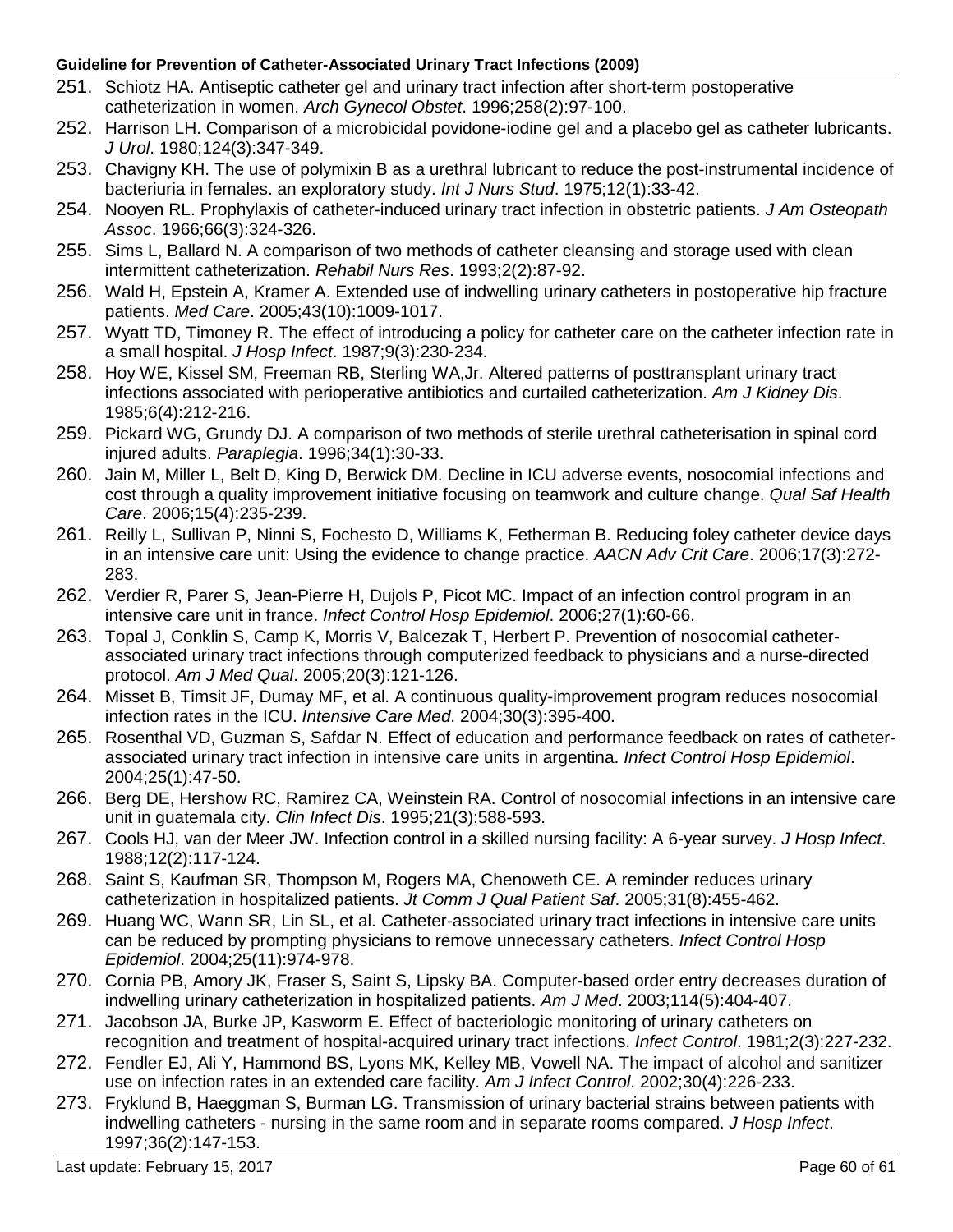251. Schiotz HA. Antiseptic catheter gel and urinary tract infection after short-term postoperative catheterization in women. *Arch Gynecol Obstet*. 1996;258(2):97-100.
252. Harrison LH. Comparison of a microbicidal povidone-iodine gel and a placebo gel as catheter lubricants. *J Urol*. 1980;124(3):347-349.
253. Chavigny KH. The use of polymixin B as a urethral lubricant to reduce the post-instrumental incidence of bacteriuria in females. an exploratory study. *Int J Nurs Stud*. 1975;12(1):33-42.
254. Nooyen RL. Prophylaxis of catheter-induced urinary tract infection in obstetric patients. *J Am Osteopath Assoc*. 1966;66(3):324-326.
255. Sims L, Ballard N. A comparison of two methods of catheter cleansing and storage used with clean intermittent catheterization. *Rehabil Nurs Res*. 1993;2(2):87-92.
256. Wald H, Epstein A, Kramer A. Extended use of indwelling urinary catheters in postoperative hip fracture patients. *Med Care*. 2005;43(10):1009-1017.
257. Wyatt TD, Timoney R. The effect of introducing a policy for catheter care on the catheter infection rate in a small hospital. *J Hosp Infect*. 1987;9(3):230-234.
258. Hoy WE, Kissel SM, Freeman RB, Sterling WA,Jr. Altered patterns of posttransplant urinary tract infections associated with perioperative antibiotics and curtailed catheterization. *Am J Kidney Dis*. 1985;6(4):212-216.
259. Pickard WG, Grundy DJ. A comparison of two methods of sterile urethral catheterisation in spinal cord injured adults. *Paraplegia*. 1996;34(1):30-33.
260. Jain M, Miller L, Belt D, King D, Berwick DM. Decline in ICU adverse events, nosocomial infections and cost through a quality improvement initiative focusing on teamwork and culture change. *Qual Saf Health Care*. 2006;15(4):235-239.
261. Reilly L, Sullivan P, Ninni S, Fochesto D, Williams K, Fetherman B. Reducing foley catheter device days in an intensive care unit: Using the evidence to change practice. *AACN Adv Crit Care*. 2006;17(3):272-283.
262. Verdier R, Parer S, Jean-Pierre H, Dujols P, Picot MC. Impact of an infection control program in an intensive care unit in france. *Infect Control Hosp Epidemiol*. 2006;27(1):60-66.
263. Topal J, Conklin S, Camp K, Morris V, Balcezak T, Herbert P. Prevention of nosocomial catheter-associated urinary tract infections through computerized feedback to physicians and a nurse-directed protocol. *Am J Med Qual*. 2005;20(3):121-126.
264. Misset B, Timsit JF, Dumay MF, et al. A continuous quality-improvement program reduces nosocomial infection rates in the ICU. *Intensive Care Med*. 2004;30(3):395-400.
265. Rosenthal VD, Guzman S, Safdar N. Effect of education and performance feedback on rates of catheter-associated urinary tract infection in intensive care units in argentina. *Infect Control Hosp Epidemiol*. 2004;25(1):47-50.
266. Berg DE, Hershow RC, Ramirez CA, Weinstein RA. Control of nosocomial infections in an intensive care unit in guatemala city. *Clin Infect Dis*. 1995;21(3):588-593.
267. Cools HJ, van der Meer JW. Infection control in a skilled nursing facility: A 6-year survey. *J Hosp Infect*. 1988;12(2):117-124.
268. Saint S, Kaufman SR, Thompson M, Rogers MA, Chenoweth CE. A reminder reduces urinary catheterization in hospitalized patients. *Jt Comm J Qual Patient Saf*. 2005;31(8):455-462.
269. Huang WC, Wann SR, Lin SL, et al. Catheter-associated urinary tract infections in intensive care units can be reduced by prompting physicians to remove unnecessary catheters. *Infect Control Hosp Epidemiol*. 2004;25(11):974-978.
270. Cornia PB, Amory JK, Fraser S, Saint S, Lipsky BA. Computer-based order entry decreases duration of indwelling urinary catheterization in hospitalized patients. *Am J Med*. 2003;114(5):404-407.
271. Jacobson JA, Burke JP, Kasworm E. Effect of bacteriologic monitoring of urinary catheters on recognition and treatment of hospital-acquired urinary tract infections. *Infect Control*. 1981;2(3):227-232.
272. Fendler EJ, Ali Y, Hammond BS, Lyons MK, Kelley MB, Vowell NA. The impact of alcohol and sanitizer use on infection rates in an extended care facility. *Am J Infect Control*. 2002;30(4):226-233.
273. Fryklund B, Haeggman S, Burman LG. Transmission of urinary bacterial strains between patients with indwelling catheters - nursing in the same room and in separate rooms compared. *J Hosp Infect*. 1997;36(2):147-153.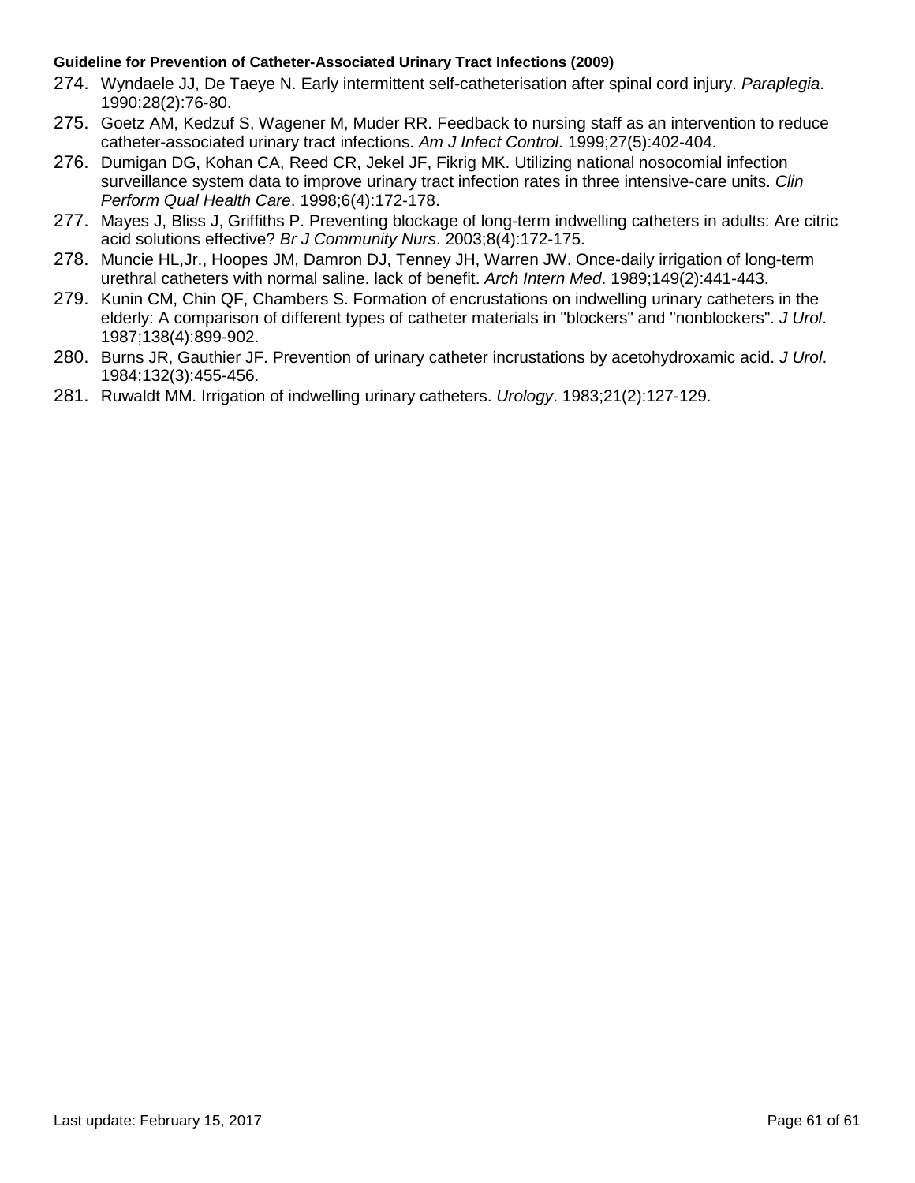274. Wyndaele JJ, De Taeye N. Early intermittent self-catheterisation after spinal cord injury. *Paraplegia*. 1990;28(2):76-80.
275. Goetz AM, Kedzuf S, Wagener M, Muder RR. Feedback to nursing staff as an intervention to reduce catheter-associated urinary tract infections. *Am J Infect Control*. 1999;27(5):402-404.
276. Dumigan DG, Kohan CA, Reed CR, Jekel JF, Fikrig MK. Utilizing national nosocomial infection surveillance system data to improve urinary tract infection rates in three intensive-care units. *Clin Perform Qual Health Care*. 1998;6(4):172-178.
277. Mayes J, Bliss J, Griffiths P. Preventing blockage of long-term indwelling catheters in adults: Are citric acid solutions effective? *Br J Community Nurs*. 2003;8(4):172-175.
278. Muncie HL,Jr., Hoopes JM, Damron DJ, Tenney JH, Warren JW. Once-daily irrigation of long-term urethral catheters with normal saline. lack of benefit. *Arch Intern Med*. 1989;149(2):441-443.
279. Kunin CM, Chin QF, Chambers S. Formation of encrustations on indwelling urinary catheters in the elderly: A comparison of different types of catheter materials in "blockers" and "nonblockers". *J Urol*. 1987;138(4):899-902.
280. Burns JR, Gauthier JF. Prevention of urinary catheter incrustations by acetohydroxamic acid. *J Urol*. 1984;132(3):455-456.
281. Ruwaldt MM. Irrigation of indwelling urinary catheters. *Urology*. 1983;21(2):127-129.